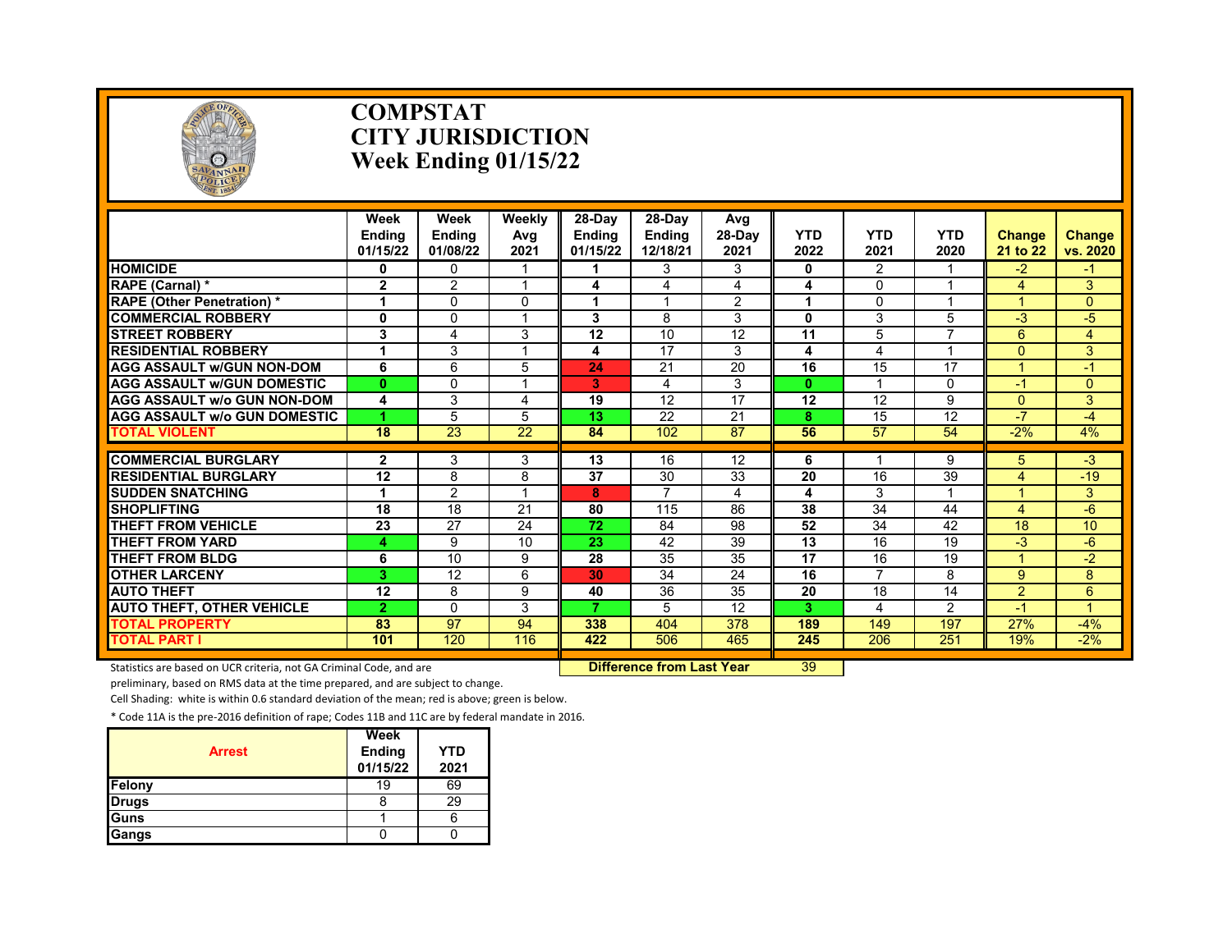# COMPSTAT
# CITY JURISDICTION
# Week Ending 01/15/22

| | Week Ending 01/15/22 | Week Ending 01/08/22 | Weekly Avg 2021 | 28-Day Ending 01/15/22 | 28-Day Ending 12/18/21 | Avg 28-Day 2021 | YTD 2022 | YTD 2021 | YTD 2020 | Change 21 to 22 | Change vs. 2020 |
|---|---|---|---|---|---|---|---|---|---|---|---|
| HOMICIDE | 0 | 0 | 1 | 1 | 3 | 3 | 0 | 2 | 1 | -2 | -1 |
| RAPE (Carnal) * | 2 | 2 | 1 | 4 | 4 | 4 | 4 | 0 | 1 | 4 | 3 |
| RAPE (Other Penetration) * | 1 | 0 | 0 | 1 | 1 | 2 | 1 | 0 | 1 | 1 | 0 |
| COMMERCIAL ROBBERY | 0 | 0 | 1 | 3 | 8 | 3 | 0 | 3 | 5 | -3 | -5 |
| STREET ROBBERY | 3 | 4 | 3 | 12 | 10 | 12 | 11 | 5 | 7 | 6 | 4 |
| RESIDENTIAL ROBBERY | 1 | 3 | 1 | 4 | 17 | 3 | 4 | 4 | 1 | 0 | 3 |
| AGG ASSAULT w/GUN NON-DOM | 6 | 6 | 5 | 24 | 21 | 20 | 16 | 15 | 17 | 1 | -1 |
| AGG ASSAULT w/GUN DOMESTIC | 0 | 0 | 1 | 3 | 4 | 3 | 0 | 1 | 0 | -1 | 0 |
| AGG ASSAULT w/o GUN NON-DOM | 4 | 3 | 4 | 19 | 12 | 17 | 12 | 12 | 9 | 0 | 3 |
| AGG ASSAULT w/o GUN DOMESTIC | 1 | 5 | 5 | 13 | 22 | 21 | 8 | 15 | 12 | -7 | -4 |
| TOTAL VIOLENT | 18 | 23 | 22 | 84 | 102 | 87 | 56 | 57 | 54 | -2% | 4% |
| COMMERCIAL BURGLARY | 2 | 3 | 3 | 13 | 16 | 12 | 6 | 1 | 9 | 5 | -3 |
| RESIDENTIAL BURGLARY | 12 | 8 | 8 | 37 | 30 | 33 | 20 | 16 | 39 | 4 | -19 |
| SUDDEN SNATCHING | 1 | 2 | 1 | 8 | 7 | 4 | 4 | 3 | 1 | 1 | 3 |
| SHOPLIFTING | 18 | 18 | 21 | 80 | 115 | 86 | 38 | 34 | 44 | 4 | -6 |
| THEFT FROM VEHICLE | 23 | 27 | 24 | 72 | 84 | 98 | 52 | 34 | 42 | 18 | 10 |
| THEFT FROM YARD | 4 | 9 | 10 | 23 | 42 | 39 | 13 | 16 | 19 | -3 | -6 |
| THEFT FROM BLDG | 6 | 10 | 9 | 28 | 35 | 35 | 17 | 16 | 19 | 1 | -2 |
| OTHER LARCENY | 3 | 12 | 6 | 30 | 34 | 24 | 16 | 7 | 8 | 9 | 8 |
| AUTO THEFT | 12 | 8 | 9 | 40 | 36 | 35 | 20 | 18 | 14 | 2 | 6 |
| AUTO THEFT, OTHER VEHICLE | 2 | 0 | 3 | 7 | 5 | 12 | 3 | 4 | 2 | -1 | 1 |
| TOTAL PROPERTY | 83 | 97 | 94 | 338 | 404 | 378 | 189 | 149 | 197 | 27% | -4% |
| TOTAL PART I | 101 | 120 | 116 | 422 | 506 | 465 | 245 | 206 | 251 | 19% | -2% |

**Difference from Last Year** 39

Statistics are based on UCR criteria, not GA Criminal Code, and are preliminary, based on RMS data at the time prepared, and are subject to change.

Cell Shading: white is within 0.6 standard deviation of the mean; red is above; green is below.

* Code 11A is the pre-2016 definition of rape; Codes 11B and 11C are by federal mandate in 2016.

| Arrest | Week Ending 01/15/22 | YTD 2021 |
|---|---|---|
| Felony | 19 | 69 |
| Drugs | 8 | 29 |
| Guns | 1 | 6 |
| Gangs | 0 | 0 |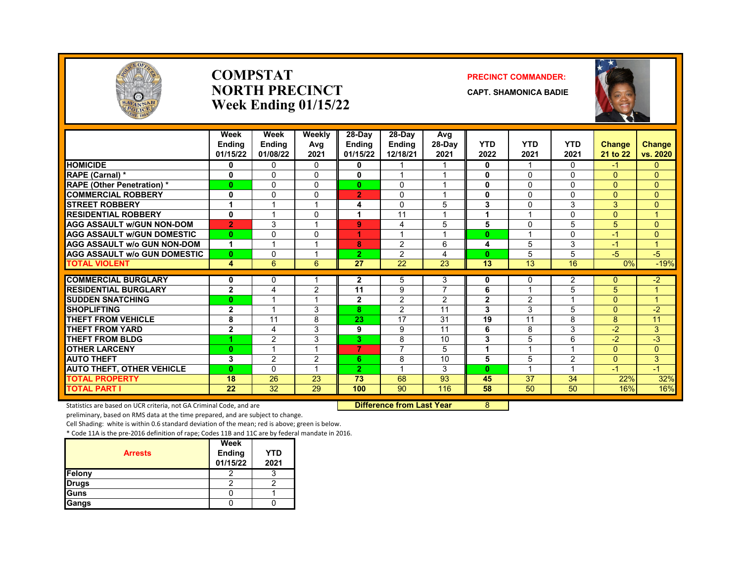# COMPSTAT
# NORTH PRECINCT
## Week Ending 01/15/22

**PRECINCT COMMANDER:**

**CAPT. SHAMONICA BADIE**

| | Week Ending 01/15/22 | Week Ending 01/08/22 | Weekly Avg 2021 | 28-Day Ending 01/15/22 | 28-Day Ending 12/18/21 | Avg 28-Day 2021 | YTD 2022 | YTD 2021 | YTD 2021 | Change 21 to 22 | Change vs. 2020 |
|---|---|---|---|---|---|---|---|---|---|---|---|
| HOMICIDE | 0 | 0 | 0 | 0 | 1 | 1 | 0 | 1 | 0 | -1 | 0 |
| RAPE (Carnal) * | 0 | 0 | 0 | 0 | 1 | 1 | 0 | 0 | 0 | 0 | 0 |
| RAPE (Other Penetration) * | 0 | 0 | 0 | 0 | 0 | 1 | 0 | 0 | 0 | 0 | 0 |
| COMMERCIAL ROBBERY | 0 | 0 | 0 | 2 | 0 | 1 | 0 | 0 | 0 | 0 | 0 |
| STREET ROBBERY | 1 | 1 | 1 | 4 | 0 | 5 | 3 | 0 | 3 | 3 | 0 |
| RESIDENTIAL ROBBERY | 0 | 1 | 0 | 1 | 11 | 1 | 1 | 1 | 0 | 0 | 1 |
| AGG ASSAULT w/GUN NON-DOM | 2 | 3 | 1 | 9 | 4 | 5 | 5 | 0 | 5 | 5 | 0 |
| AGG ASSAULT w/GUN DOMESTIC | 0 | 0 | 0 | 1 | 1 | 1 | 0 | 1 | 0 | -1 | 0 |
| AGG ASSAULT w/o GUN NON-DOM | 1 | 1 | 1 | 8 | 2 | 6 | 4 | 5 | 3 | -1 | 1 |
| AGG ASSAULT w/o GUN DOMESTIC | 0 | 0 | 1 | 2 | 2 | 4 | 0 | 5 | 5 | -5 | -5 |
| TOTAL VIOLENT | 4 | 6 | 6 | 27 | 22 | 23 | 13 | 13 | 16 | 0% | -19% |
| COMMERCIAL BURGLARY | 0 | 0 | 1 | 2 | 5 | 3 | 0 | 0 | 2 | 0 | -2 |
| RESIDENTIAL BURGLARY | 2 | 4 | 2 | 11 | 9 | 7 | 6 | 1 | 5 | 5 | 1 |
| SUDDEN SNATCHING | 0 | 1 | 1 | 2 | 2 | 2 | 2 | 2 | 1 | 0 | 1 |
| SHOPLIFTING | 2 | 1 | 3 | 8 | 2 | 11 | 3 | 3 | 5 | 0 | -2 |
| THEFT FROM VEHICLE | 8 | 11 | 8 | 23 | 17 | 31 | 19 | 11 | 8 | 8 | 11 |
| THEFT FROM YARD | 2 | 4 | 3 | 9 | 9 | 11 | 6 | 8 | 3 | -2 | 3 |
| THEFT FROM BLDG | 1 | 2 | 3 | 3 | 8 | 10 | 3 | 5 | 6 | -2 | -3 |
| OTHER LARCENY | 0 | 1 | 1 | 7 | 7 | 5 | 1 | 1 | 1 | 0 | 0 |
| AUTO THEFT | 3 | 2 | 2 | 6 | 8 | 10 | 5 | 5 | 2 | 0 | 3 |
| AUTO THEFT, OTHER VEHICLE | 0 | 0 | 1 | 2 | 1 | 3 | 0 | 1 | 1 | -1 | -1 |
| TOTAL PROPERTY | 18 | 26 | 23 | 73 | 68 | 93 | 45 | 37 | 34 | 22% | 32% |
| TOTAL PART I | 22 | 32 | 29 | 100 | 90 | 116 | 58 | 50 | 50 | 16% | 16% |

**Difference from Last Year** 8

Statistics are based on UCR criteria, not GA Criminal Code, and are preliminary, based on RMS data at the time prepared, and are subject to change.

Cell Shading: white is within 0.6 standard deviation of the mean; red is above; green is below.

* Code 11A is the pre-2016 definition of rape; Codes 11B and 11C are by federal mandate in 2016.

| Arrests | Week Ending 01/15/22 | YTD 2021 |
|---|---|---|
| Felony | 2 | 3 |
| Drugs | 2 | 2 |
| Guns | 0 | 1 |
| Gangs | 0 | 0 |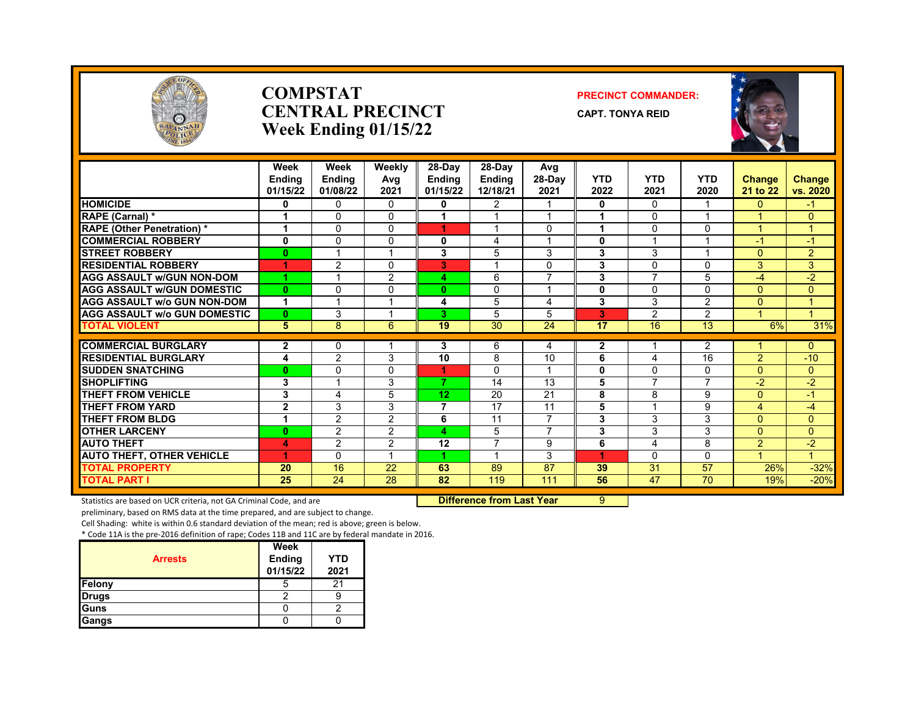# COMPSTAT
# CENTRAL PRECINCT
## Week Ending 01/15/22

**PRECINCT COMMANDER:**

**CAPT. TONYA REID**

| | Week Ending 01/15/22 | Week Ending 01/08/22 | Weekly Avg 2021 | 28-Day Ending 01/15/22 | 28-Day Ending 12/18/21 | Avg 28-Day 2021 | YTD 2022 | YTD 2021 | YTD 2020 | Change 21 to 22 | Change vs. 2020 |
|---|---|---|---|---|---|---|---|---|---|---|---|
| HOMICIDE | 0 | 0 | 0 | 0 | 2 | 1 | 0 | 0 | 1 | 0 | -1 |
| RAPE (Carnal) * | 1 | 0 | 0 | 1 | 1 | 1 | 1 | 0 | 1 | 1 | 0 |
| RAPE (Other Penetration) * | 1 | 0 | 0 | 1 | 1 | 0 | 1 | 0 | 0 | 1 | 1 |
| COMMERCIAL ROBBERY | 0 | 0 | 0 | 0 | 4 | 1 | 0 | 1 | 1 | -1 | -1 |
| STREET ROBBERY | 0 | 1 | 1 | 3 | 5 | 3 | 3 | 3 | 1 | 0 | 2 |
| RESIDENTIAL ROBBERY | 1 | 2 | 0 | 3 | 1 | 0 | 3 | 0 | 0 | 3 | 3 |
| AGG ASSAULT w/GUN NON-DOM | 1 | 1 | 2 | 4 | 6 | 7 | 3 | 7 | 5 | -4 | -2 |
| AGG ASSAULT w/GUN DOMESTIC | 0 | 0 | 0 | 0 | 0 | 1 | 0 | 0 | 0 | 0 | 0 |
| AGG ASSAULT w/o GUN NON-DOM | 1 | 1 | 1 | 4 | 5 | 4 | 3 | 3 | 2 | 0 | 1 |
| AGG ASSAULT w/o GUN DOMESTIC | 0 | 3 | 1 | 3 | 5 | 5 | 3 | 2 | 2 | 1 | 1 |
| TOTAL VIOLENT | 5 | 8 | 6 | 19 | 30 | 24 | 17 | 16 | 13 | 6% | 31% |
| COMMERCIAL BURGLARY | 2 | 0 | 1 | 3 | 6 | 4 | 2 | 1 | 2 | 1 | 0 |
| RESIDENTIAL BURGLARY | 4 | 2 | 3 | 10 | 8 | 10 | 6 | 4 | 16 | 2 | -10 |
| SUDDEN SNATCHING | 0 | 0 | 0 | 1 | 0 | 1 | 0 | 0 | 0 | 0 | 0 |
| SHOPLIFTING | 3 | 1 | 3 | 7 | 14 | 13 | 5 | 7 | 7 | -2 | -2 |
| THEFT FROM VEHICLE | 3 | 4 | 5 | 12 | 20 | 21 | 8 | 8 | 9 | 0 | -1 |
| THEFT FROM YARD | 2 | 3 | 3 | 7 | 17 | 11 | 5 | 1 | 9 | 4 | -4 |
| THEFT FROM BLDG | 1 | 2 | 2 | 6 | 11 | 7 | 3 | 3 | 3 | 0 | 0 |
| OTHER LARCENY | 0 | 2 | 2 | 4 | 5 | 7 | 3 | 3 | 3 | 0 | 0 |
| AUTO THEFT | 4 | 2 | 2 | 12 | 7 | 9 | 6 | 4 | 8 | 2 | -2 |
| AUTO THEFT, OTHER VEHICLE | 1 | 0 | 1 | 1 | 1 | 3 | 1 | 0 | 0 | 1 | 1 |
| TOTAL PROPERTY | 20 | 16 | 22 | 63 | 89 | 87 | 39 | 31 | 57 | 26% | -32% |
| TOTAL PART I | 25 | 24 | 28 | 82 | 119 | 111 | 56 | 47 | 70 | 19% | -20% |

Statistics are based on UCR criteria, not GA Criminal Code, and are preliminary, based on RMS data at the time prepared, and are subject to change.

**Difference from Last Year** 9

Cell Shading: white is within 0.6 standard deviation of the mean; red is above; green is below.

* Code 11A is the pre-2016 definition of rape; Codes 11B and 11C are by federal mandate in 2016.

| Arrests | Week Ending 01/15/22 | YTD 2021 |
|---|---|---|
| Felony | 5 | 21 |
| Drugs | 2 | 9 |
| Guns | 0 | 2 |
| Gangs | 0 | 0 |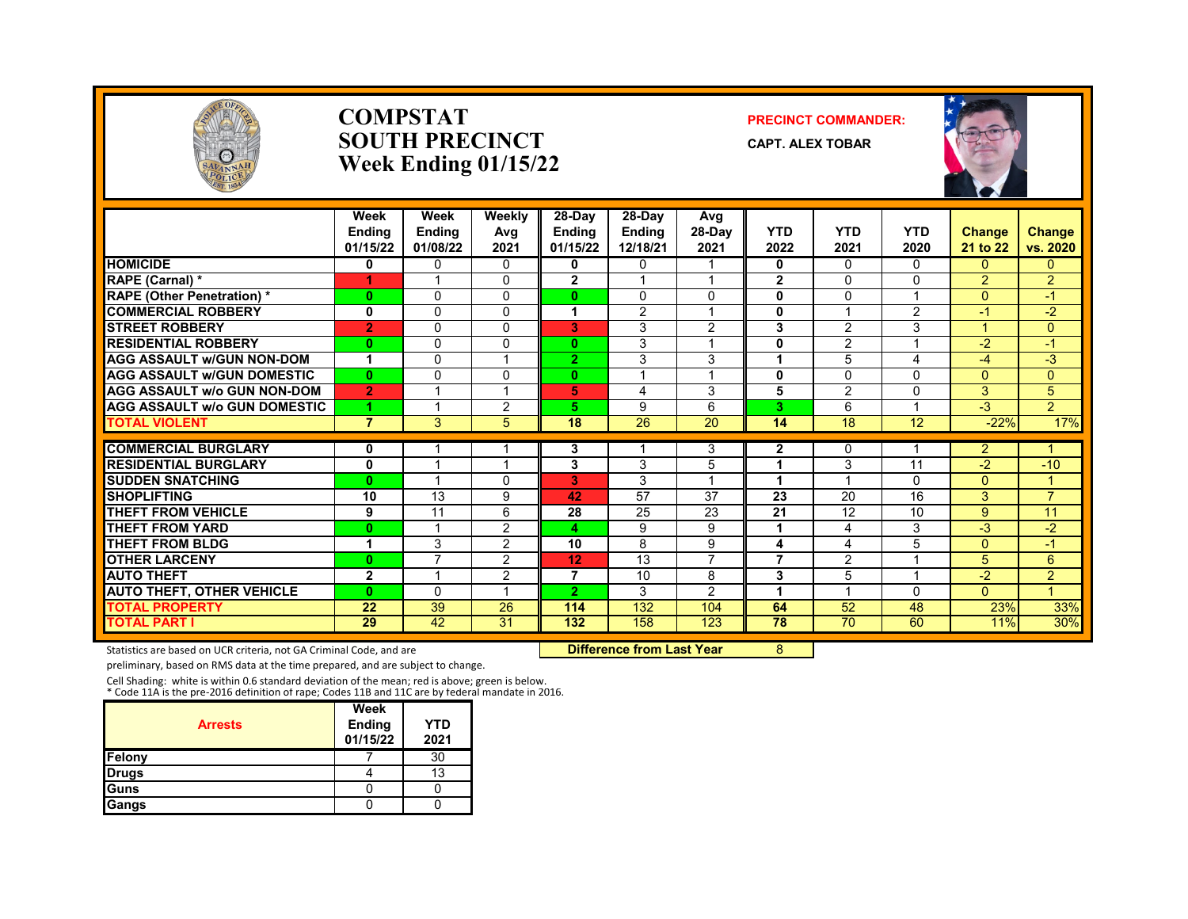# COMPSTAT
## SOUTH PRECINCT
### Week Ending 01/15/22

**PRECINCT COMMANDER:**
**CAPT. ALEX TOBAR**

| | Week Ending 01/15/22 | Week Ending 01/08/22 | Weekly Avg 2021 | 28-Day Ending 01/15/22 | 28-Day Ending 12/18/21 | Avg 28-Day 2021 | YTD 2022 | YTD 2021 | YTD 2020 | Change 21 to 22 | Change vs. 2020 |
|---|---|---|---|---|---|---|---|---|---|---|---|
| HOMICIDE | 0 | 0 | 0 | 0 | 0 | 1 | 0 | 0 | 0 | 0 | 0 |
| RAPE (Carnal) * | 1 | 1 | 0 | 2 | 1 | 1 | 2 | 0 | 0 | 2 | 2 |
| RAPE (Other Penetration) * | 0 | 0 | 0 | 0 | 0 | 0 | 0 | 0 | 1 | 0 | -1 |
| COMMERCIAL ROBBERY | 0 | 0 | 0 | 1 | 2 | 1 | 0 | 1 | 2 | -1 | -2 |
| STREET ROBBERY | 2 | 0 | 0 | 3 | 3 | 2 | 3 | 2 | 3 | 1 | 0 |
| RESIDENTIAL ROBBERY | 0 | 0 | 0 | 0 | 3 | 1 | 0 | 2 | 1 | -2 | -1 |
| AGG ASSAULT w/GUN NON-DOM | 1 | 0 | 1 | 2 | 3 | 3 | 1 | 5 | 4 | -4 | -3 |
| AGG ASSAULT w/GUN DOMESTIC | 0 | 0 | 0 | 0 | 1 | 1 | 0 | 0 | 0 | 0 | 0 |
| AGG ASSAULT w/o GUN NON-DOM | 2 | 1 | 1 | 5 | 4 | 3 | 5 | 2 | 0 | 3 | 5 |
| AGG ASSAULT w/o GUN DOMESTIC | 1 | 1 | 2 | 5 | 9 | 6 | 3 | 6 | 1 | -3 | 2 |
| TOTAL VIOLENT | 7 | 3 | 5 | 18 | 26 | 20 | 14 | 18 | 12 | -22% | 17% |
| COMMERCIAL BURGLARY | 0 | 1 | 1 | 3 | 1 | 3 | 2 | 0 | 1 | 2 | 1 |
| RESIDENTIAL BURGLARY | 0 | 1 | 1 | 3 | 3 | 5 | 1 | 3 | 11 | -2 | -10 |
| SUDDEN SNATCHING | 0 | 1 | 0 | 3 | 3 | 1 | 1 | 1 | 0 | 0 | 1 |
| SHOPLIFTING | 10 | 13 | 9 | 42 | 57 | 37 | 23 | 20 | 16 | 3 | 7 |
| THEFT FROM VEHICLE | 9 | 11 | 6 | 28 | 25 | 23 | 21 | 12 | 10 | 9 | 11 |
| THEFT FROM YARD | 0 | 1 | 2 | 4 | 9 | 9 | 1 | 4 | 3 | -3 | -2 |
| THEFT FROM BLDG | 1 | 3 | 2 | 10 | 8 | 9 | 4 | 4 | 5 | 0 | -1 |
| OTHER LARCENY | 0 | 7 | 2 | 12 | 13 | 7 | 7 | 2 | 1 | 5 | 6 |
| AUTO THEFT | 2 | 1 | 2 | 7 | 10 | 8 | 3 | 5 | 1 | -2 | 2 |
| AUTO THEFT, OTHER VEHICLE | 0 | 0 | 1 | 2 | 3 | 2 | 1 | 1 | 0 | 0 | 1 |
| TOTAL PROPERTY | 22 | 39 | 26 | 114 | 132 | 104 | 64 | 52 | 48 | 23% | 33% |
| TOTAL PART I | 29 | 42 | 31 | 132 | 158 | 123 | 78 | 70 | 60 | 11% | 30% |

**Difference from Last Year** 8

Statistics are based on UCR criteria, not GA Criminal Code, and are preliminary, based on RMS data at the time prepared, and are subject to change.

Cell Shading: white is within 0.6 standard deviation of the mean; red is above; green is below.
* Code 11A is the pre-2016 definition of rape; Codes 11B and 11C are by federal mandate in 2016.

| Arrests | Week Ending 01/15/22 | YTD 2021 |
|---|---|---|
| Felony | 7 | 30 |
| Drugs | 4 | 13 |
| Guns | 0 | 0 |
| Gangs | 0 | 0 |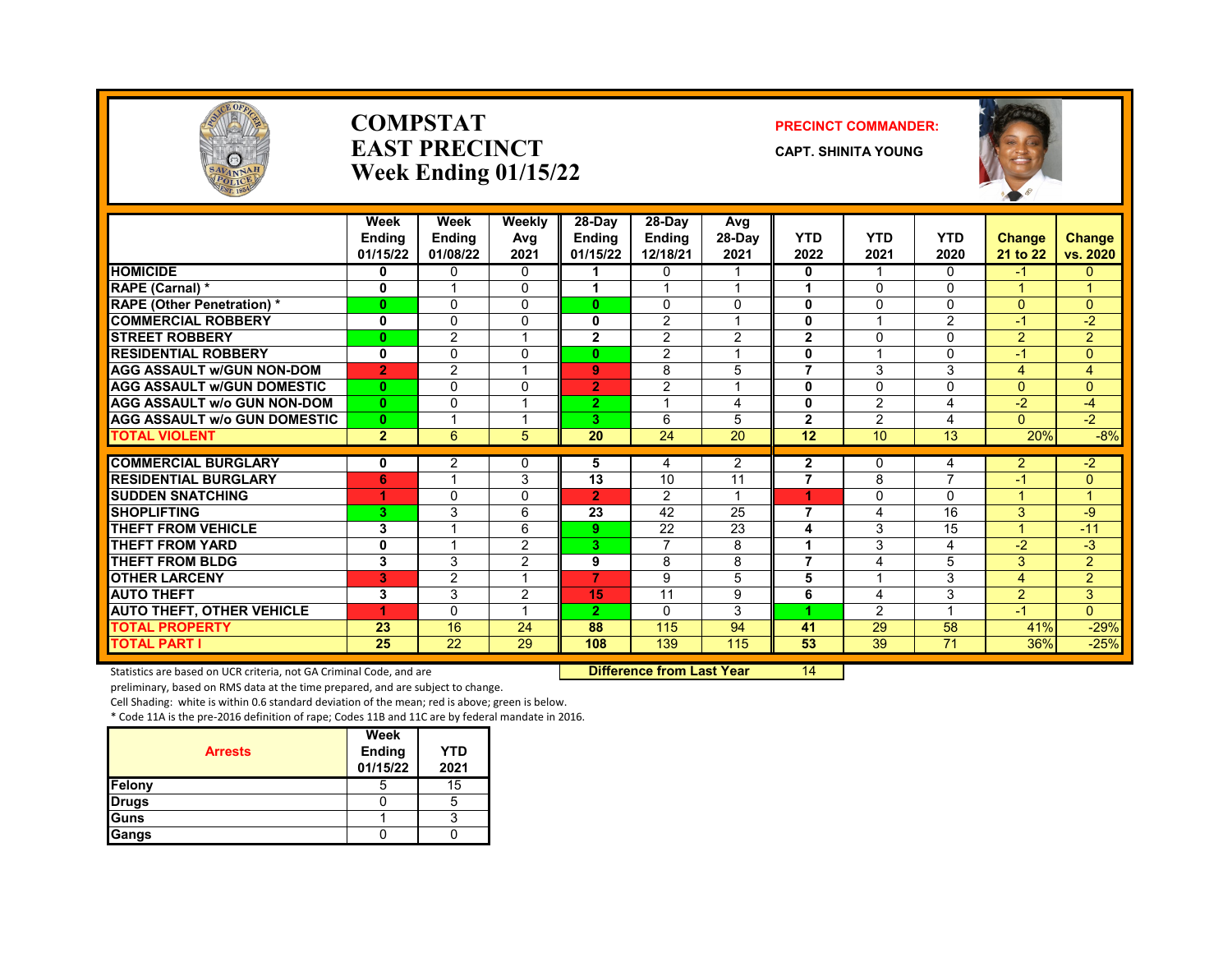# COMPSTAT
# EAST PRECINCT
# Week Ending 01/15/22

**PRECINCT COMMANDER:**

**CAPT. SHINITA YOUNG**

| | Week Ending 01/15/22 | Week Ending 01/08/22 | Weekly Avg 2021 | 28-Day Ending 01/15/22 | 28-Day Ending 12/18/21 | Avg 28-Day 2021 | YTD 2022 | YTD 2021 | YTD 2020 | Change 21 to 22 | Change vs. 2020 |
|---|---|---|---|---|---|---|---|---|---|---|---|
| HOMICIDE | 0 | 0 | 0 | 1 | 0 | 1 | 0 | 1 | 0 | -1 | 0 |
| RAPE (Carnal) * | 0 | 1 | 0 | 1 | 1 | 1 | 1 | 0 | 0 | 1 | 1 |
| RAPE (Other Penetration) * | 0 | 0 | 0 | 0 | 0 | 0 | 0 | 0 | 0 | 0 | 0 |
| COMMERCIAL ROBBERY | 0 | 0 | 0 | 0 | 2 | 1 | 0 | 1 | 2 | -1 | -2 |
| STREET ROBBERY | 0 | 2 | 1 | 2 | 2 | 2 | 2 | 0 | 0 | 2 | 2 |
| RESIDENTIAL ROBBERY | 0 | 0 | 0 | 0 | 2 | 1 | 0 | 1 | 0 | -1 | 0 |
| AGG ASSAULT w/GUN NON-DOM | 2 | 2 | 1 | 9 | 8 | 5 | 7 | 3 | 3 | 4 | 4 |
| AGG ASSAULT w/GUN DOMESTIC | 0 | 0 | 0 | 2 | 2 | 1 | 0 | 0 | 0 | 0 | 0 |
| AGG ASSAULT w/o GUN NON-DOM | 0 | 0 | 1 | 2 | 1 | 4 | 0 | 2 | 4 | -2 | -4 |
| AGG ASSAULT w/o GUN DOMESTIC | 0 | 1 | 1 | 3 | 6 | 5 | 2 | 2 | 4 | 0 | -2 |
| TOTAL VIOLENT | 2 | 6 | 5 | 20 | 24 | 20 | 12 | 10 | 13 | 20% | -8% |
| COMMERCIAL BURGLARY | 0 | 2 | 0 | 5 | 4 | 2 | 2 | 0 | 4 | 2 | -2 |
| RESIDENTIAL BURGLARY | 6 | 1 | 3 | 13 | 10 | 11 | 7 | 8 | 7 | -1 | 0 |
| SUDDEN SNATCHING | 1 | 0 | 0 | 2 | 2 | 1 | 1 | 0 | 0 | 1 | 1 |
| SHOPLIFTING | 3 | 3 | 6 | 23 | 42 | 25 | 7 | 4 | 16 | 3 | -9 |
| THEFT FROM VEHICLE | 3 | 1 | 6 | 9 | 22 | 23 | 4 | 3 | 15 | 1 | -11 |
| THEFT FROM YARD | 0 | 1 | 2 | 3 | 7 | 8 | 1 | 3 | 4 | -2 | -3 |
| THEFT FROM BLDG | 3 | 3 | 2 | 9 | 8 | 8 | 7 | 4 | 5 | 3 | 2 |
| OTHER LARCENY | 3 | 2 | 1 | 7 | 9 | 5 | 5 | 1 | 3 | 4 | 2 |
| AUTO THEFT | 3 | 3 | 2 | 15 | 11 | 9 | 6 | 4 | 3 | 2 | 3 |
| AUTO THEFT, OTHER VEHICLE | 1 | 0 | 1 | 2 | 0 | 3 | 1 | 2 | 1 | -1 | 0 |
| TOTAL PROPERTY | 23 | 16 | 24 | 88 | 115 | 94 | 41 | 29 | 58 | 41% | -29% |
| TOTAL PART I | 25 | 22 | 29 | 108 | 139 | 115 | 53 | 39 | 71 | 36% | -25% |

**Difference from Last Year** 14

Statistics are based on UCR criteria, not GA Criminal Code, and are preliminary, based on RMS data at the time prepared, and are subject to change.

Cell Shading: white is within 0.6 standard deviation of the mean; red is above; green is below.

* Code 11A is the pre-2016 definition of rape; Codes 11B and 11C are by federal mandate in 2016.

| Arrests | Week Ending 01/15/22 | YTD 2021 |
|---|---|---|
| Felony | 5 | 15 |
| Drugs | 0 | 5 |
| Guns | 1 | 3 |
| Gangs | 0 | 0 |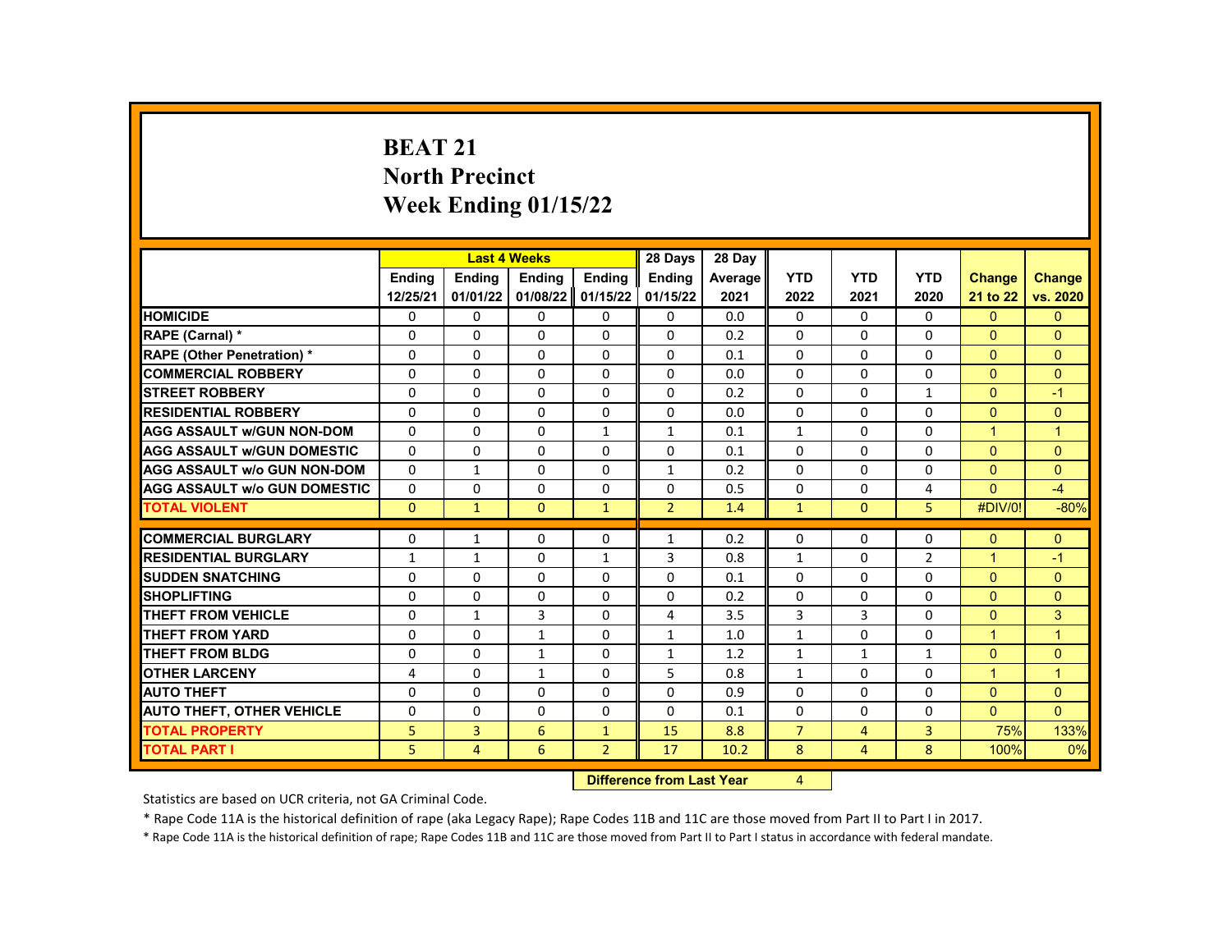# BEAT 21
## North Precinct
## Week Ending 01/15/22

| | Last 4 Weeks | | | | 28 Days | 28 Day | | | | | |
|---|---|---|---|---|---|---|---|---|---|---|---|
| | Ending 12/25/21 | Ending 01/01/22 | Ending 01/08/22 | Ending 01/15/22 | Ending 01/15/22 | Average 2021 | YTD 2022 | YTD 2021 | YTD 2020 | Change 21 to 22 | Change vs. 2020 |
| HOMICIDE | 0 | 0 | 0 | 0 | 0 | 0.0 | 0 | 0 | 0 | 0 | 0 |
| RAPE (Carnal) * | 0 | 0 | 0 | 0 | 0 | 0.2 | 0 | 0 | 0 | 0 | 0 |
| RAPE (Other Penetration) * | 0 | 0 | 0 | 0 | 0 | 0.1 | 0 | 0 | 0 | 0 | 0 |
| COMMERCIAL ROBBERY | 0 | 0 | 0 | 0 | 0 | 0.0 | 0 | 0 | 0 | 0 | 0 |
| STREET ROBBERY | 0 | 0 | 0 | 0 | 0 | 0.2 | 0 | 0 | 1 | 0 | -1 |
| RESIDENTIAL ROBBERY | 0 | 0 | 0 | 0 | 0 | 0.0 | 0 | 0 | 0 | 0 | 0 |
| AGG ASSAULT w/GUN NON-DOM | 0 | 0 | 0 | 1 | 1 | 0.1 | 1 | 0 | 0 | 1 | 1 |
| AGG ASSAULT w/GUN DOMESTIC | 0 | 0 | 0 | 0 | 0 | 0.1 | 0 | 0 | 0 | 0 | 0 |
| AGG ASSAULT w/o GUN NON-DOM | 0 | 1 | 0 | 0 | 1 | 0.2 | 0 | 0 | 0 | 0 | 0 |
| AGG ASSAULT w/o GUN DOMESTIC | 0 | 0 | 0 | 0 | 0 | 0.5 | 0 | 0 | 4 | 0 | -4 |
| TOTAL VIOLENT | 0 | 1 | 0 | 1 | 2 | 1.4 | 1 | 0 | 5 | #DIV/0! | -80% |
| COMMERCIAL BURGLARY | 0 | 1 | 0 | 0 | 1 | 0.2 | 0 | 0 | 0 | 0 | 0 |
| RESIDENTIAL BURGLARY | 1 | 1 | 0 | 1 | 3 | 0.8 | 1 | 0 | 2 | 1 | -1 |
| SUDDEN SNATCHING | 0 | 0 | 0 | 0 | 0 | 0.1 | 0 | 0 | 0 | 0 | 0 |
| SHOPLIFTING | 0 | 0 | 0 | 0 | 0 | 0.2 | 0 | 0 | 0 | 0 | 0 |
| THEFT FROM VEHICLE | 0 | 1 | 3 | 0 | 4 | 3.5 | 3 | 3 | 0 | 0 | 3 |
| THEFT FROM YARD | 0 | 0 | 1 | 0 | 1 | 1.0 | 1 | 0 | 0 | 1 | 1 |
| THEFT FROM BLDG | 0 | 0 | 1 | 0 | 1 | 1.2 | 1 | 1 | 1 | 0 | 0 |
| OTHER LARCENY | 4 | 0 | 1 | 0 | 5 | 0.8 | 1 | 0 | 0 | 1 | 1 |
| AUTO THEFT | 0 | 0 | 0 | 0 | 0 | 0.9 | 0 | 0 | 0 | 0 | 0 |
| AUTO THEFT, OTHER VEHICLE | 0 | 0 | 0 | 0 | 0 | 0.1 | 0 | 0 | 0 | 0 | 0 |
| TOTAL PROPERTY | 5 | 3 | 6 | 1 | 15 | 8.8 | 7 | 4 | 3 | 75% | 133% |
| TOTAL PART I | 5 | 4 | 6 | 2 | 17 | 10.2 | 8 | 4 | 8 | 100% | 0% |

**Difference from Last Year** 4

Statistics are based on UCR criteria, not GA Criminal Code.

* Rape Code 11A is the historical definition of rape (aka Legacy Rape); Rape Codes 11B and 11C are those moved from Part II to Part I in 2017.

* Rape Code 11A is the historical definition of rape; Rape Codes 11B and 11C are those moved from Part II to Part I status in accordance with federal mandate.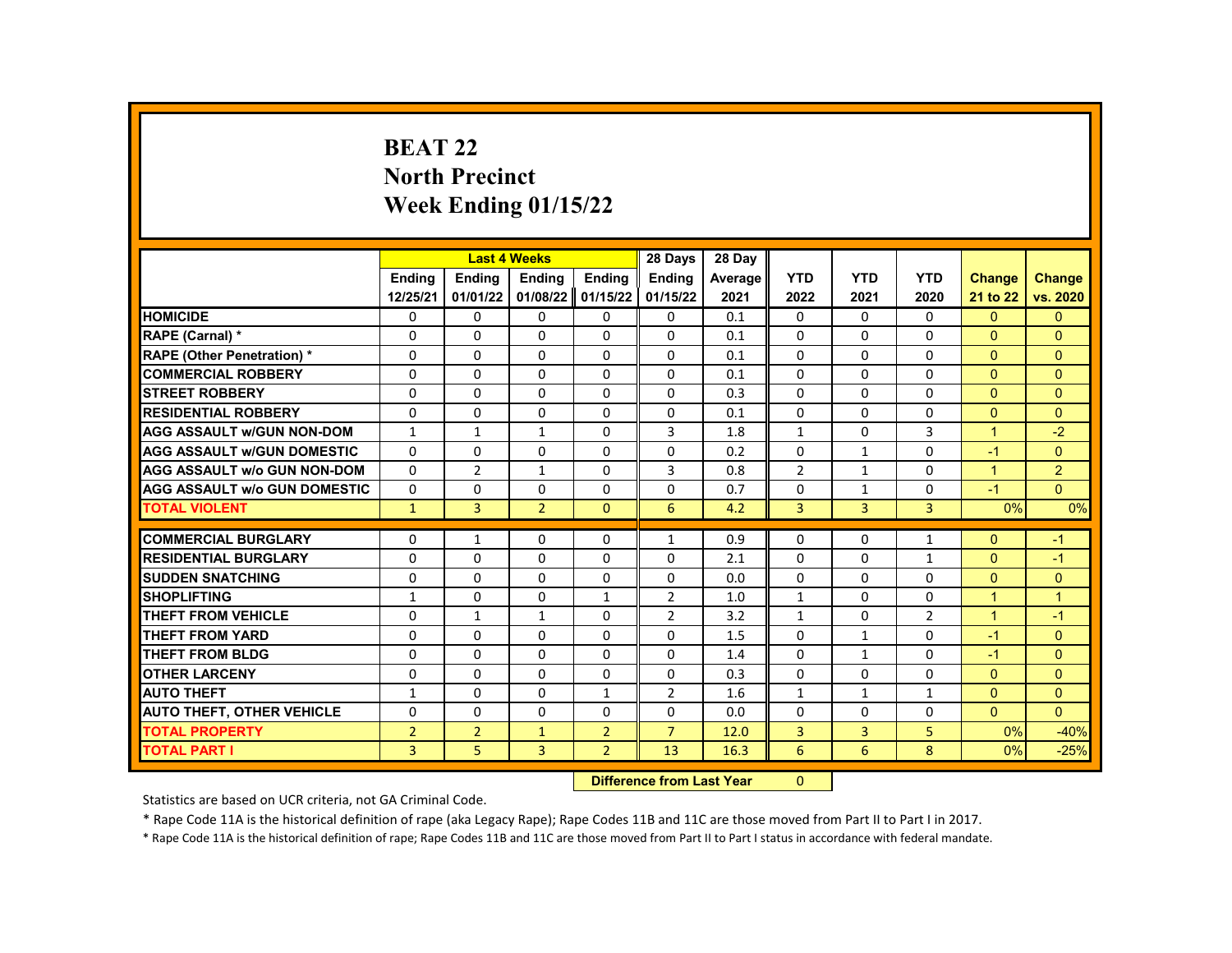# BEAT 22
# North Precinct
# Week Ending 01/15/22

| | Last 4 Weeks | | | | 28 Days | 28 Day | | | | | |
|---|---|---|---|---|---|---|---|---|---|---|---|
| | Ending 12/25/21 | Ending 01/01/22 | Ending 01/08/22 | Ending 01/15/22 | Ending 01/15/22 | Average 2021 | YTD 2022 | YTD 2021 | YTD 2020 | Change 21 to 22 | Change vs. 2020 |
| HOMICIDE | 0 | 0 | 0 | 0 | 0 | 0.1 | 0 | 0 | 0 | 0 | 0 |
| RAPE (Carnal) * | 0 | 0 | 0 | 0 | 0 | 0.1 | 0 | 0 | 0 | 0 | 0 |
| RAPE (Other Penetration) * | 0 | 0 | 0 | 0 | 0 | 0.1 | 0 | 0 | 0 | 0 | 0 |
| COMMERCIAL ROBBERY | 0 | 0 | 0 | 0 | 0 | 0.1 | 0 | 0 | 0 | 0 | 0 |
| STREET ROBBERY | 0 | 0 | 0 | 0 | 0 | 0.3 | 0 | 0 | 0 | 0 | 0 |
| RESIDENTIAL ROBBERY | 0 | 0 | 0 | 0 | 0 | 0.1 | 0 | 0 | 0 | 0 | 0 |
| AGG ASSAULT w/GUN NON-DOM | 1 | 1 | 1 | 0 | 3 | 1.8 | 1 | 0 | 3 | 1 | -2 |
| AGG ASSAULT w/GUN DOMESTIC | 0 | 0 | 0 | 0 | 0 | 0.2 | 0 | 1 | 0 | -1 | 0 |
| AGG ASSAULT w/o GUN NON-DOM | 0 | 2 | 1 | 0 | 3 | 0.8 | 2 | 1 | 0 | 1 | 2 |
| AGG ASSAULT w/o GUN DOMESTIC | 0 | 0 | 0 | 0 | 0 | 0.7 | 0 | 1 | 0 | -1 | 0 |
| TOTAL VIOLENT | 1 | 3 | 2 | 0 | 6 | 4.2 | 3 | 3 | 3 | 0% | 0% |
| COMMERCIAL BURGLARY | 0 | 1 | 0 | 0 | 1 | 0.9 | 0 | 0 | 1 | 0 | -1 |
| RESIDENTIAL BURGLARY | 0 | 0 | 0 | 0 | 0 | 2.1 | 0 | 0 | 1 | 0 | -1 |
| SUDDEN SNATCHING | 0 | 0 | 0 | 0 | 0 | 0.0 | 0 | 0 | 0 | 0 | 0 |
| SHOPLIFTING | 1 | 0 | 0 | 1 | 2 | 1.0 | 1 | 0 | 0 | 1 | 1 |
| THEFT FROM VEHICLE | 0 | 1 | 1 | 0 | 2 | 3.2 | 1 | 0 | 2 | 1 | -1 |
| THEFT FROM YARD | 0 | 0 | 0 | 0 | 0 | 1.5 | 0 | 1 | 0 | -1 | 0 |
| THEFT FROM BLDG | 0 | 0 | 0 | 0 | 0 | 1.4 | 0 | 1 | 0 | -1 | 0 |
| OTHER LARCENY | 0 | 0 | 0 | 0 | 0 | 0.3 | 0 | 0 | 0 | 0 | 0 |
| AUTO THEFT | 1 | 0 | 0 | 1 | 2 | 1.6 | 1 | 1 | 1 | 0 | 0 |
| AUTO THEFT, OTHER VEHICLE | 0 | 0 | 0 | 0 | 0 | 0.0 | 0 | 0 | 0 | 0 | 0 |
| TOTAL PROPERTY | 2 | 2 | 1 | 2 | 7 | 12.0 | 3 | 3 | 5 | 0% | -40% |
| TOTAL PART I | 3 | 5 | 3 | 2 | 13 | 16.3 | 6 | 6 | 8 | 0% | -25% |

**Difference from Last Year** 0

Statistics are based on UCR criteria, not GA Criminal Code.

* Rape Code 11A is the historical definition of rape (aka Legacy Rape); Rape Codes 11B and 11C are those moved from Part II to Part I in 2017.

* Rape Code 11A is the historical definition of rape; Rape Codes 11B and 11C are those moved from Part II to Part I status in accordance with federal mandate.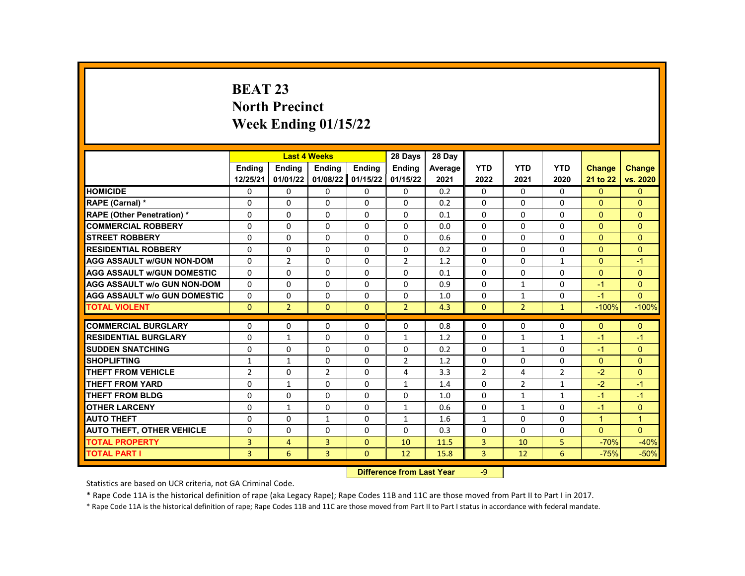# BEAT 23
# North Precinct
# Week Ending 01/15/22

| | Last 4 Weeks | | | | 28 Days | 28 Day | | | | | |
|---|---|---|---|---|---|---|---|---|---|---|---|
| | Ending 12/25/21 | Ending 01/01/22 | Ending 01/08/22 | Ending 01/15/22 | Ending 01/15/22 | Average 2021 | YTD 2022 | YTD 2021 | YTD 2020 | Change 21 to 22 | Change vs. 2020 |
| HOMICIDE | 0 | 0 | 0 | 0 | 0 | 0.2 | 0 | 0 | 0 | 0 | 0 |
| RAPE (Carnal) * | 0 | 0 | 0 | 0 | 0 | 0.2 | 0 | 0 | 0 | 0 | 0 |
| RAPE (Other Penetration) * | 0 | 0 | 0 | 0 | 0 | 0.1 | 0 | 0 | 0 | 0 | 0 |
| COMMERCIAL ROBBERY | 0 | 0 | 0 | 0 | 0 | 0.0 | 0 | 0 | 0 | 0 | 0 |
| STREET ROBBERY | 0 | 0 | 0 | 0 | 0 | 0.6 | 0 | 0 | 0 | 0 | 0 |
| RESIDENTIAL ROBBERY | 0 | 0 | 0 | 0 | 0 | 0.2 | 0 | 0 | 0 | 0 | 0 |
| AGG ASSAULT w/GUN NON-DOM | 0 | 2 | 0 | 0 | 2 | 1.2 | 0 | 0 | 1 | 0 | -1 |
| AGG ASSAULT w/GUN DOMESTIC | 0 | 0 | 0 | 0 | 0 | 0.1 | 0 | 0 | 0 | 0 | 0 |
| AGG ASSAULT w/o GUN NON-DOM | 0 | 0 | 0 | 0 | 0 | 0.9 | 0 | 1 | 0 | -1 | 0 |
| AGG ASSAULT w/o GUN DOMESTIC | 0 | 0 | 0 | 0 | 0 | 1.0 | 0 | 1 | 0 | -1 | 0 |
| TOTAL VIOLENT | 0 | 2 | 0 | 0 | 2 | 4.3 | 0 | 2 | 1 | -100% | -100% |
| COMMERCIAL BURGLARY | 0 | 0 | 0 | 0 | 0 | 0.8 | 0 | 0 | 0 | 0 | 0 |
| RESIDENTIAL BURGLARY | 0 | 1 | 0 | 0 | 1 | 1.2 | 0 | 1 | 1 | -1 | -1 |
| SUDDEN SNATCHING | 0 | 0 | 0 | 0 | 0 | 0.2 | 0 | 1 | 0 | -1 | 0 |
| SHOPLIFTING | 1 | 1 | 0 | 0 | 2 | 1.2 | 0 | 0 | 0 | 0 | 0 |
| THEFT FROM VEHICLE | 2 | 0 | 2 | 0 | 4 | 3.3 | 2 | 4 | 2 | -2 | 0 |
| THEFT FROM YARD | 0 | 1 | 0 | 0 | 1 | 1.4 | 0 | 2 | 1 | -2 | -1 |
| THEFT FROM BLDG | 0 | 0 | 0 | 0 | 0 | 1.0 | 0 | 1 | 1 | -1 | -1 |
| OTHER LARCENY | 0 | 1 | 0 | 0 | 1 | 0.6 | 0 | 1 | 0 | -1 | 0 |
| AUTO THEFT | 0 | 0 | 1 | 0 | 1 | 1.6 | 1 | 0 | 0 | 1 | 1 |
| AUTO THEFT, OTHER VEHICLE | 0 | 0 | 0 | 0 | 0 | 0.3 | 0 | 0 | 0 | 0 | 0 |
| TOTAL PROPERTY | 3 | 4 | 3 | 0 | 10 | 11.5 | 3 | 10 | 5 | -70% | -40% |
| TOTAL PART I | 3 | 6 | 3 | 0 | 12 | 15.8 | 3 | 12 | 6 | -75% | -50% |

| Difference from Last Year | -9 |
|---|---|

Statistics are based on UCR criteria, not GA Criminal Code.

* Rape Code 11A is the historical definition of rape (aka Legacy Rape); Rape Codes 11B and 11C are those moved from Part II to Part I in 2017.

* Rape Code 11A is the historical definition of rape; Rape Codes 11B and 11C are those moved from Part II to Part I status in accordance with federal mandate.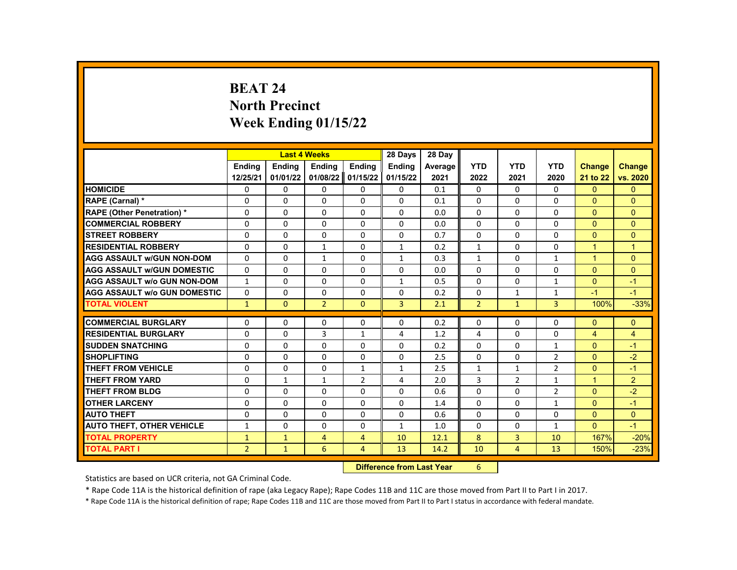# BEAT 24
## North Precinct
## Week Ending 01/15/22

| | Last 4 Weeks | | | | 28 Days | 28 Day | | | | | |
|---|---|---|---|---|---|---|---|---|---|---|---|
| | Ending 12/25/21 | Ending 01/01/22 | Ending 01/08/22 | Ending 01/15/22 | Ending 01/15/22 | Average 2021 | YTD 2022 | YTD 2021 | YTD 2020 | Change 21 to 22 | Change vs. 2020 |
| HOMICIDE | 0 | 0 | 0 | 0 | 0 | 0.1 | 0 | 0 | 0 | 0 | 0 |
| RAPE (Carnal) * | 0 | 0 | 0 | 0 | 0 | 0.1 | 0 | 0 | 0 | 0 | 0 |
| RAPE (Other Penetration) * | 0 | 0 | 0 | 0 | 0 | 0.0 | 0 | 0 | 0 | 0 | 0 |
| COMMERCIAL ROBBERY | 0 | 0 | 0 | 0 | 0 | 0.0 | 0 | 0 | 0 | 0 | 0 |
| STREET ROBBERY | 0 | 0 | 0 | 0 | 0 | 0.7 | 0 | 0 | 0 | 0 | 0 |
| RESIDENTIAL ROBBERY | 0 | 0 | 1 | 0 | 1 | 0.2 | 1 | 0 | 0 | 1 | 1 |
| AGG ASSAULT w/GUN NON-DOM | 0 | 0 | 1 | 0 | 1 | 0.3 | 1 | 0 | 1 | 1 | 0 |
| AGG ASSAULT w/GUN DOMESTIC | 0 | 0 | 0 | 0 | 0 | 0.0 | 0 | 0 | 0 | 0 | 0 |
| AGG ASSAULT w/o GUN NON-DOM | 1 | 0 | 0 | 0 | 1 | 0.5 | 0 | 0 | 1 | 0 | -1 |
| AGG ASSAULT w/o GUN DOMESTIC | 0 | 0 | 0 | 0 | 0 | 0.2 | 0 | 1 | 1 | -1 | -1 |
| TOTAL VIOLENT | 1 | 0 | 2 | 0 | 3 | 2.1 | 2 | 1 | 3 | 100% | -33% |
| COMMERCIAL BURGLARY | 0 | 0 | 0 | 0 | 0 | 0.2 | 0 | 0 | 0 | 0 | 0 |
| RESIDENTIAL BURGLARY | 0 | 0 | 3 | 1 | 4 | 1.2 | 4 | 0 | 0 | 4 | 4 |
| SUDDEN SNATCHING | 0 | 0 | 0 | 0 | 0 | 0.2 | 0 | 0 | 1 | 0 | -1 |
| SHOPLIFTING | 0 | 0 | 0 | 0 | 0 | 2.5 | 0 | 0 | 2 | 0 | -2 |
| THEFT FROM VEHICLE | 0 | 0 | 0 | 1 | 1 | 2.5 | 1 | 1 | 2 | 0 | -1 |
| THEFT FROM YARD | 0 | 1 | 1 | 2 | 4 | 2.0 | 3 | 2 | 1 | 1 | 2 |
| THEFT FROM BLDG | 0 | 0 | 0 | 0 | 0 | 0.6 | 0 | 0 | 2 | 0 | -2 |
| OTHER LARCENY | 0 | 0 | 0 | 0 | 0 | 1.4 | 0 | 0 | 1 | 0 | -1 |
| AUTO THEFT | 0 | 0 | 0 | 0 | 0 | 0.6 | 0 | 0 | 0 | 0 | 0 |
| AUTO THEFT, OTHER VEHICLE | 1 | 0 | 0 | 0 | 1 | 1.0 | 0 | 0 | 1 | 0 | -1 |
| TOTAL PROPERTY | 1 | 1 | 4 | 4 | 10 | 12.1 | 8 | 3 | 10 | 167% | -20% |
| TOTAL PART I | 2 | 1 | 6 | 4 | 13 | 14.2 | 10 | 4 | 13 | 150% | -23% |

| Difference from Last Year | 6 |
|---|---|

Statistics are based on UCR criteria, not GA Criminal Code.

* Rape Code 11A is the historical definition of rape (aka Legacy Rape); Rape Codes 11B and 11C are those moved from Part II to Part I in 2017.

* Rape Code 11A is the historical definition of rape; Rape Codes 11B and 11C are those moved from Part II to Part I status in accordance with federal mandate.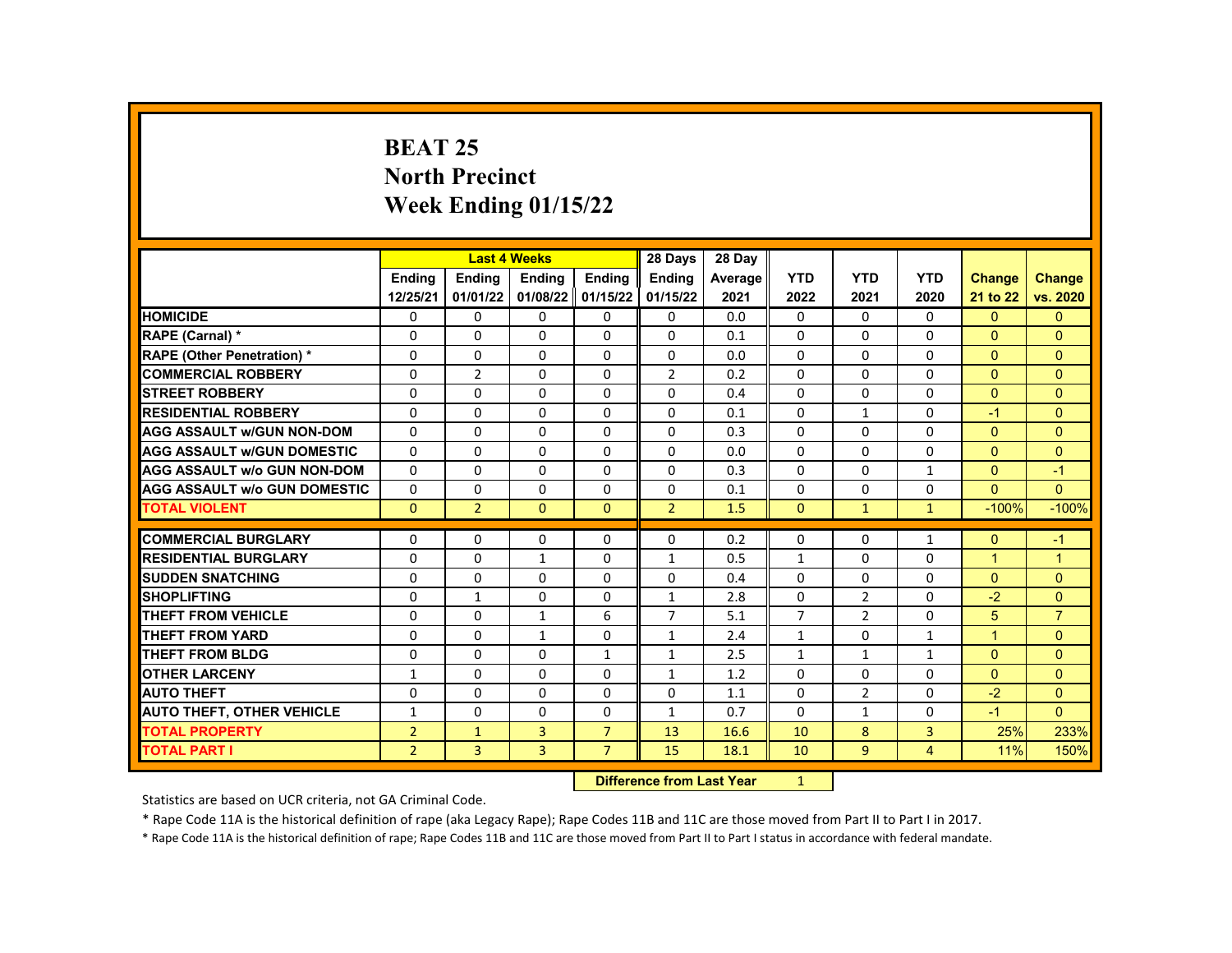# BEAT 25
# North Precinct
# Week Ending 01/15/22

| | Last 4 Weeks | | | | 28 Days | 28 Day | | | | | |
|---|---|---|---|---|---|---|---|---|---|---|---|
| | Ending 12/25/21 | Ending 01/01/22 | Ending 01/08/22 | Ending 01/15/22 | Ending 01/15/22 | Average 2021 | YTD 2022 | YTD 2021 | YTD 2020 | Change 21 to 22 | Change vs. 2020 |
| HOMICIDE | 0 | 0 | 0 | 0 | 0 | 0.0 | 0 | 0 | 0 | 0 | 0 |
| RAPE (Carnal) * | 0 | 0 | 0 | 0 | 0 | 0.1 | 0 | 0 | 0 | 0 | 0 |
| RAPE (Other Penetration) * | 0 | 0 | 0 | 0 | 0 | 0.0 | 0 | 0 | 0 | 0 | 0 |
| COMMERCIAL ROBBERY | 0 | 2 | 0 | 0 | 2 | 0.2 | 0 | 0 | 0 | 0 | 0 |
| STREET ROBBERY | 0 | 0 | 0 | 0 | 0 | 0.4 | 0 | 0 | 0 | 0 | 0 |
| RESIDENTIAL ROBBERY | 0 | 0 | 0 | 0 | 0 | 0.1 | 0 | 1 | 0 | -1 | 0 |
| AGG ASSAULT w/GUN NON-DOM | 0 | 0 | 0 | 0 | 0 | 0.3 | 0 | 0 | 0 | 0 | 0 |
| AGG ASSAULT w/GUN DOMESTIC | 0 | 0 | 0 | 0 | 0 | 0.0 | 0 | 0 | 0 | 0 | 0 |
| AGG ASSAULT w/o GUN NON-DOM | 0 | 0 | 0 | 0 | 0 | 0.3 | 0 | 0 | 1 | 0 | -1 |
| AGG ASSAULT w/o GUN DOMESTIC | 0 | 0 | 0 | 0 | 0 | 0.1 | 0 | 0 | 0 | 0 | 0 |
| TOTAL VIOLENT | 0 | 2 | 0 | 0 | 2 | 1.5 | 0 | 1 | 1 | -100% | -100% |
| COMMERCIAL BURGLARY | 0 | 0 | 0 | 0 | 0 | 0.2 | 0 | 0 | 1 | 0 | -1 |
| RESIDENTIAL BURGLARY | 0 | 0 | 1 | 0 | 1 | 0.5 | 1 | 0 | 0 | 1 | 1 |
| SUDDEN SNATCHING | 0 | 0 | 0 | 0 | 0 | 0.4 | 0 | 0 | 0 | 0 | 0 |
| SHOPLIFTING | 0 | 1 | 0 | 0 | 1 | 2.8 | 0 | 2 | 0 | -2 | 0 |
| THEFT FROM VEHICLE | 0 | 0 | 1 | 6 | 7 | 5.1 | 7 | 2 | 0 | 5 | 7 |
| THEFT FROM YARD | 0 | 0 | 1 | 0 | 1 | 2.4 | 1 | 0 | 1 | 1 | 0 |
| THEFT FROM BLDG | 0 | 0 | 0 | 1 | 1 | 2.5 | 1 | 1 | 1 | 0 | 0 |
| OTHER LARCENY | 1 | 0 | 0 | 0 | 1 | 1.2 | 0 | 0 | 0 | 0 | 0 |
| AUTO THEFT | 0 | 0 | 0 | 0 | 0 | 1.1 | 0 | 2 | 0 | -2 | 0 |
| AUTO THEFT, OTHER VEHICLE | 1 | 0 | 0 | 0 | 1 | 0.7 | 0 | 1 | 0 | -1 | 0 |
| TOTAL PROPERTY | 2 | 1 | 3 | 7 | 13 | 16.6 | 10 | 8 | 3 | 25% | 233% |
| TOTAL PART I | 2 | 3 | 3 | 7 | 15 | 18.1 | 10 | 9 | 4 | 11% | 150% |

**Difference from Last Year** 1

Statistics are based on UCR criteria, not GA Criminal Code.

* Rape Code 11A is the historical definition of rape (aka Legacy Rape); Rape Codes 11B and 11C are those moved from Part II to Part I in 2017.

* Rape Code 11A is the historical definition of rape; Rape Codes 11B and 11C are those moved from Part II to Part I status in accordance with federal mandate.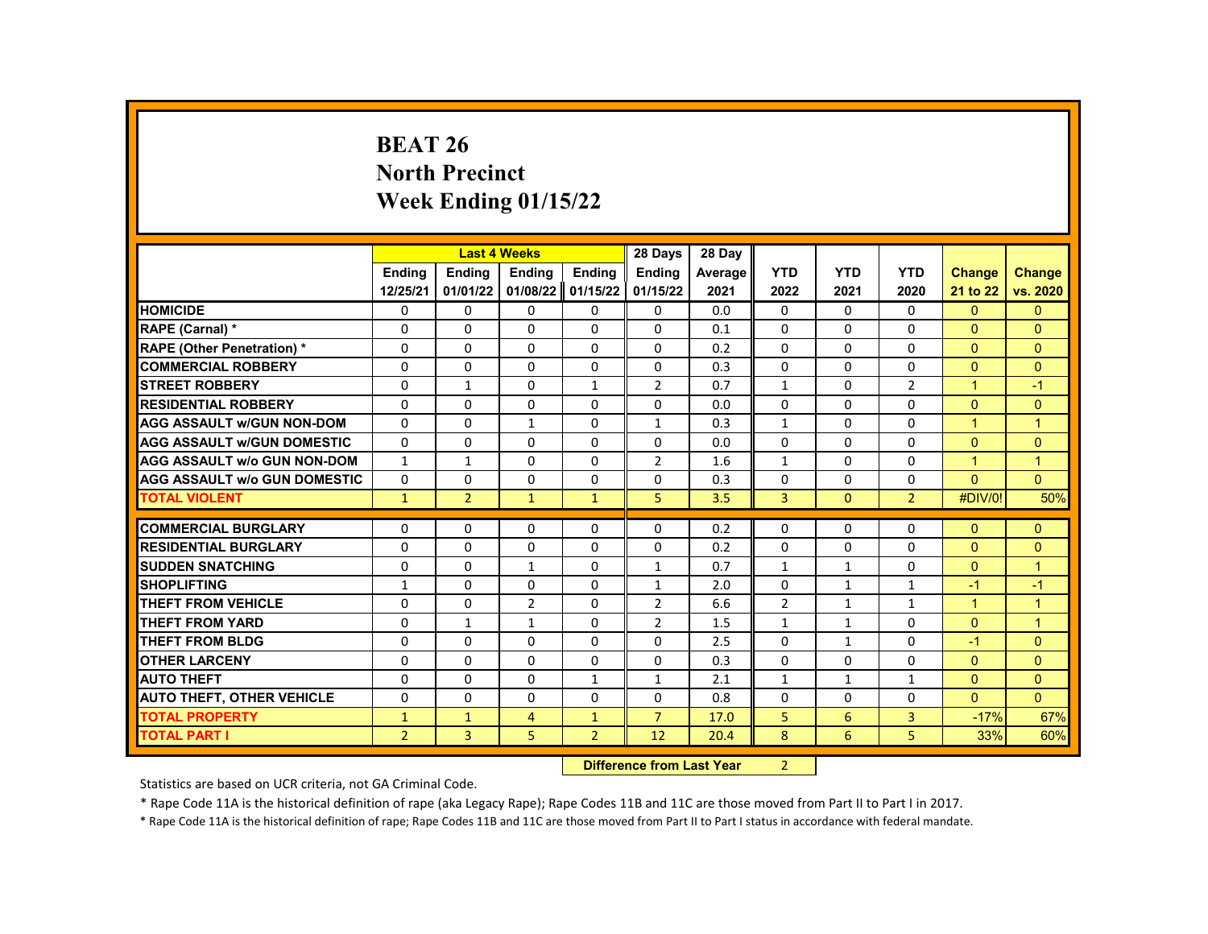# BEAT 26
## North Precinct
## Week Ending 01/15/22

| | Last 4 Weeks | | | | 28 Days | 28 Day | | | | | |
|---|---|---|---|---|---|---|---|---|---|---|---|
| | Ending 12/25/21 | Ending 01/01/22 | Ending 01/08/22 | Ending 01/15/22 | Ending 01/15/22 | Average 2021 | YTD 2022 | YTD 2021 | YTD 2020 | Change 21 to 22 | Change vs. 2020 |
| HOMICIDE | 0 | 0 | 0 | 0 | 0 | 0.0 | 0 | 0 | 0 | 0 | 0 |
| RAPE (Carnal) * | 0 | 0 | 0 | 0 | 0 | 0.1 | 0 | 0 | 0 | 0 | 0 |
| RAPE (Other Penetration) * | 0 | 0 | 0 | 0 | 0 | 0.2 | 0 | 0 | 0 | 0 | 0 |
| COMMERCIAL ROBBERY | 0 | 0 | 0 | 0 | 0 | 0.3 | 0 | 0 | 0 | 0 | 0 |
| STREET ROBBERY | 0 | 1 | 0 | 1 | 2 | 0.7 | 1 | 0 | 2 | 1 | -1 |
| RESIDENTIAL ROBBERY | 0 | 0 | 0 | 0 | 0 | 0.0 | 0 | 0 | 0 | 0 | 0 |
| AGG ASSAULT w/GUN NON-DOM | 0 | 0 | 1 | 0 | 1 | 0.3 | 1 | 0 | 0 | 1 | 1 |
| AGG ASSAULT w/GUN DOMESTIC | 0 | 0 | 0 | 0 | 0 | 0.0 | 0 | 0 | 0 | 0 | 0 |
| AGG ASSAULT w/o GUN NON-DOM | 1 | 1 | 0 | 0 | 2 | 1.6 | 1 | 0 | 0 | 1 | 1 |
| AGG ASSAULT w/o GUN DOMESTIC | 0 | 0 | 0 | 0 | 0 | 0.3 | 0 | 0 | 0 | 0 | 0 |
| TOTAL VIOLENT | 1 | 2 | 1 | 1 | 5 | 3.5 | 3 | 0 | 2 | #DIV/0! | 50% |
| COMMERCIAL BURGLARY | 0 | 0 | 0 | 0 | 0 | 0.2 | 0 | 0 | 0 | 0 | 0 |
| RESIDENTIAL BURGLARY | 0 | 0 | 0 | 0 | 0 | 0.2 | 0 | 0 | 0 | 0 | 0 |
| SUDDEN SNATCHING | 0 | 0 | 1 | 0 | 1 | 0.7 | 1 | 1 | 0 | 0 | 1 |
| SHOPLIFTING | 1 | 0 | 0 | 0 | 1 | 2.0 | 0 | 1 | 1 | -1 | -1 |
| THEFT FROM VEHICLE | 0 | 0 | 2 | 0 | 2 | 6.6 | 2 | 1 | 1 | 1 | 1 |
| THEFT FROM YARD | 0 | 1 | 1 | 0 | 2 | 1.5 | 1 | 1 | 0 | 0 | 1 |
| THEFT FROM BLDG | 0 | 0 | 0 | 0 | 0 | 2.5 | 0 | 1 | 0 | -1 | 0 |
| OTHER LARCENY | 0 | 0 | 0 | 0 | 0 | 0.3 | 0 | 0 | 0 | 0 | 0 |
| AUTO THEFT | 0 | 0 | 0 | 1 | 1 | 2.1 | 1 | 1 | 1 | 0 | 0 |
| AUTO THEFT, OTHER VEHICLE | 0 | 0 | 0 | 0 | 0 | 0.8 | 0 | 0 | 0 | 0 | 0 |
| TOTAL PROPERTY | 1 | 1 | 4 | 1 | 7 | 17.0 | 5 | 6 | 3 | -17% | 67% |
| TOTAL PART I | 2 | 3 | 5 | 2 | 12 | 20.4 | 8 | 6 | 5 | 33% | 60% |

**Difference from Last Year** 2

Statistics are based on UCR criteria, not GA Criminal Code.

* Rape Code 11A is the historical definition of rape (aka Legacy Rape); Rape Codes 11B and 11C are those moved from Part II to Part I in 2017.

* Rape Code 11A is the historical definition of rape; Rape Codes 11B and 11C are those moved from Part II to Part I status in accordance with federal mandate.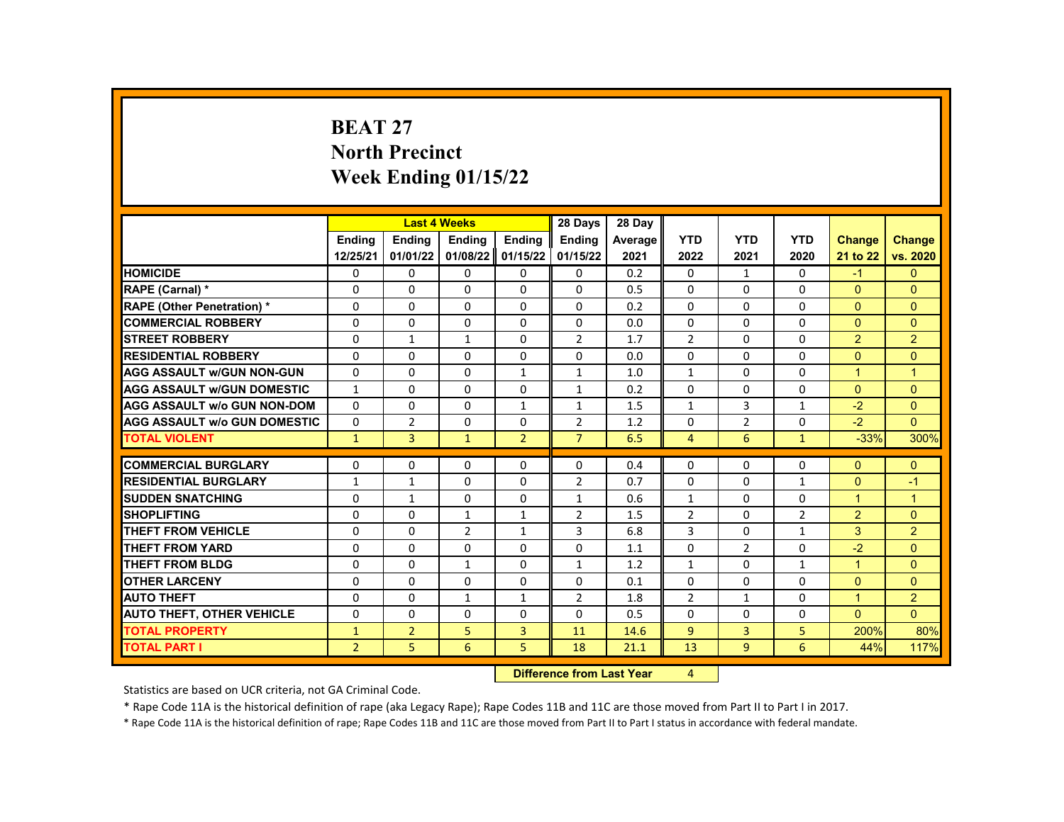# BEAT 27
## North Precinct
## Week Ending 01/15/22

| | Last 4 Weeks | | | | 28 Days | 28 Day | | | | | |
|---|---|---|---|---|---|---|---|---|---|---|---|
| | Ending 12/25/21 | Ending 01/01/22 | Ending 01/08/22 | Ending 01/15/22 | Ending 01/15/22 | Average 2021 | YTD 2022 | YTD 2021 | YTD 2020 | Change 21 to 22 | Change vs. 2020 |
| HOMICIDE | 0 | 0 | 0 | 0 | 0 | 0.2 | 0 | 1 | 0 | -1 | 0 |
| RAPE (Carnal) * | 0 | 0 | 0 | 0 | 0 | 0.5 | 0 | 0 | 0 | 0 | 0 |
| RAPE (Other Penetration) * | 0 | 0 | 0 | 0 | 0 | 0.2 | 0 | 0 | 0 | 0 | 0 |
| COMMERCIAL ROBBERY | 0 | 0 | 0 | 0 | 0 | 0.0 | 0 | 0 | 0 | 0 | 0 |
| STREET ROBBERY | 0 | 1 | 1 | 0 | 2 | 1.7 | 2 | 0 | 0 | 2 | 2 |
| RESIDENTIAL ROBBERY | 0 | 0 | 0 | 0 | 0 | 0.0 | 0 | 0 | 0 | 0 | 0 |
| AGG ASSAULT w/GUN NON-GUN | 0 | 0 | 0 | 1 | 1 | 1.0 | 1 | 0 | 0 | 1 | 1 |
| AGG ASSAULT w/GUN DOMESTIC | 1 | 0 | 0 | 0 | 1 | 0.2 | 0 | 0 | 0 | 0 | 0 |
| AGG ASSAULT w/o GUN NON-DOM | 0 | 0 | 0 | 1 | 1 | 1.5 | 1 | 3 | 1 | -2 | 0 |
| AGG ASSAULT w/o GUN DOMESTIC | 0 | 2 | 0 | 0 | 2 | 1.2 | 0 | 2 | 0 | -2 | 0 |
| TOTAL VIOLENT | 1 | 3 | 1 | 2 | 7 | 6.5 | 4 | 6 | 1 | -33% | 300% |
| COMMERCIAL BURGLARY | 0 | 0 | 0 | 0 | 0 | 0.4 | 0 | 0 | 0 | 0 | 0 |
| RESIDENTIAL BURGLARY | 1 | 1 | 0 | 0 | 2 | 0.7 | 0 | 0 | 1 | 0 | -1 |
| SUDDEN SNATCHING | 0 | 1 | 0 | 0 | 1 | 0.6 | 1 | 0 | 0 | 1 | 1 |
| SHOPLIFTING | 0 | 0 | 1 | 1 | 2 | 1.5 | 2 | 0 | 2 | 2 | 0 |
| THEFT FROM VEHICLE | 0 | 0 | 2 | 1 | 3 | 6.8 | 3 | 0 | 1 | 3 | 2 |
| THEFT FROM YARD | 0 | 0 | 0 | 0 | 0 | 1.1 | 0 | 2 | 0 | -2 | 0 |
| THEFT FROM BLDG | 0 | 0 | 1 | 0 | 1 | 1.2 | 1 | 0 | 1 | 1 | 0 |
| OTHER LARCENY | 0 | 0 | 0 | 0 | 0 | 0.1 | 0 | 0 | 0 | 0 | 0 |
| AUTO THEFT | 0 | 0 | 1 | 1 | 2 | 1.8 | 2 | 1 | 0 | 1 | 2 |
| AUTO THEFT, OTHER VEHICLE | 0 | 0 | 0 | 0 | 0 | 0.5 | 0 | 0 | 0 | 0 | 0 |
| TOTAL PROPERTY | 1 | 2 | 5 | 3 | 11 | 14.6 | 9 | 3 | 5 | 200% | 80% |
| TOTAL PART I | 2 | 5 | 6 | 5 | 18 | 21.1 | 13 | 9 | 6 | 44% | 117% |

**Difference from Last Year** 4

Statistics are based on UCR criteria, not GA Criminal Code.

* Rape Code 11A is the historical definition of rape (aka Legacy Rape); Rape Codes 11B and 11C are those moved from Part II to Part I in 2017.

* Rape Code 11A is the historical definition of rape; Rape Codes 11B and 11C are those moved from Part II to Part I status in accordance with federal mandate.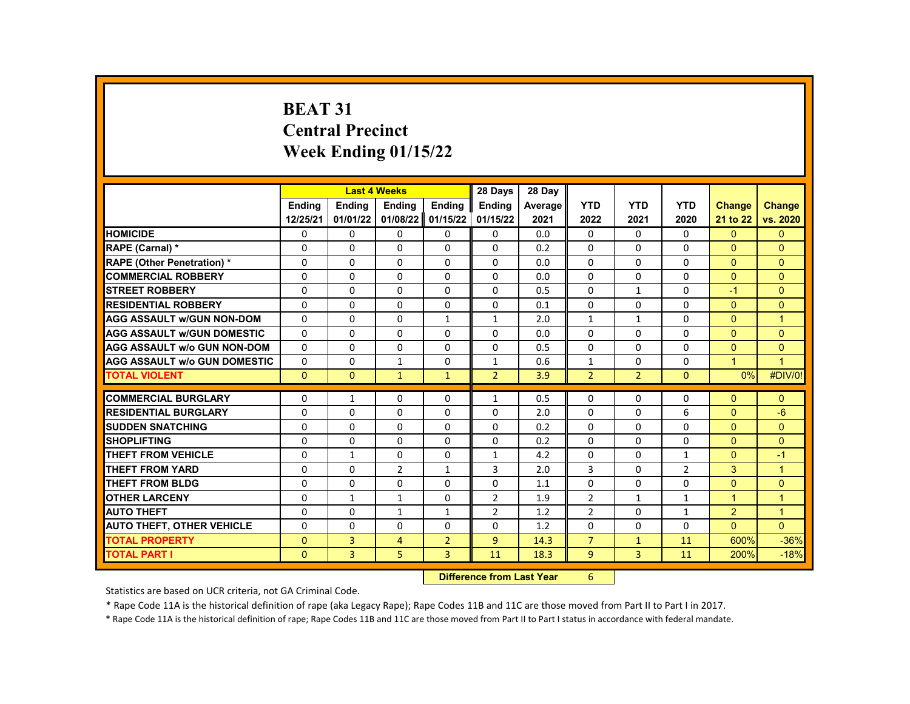# BEAT 31
# Central Precinct
# Week Ending 01/15/22

| | Last 4 Weeks | | | | 28 Days | 28 Day | | | | | |
|---|---|---|---|---|---|---|---|---|---|---|---|
| | Ending 12/25/21 | Ending 01/01/22 | Ending 01/08/22 | Ending 01/15/22 | Ending 01/15/22 | Average 2021 | YTD 2022 | YTD 2021 | YTD 2020 | Change 21 to 22 | Change vs. 2020 |
| HOMICIDE | 0 | 0 | 0 | 0 | 0 | 0.0 | 0 | 0 | 0 | 0 | 0 |
| RAPE (Carnal) * | 0 | 0 | 0 | 0 | 0 | 0.2 | 0 | 0 | 0 | 0 | 0 |
| RAPE (Other Penetration) * | 0 | 0 | 0 | 0 | 0 | 0.0 | 0 | 0 | 0 | 0 | 0 |
| COMMERCIAL ROBBERY | 0 | 0 | 0 | 0 | 0 | 0.0 | 0 | 0 | 0 | 0 | 0 |
| STREET ROBBERY | 0 | 0 | 0 | 0 | 0 | 0.5 | 0 | 1 | 0 | -1 | 0 |
| RESIDENTIAL ROBBERY | 0 | 0 | 0 | 0 | 0 | 0.1 | 0 | 0 | 0 | 0 | 0 |
| AGG ASSAULT w/GUN NON-DOM | 0 | 0 | 0 | 1 | 1 | 2.0 | 1 | 1 | 0 | 0 | 1 |
| AGG ASSAULT w/GUN DOMESTIC | 0 | 0 | 0 | 0 | 0 | 0.0 | 0 | 0 | 0 | 0 | 0 |
| AGG ASSAULT w/o GUN NON-DOM | 0 | 0 | 0 | 0 | 0 | 0.5 | 0 | 0 | 0 | 0 | 0 |
| AGG ASSAULT w/o GUN DOMESTIC | 0 | 0 | 1 | 0 | 1 | 0.6 | 1 | 0 | 0 | 1 | 1 |
| TOTAL VIOLENT | 0 | 0 | 1 | 1 | 2 | 3.9 | 2 | 2 | 0 | 0% | #DIV/0! |
| COMMERCIAL BURGLARY | 0 | 1 | 0 | 0 | 1 | 0.5 | 0 | 0 | 0 | 0 | 0 |
| RESIDENTIAL BURGLARY | 0 | 0 | 0 | 0 | 0 | 2.0 | 0 | 0 | 6 | 0 | -6 |
| SUDDEN SNATCHING | 0 | 0 | 0 | 0 | 0 | 0.2 | 0 | 0 | 0 | 0 | 0 |
| SHOPLIFTING | 0 | 0 | 0 | 0 | 0 | 0.2 | 0 | 0 | 0 | 0 | 0 |
| THEFT FROM VEHICLE | 0 | 1 | 0 | 0 | 1 | 4.2 | 0 | 0 | 1 | 0 | -1 |
| THEFT FROM YARD | 0 | 0 | 2 | 1 | 3 | 2.0 | 3 | 0 | 2 | 3 | 1 |
| THEFT FROM BLDG | 0 | 0 | 0 | 0 | 0 | 1.1 | 0 | 0 | 0 | 0 | 0 |
| OTHER LARCENY | 0 | 1 | 1 | 0 | 2 | 1.9 | 2 | 1 | 1 | 1 | 1 |
| AUTO THEFT | 0 | 0 | 1 | 1 | 2 | 1.2 | 2 | 0 | 1 | 2 | 1 |
| AUTO THEFT, OTHER VEHICLE | 0 | 0 | 0 | 0 | 0 | 1.2 | 0 | 0 | 0 | 0 | 0 |
| TOTAL PROPERTY | 0 | 3 | 4 | 2 | 9 | 14.3 | 7 | 1 | 11 | 600% | -36% |
| TOTAL PART I | 0 | 3 | 5 | 3 | 11 | 18.3 | 9 | 3 | 11 | 200% | -18% |

**Difference from Last Year** 6

Statistics are based on UCR criteria, not GA Criminal Code.

* Rape Code 11A is the historical definition of rape (aka Legacy Rape); Rape Codes 11B and 11C are those moved from Part II to Part I in 2017.

* Rape Code 11A is the historical definition of rape; Rape Codes 11B and 11C are those moved from Part II to Part I status in accordance with federal mandate.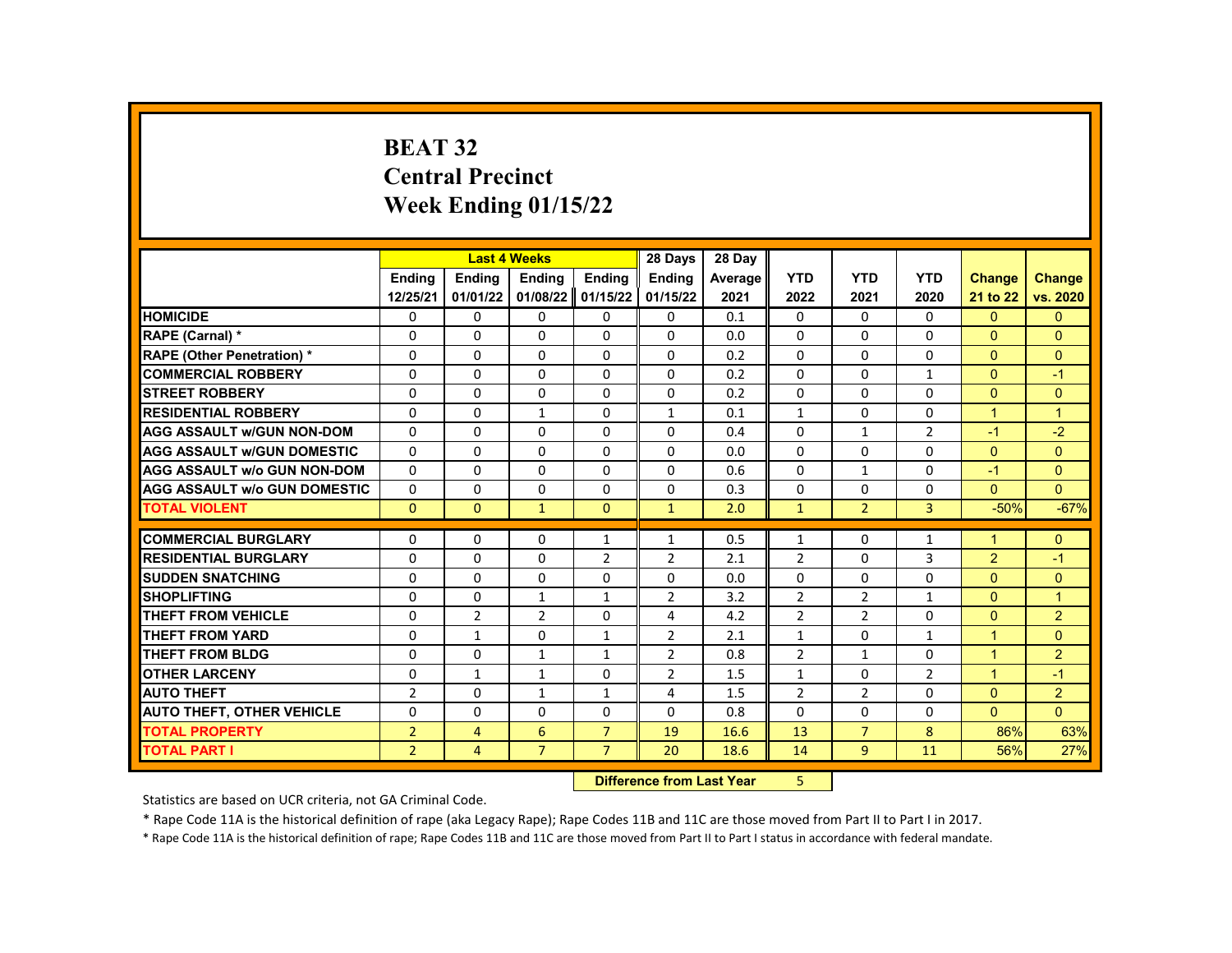# BEAT 32
# Central Precinct
# Week Ending 01/15/22

| | Last 4 Weeks | | | | 28 Days | 28 Day | | | | | |
|---|---|---|---|---|---|---|---|---|---|---|---|
| | Ending 12/25/21 | Ending 01/01/22 | Ending 01/08/22 | Ending 01/15/22 | Ending 01/15/22 | Average 2021 | YTD 2022 | YTD 2021 | YTD 2020 | Change 21 to 22 | Change vs. 2020 |
| HOMICIDE | 0 | 0 | 0 | 0 | 0 | 0.1 | 0 | 0 | 0 | 0 | 0 |
| RAPE (Carnal) * | 0 | 0 | 0 | 0 | 0 | 0.0 | 0 | 0 | 0 | 0 | 0 |
| RAPE (Other Penetration) * | 0 | 0 | 0 | 0 | 0 | 0.2 | 0 | 0 | 0 | 0 | 0 |
| COMMERCIAL ROBBERY | 0 | 0 | 0 | 0 | 0 | 0.2 | 0 | 0 | 1 | 0 | -1 |
| STREET ROBBERY | 0 | 0 | 0 | 0 | 0 | 0.2 | 0 | 0 | 0 | 0 | 0 |
| RESIDENTIAL ROBBERY | 0 | 0 | 1 | 0 | 1 | 0.1 | 1 | 0 | 0 | 1 | 1 |
| AGG ASSAULT w/GUN NON-DOM | 0 | 0 | 0 | 0 | 0 | 0.4 | 0 | 1 | 2 | -1 | -2 |
| AGG ASSAULT w/GUN DOMESTIC | 0 | 0 | 0 | 0 | 0 | 0.0 | 0 | 0 | 0 | 0 | 0 |
| AGG ASSAULT w/o GUN NON-DOM | 0 | 0 | 0 | 0 | 0 | 0.6 | 0 | 1 | 0 | -1 | 0 |
| AGG ASSAULT w/o GUN DOMESTIC | 0 | 0 | 0 | 0 | 0 | 0.3 | 0 | 0 | 0 | 0 | 0 |
| TOTAL VIOLENT | 0 | 0 | 1 | 0 | 1 | 2.0 | 1 | 2 | 3 | -50% | -67% |
| COMMERCIAL BURGLARY | 0 | 0 | 0 | 1 | 1 | 0.5 | 1 | 0 | 1 | 1 | 0 |
| RESIDENTIAL BURGLARY | 0 | 0 | 0 | 2 | 2 | 2.1 | 2 | 0 | 3 | 2 | -1 |
| SUDDEN SNATCHING | 0 | 0 | 0 | 0 | 0 | 0.0 | 0 | 0 | 0 | 0 | 0 |
| SHOPLIFTING | 0 | 0 | 1 | 1 | 2 | 3.2 | 2 | 2 | 1 | 0 | 1 |
| THEFT FROM VEHICLE | 0 | 2 | 2 | 0 | 4 | 4.2 | 2 | 2 | 0 | 0 | 2 |
| THEFT FROM YARD | 0 | 1 | 0 | 1 | 2 | 2.1 | 1 | 0 | 1 | 1 | 0 |
| THEFT FROM BLDG | 0 | 0 | 1 | 1 | 2 | 0.8 | 2 | 1 | 0 | 1 | 2 |
| OTHER LARCENY | 0 | 1 | 1 | 0 | 2 | 1.5 | 1 | 0 | 2 | 1 | -1 |
| AUTO THEFT | 2 | 0 | 1 | 1 | 4 | 1.5 | 2 | 2 | 0 | 0 | 2 |
| AUTO THEFT, OTHER VEHICLE | 0 | 0 | 0 | 0 | 0 | 0.8 | 0 | 0 | 0 | 0 | 0 |
| TOTAL PROPERTY | 2 | 4 | 6 | 7 | 19 | 16.6 | 13 | 7 | 8 | 86% | 63% |
| TOTAL PART I | 2 | 4 | 7 | 7 | 20 | 18.6 | 14 | 9 | 11 | 56% | 27% |

**Difference from Last Year** 5

Statistics are based on UCR criteria, not GA Criminal Code.

* Rape Code 11A is the historical definition of rape (aka Legacy Rape); Rape Codes 11B and 11C are those moved from Part II to Part I in 2017.

* Rape Code 11A is the historical definition of rape; Rape Codes 11B and 11C are those moved from Part II to Part I status in accordance with federal mandate.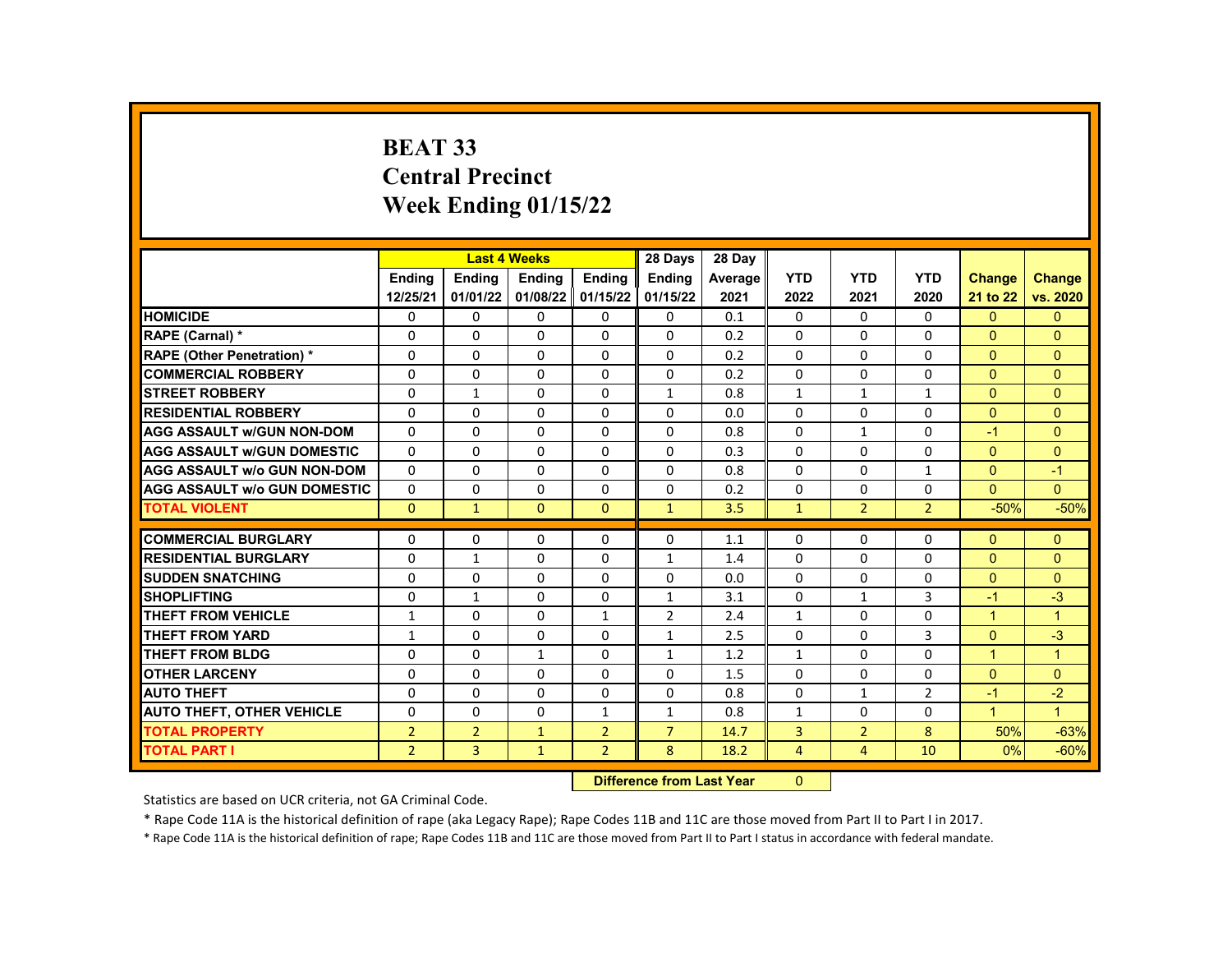# BEAT 33
# Central Precinct
# Week Ending 01/15/22

| | Last 4 Weeks | | | | 28 Days | 28 Day | | | | | |
|---|---|---|---|---|---|---|---|---|---|---|---|
| | Ending 12/25/21 | Ending 01/01/22 | Ending 01/08/22 | Ending 01/15/22 | Ending 01/15/22 | Average 2021 | YTD 2022 | YTD 2021 | YTD 2020 | Change 21 to 22 | Change vs. 2020 |
| HOMICIDE | 0 | 0 | 0 | 0 | 0 | 0.1 | 0 | 0 | 0 | 0 | 0 |
| RAPE (Carnal) * | 0 | 0 | 0 | 0 | 0 | 0.2 | 0 | 0 | 0 | 0 | 0 |
| RAPE (Other Penetration) * | 0 | 0 | 0 | 0 | 0 | 0.2 | 0 | 0 | 0 | 0 | 0 |
| COMMERCIAL ROBBERY | 0 | 0 | 0 | 0 | 0 | 0.2 | 0 | 0 | 0 | 0 | 0 |
| STREET ROBBERY | 0 | 1 | 0 | 0 | 1 | 0.8 | 1 | 1 | 1 | 0 | 0 |
| RESIDENTIAL ROBBERY | 0 | 0 | 0 | 0 | 0 | 0.0 | 0 | 0 | 0 | 0 | 0 |
| AGG ASSAULT w/GUN NON-DOM | 0 | 0 | 0 | 0 | 0 | 0.8 | 0 | 1 | 0 | -1 | 0 |
| AGG ASSAULT w/GUN DOMESTIC | 0 | 0 | 0 | 0 | 0 | 0.3 | 0 | 0 | 0 | 0 | 0 |
| AGG ASSAULT w/o GUN NON-DOM | 0 | 0 | 0 | 0 | 0 | 0.8 | 0 | 0 | 1 | 0 | -1 |
| AGG ASSAULT w/o GUN DOMESTIC | 0 | 0 | 0 | 0 | 0 | 0.2 | 0 | 0 | 0 | 0 | 0 |
| TOTAL VIOLENT | 0 | 1 | 0 | 0 | 1 | 3.5 | 1 | 2 | 2 | -50% | -50% |
| COMMERCIAL BURGLARY | 0 | 0 | 0 | 0 | 0 | 1.1 | 0 | 0 | 0 | 0 | 0 |
| RESIDENTIAL BURGLARY | 0 | 1 | 0 | 0 | 1 | 1.4 | 0 | 0 | 0 | 0 | 0 |
| SUDDEN SNATCHING | 0 | 0 | 0 | 0 | 0 | 0.0 | 0 | 0 | 0 | 0 | 0 |
| SHOPLIFTING | 0 | 1 | 0 | 0 | 1 | 3.1 | 0 | 1 | 3 | -1 | -3 |
| THEFT FROM VEHICLE | 1 | 0 | 0 | 1 | 2 | 2.4 | 1 | 0 | 0 | 1 | 1 |
| THEFT FROM YARD | 1 | 0 | 0 | 0 | 1 | 2.5 | 0 | 0 | 3 | 0 | -3 |
| THEFT FROM BLDG | 0 | 0 | 1 | 0 | 1 | 1.2 | 1 | 0 | 0 | 1 | 1 |
| OTHER LARCENY | 0 | 0 | 0 | 0 | 0 | 1.5 | 0 | 0 | 0 | 0 | 0 |
| AUTO THEFT | 0 | 0 | 0 | 0 | 0 | 0.8 | 0 | 1 | 2 | -1 | -2 |
| AUTO THEFT, OTHER VEHICLE | 0 | 0 | 0 | 1 | 1 | 0.8 | 1 | 0 | 0 | 1 | 1 |
| TOTAL PROPERTY | 2 | 2 | 1 | 2 | 7 | 14.7 | 3 | 2 | 8 | 50% | -63% |
| TOTAL PART I | 2 | 3 | 1 | 2 | 8 | 18.2 | 4 | 4 | 10 | 0% | -60% |

**Difference from Last Year** 0

Statistics are based on UCR criteria, not GA Criminal Code.

* Rape Code 11A is the historical definition of rape (aka Legacy Rape); Rape Codes 11B and 11C are those moved from Part II to Part I in 2017.

* Rape Code 11A is the historical definition of rape; Rape Codes 11B and 11C are those moved from Part II to Part I status in accordance with federal mandate.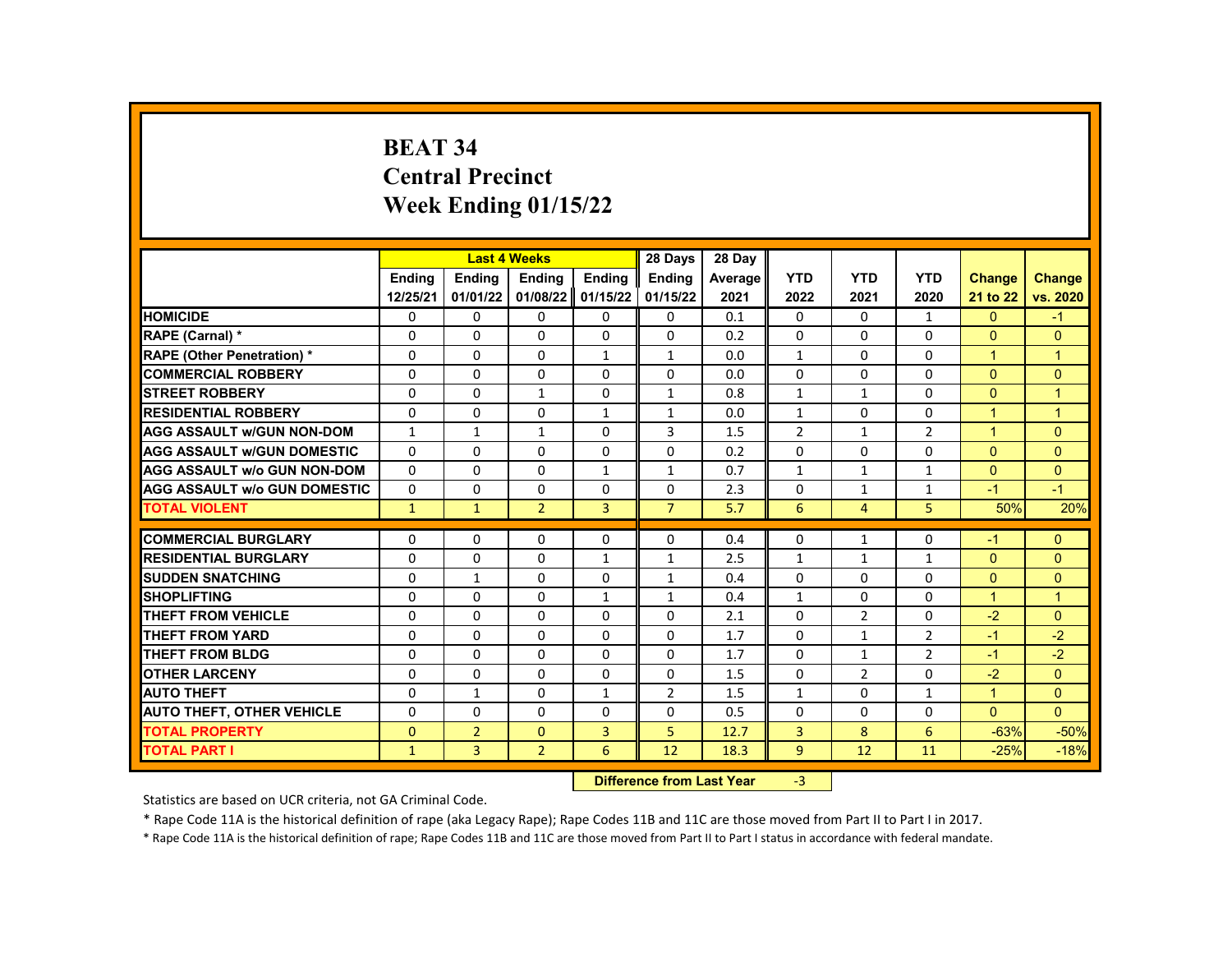# BEAT 34
# Central Precinct
# Week Ending 01/15/22

| | Last 4 Weeks | | | | 28 Days | 28 Day | | | | | |
|---|---|---|---|---|---|---|---|---|---|---|---|
| | Ending 12/25/21 | Ending 01/01/22 | Ending 01/08/22 | Ending 01/15/22 | Ending 01/15/22 | Average 2021 | YTD 2022 | YTD 2021 | YTD 2020 | Change 21 to 22 | Change vs. 2020 |
| **HOMICIDE** | 0 | 0 | 0 | 0 | 0 | 0.1 | 0 | 0 | 1 | 0 | -1 |
| **RAPE (Carnal) *** | 0 | 0 | 0 | 0 | 0 | 0.2 | 0 | 0 | 0 | 0 | 0 |
| **RAPE (Other Penetration) *** | 0 | 0 | 0 | 1 | 1 | 0.0 | 1 | 0 | 0 | 1 | 1 |
| **COMMERCIAL ROBBERY** | 0 | 0 | 0 | 0 | 0 | 0.0 | 0 | 0 | 0 | 0 | 0 |
| **STREET ROBBERY** | 0 | 0 | 1 | 0 | 1 | 0.8 | 1 | 1 | 0 | 0 | 1 |
| **RESIDENTIAL ROBBERY** | 0 | 0 | 0 | 1 | 1 | 0.0 | 1 | 0 | 0 | 1 | 1 |
| **AGG ASSAULT w/GUN NON-DOM** | 1 | 1 | 1 | 0 | 3 | 1.5 | 2 | 1 | 2 | 1 | 0 |
| **AGG ASSAULT w/GUN DOMESTIC** | 0 | 0 | 0 | 0 | 0 | 0.2 | 0 | 0 | 0 | 0 | 0 |
| **AGG ASSAULT w/o GUN NON-DOM** | 0 | 0 | 0 | 1 | 1 | 0.7 | 1 | 1 | 1 | 0 | 0 |
| **AGG ASSAULT w/o GUN DOMESTIC** | 0 | 0 | 0 | 0 | 0 | 2.3 | 0 | 1 | 1 | -1 | -1 |
| **TOTAL VIOLENT** | 1 | 1 | 2 | 3 | 7 | 5.7 | 6 | 4 | 5 | 50% | 20% |
| **COMMERCIAL BURGLARY** | 0 | 0 | 0 | 0 | 0 | 0.4 | 0 | 1 | 0 | -1 | 0 |
| **RESIDENTIAL BURGLARY** | 0 | 0 | 0 | 1 | 1 | 2.5 | 1 | 1 | 1 | 0 | 0 |
| **SUDDEN SNATCHING** | 0 | 1 | 0 | 0 | 1 | 0.4 | 0 | 0 | 0 | 0 | 0 |
| **SHOPLIFTING** | 0 | 0 | 0 | 1 | 1 | 0.4 | 1 | 0 | 0 | 1 | 1 |
| **THEFT FROM VEHICLE** | 0 | 0 | 0 | 0 | 0 | 2.1 | 0 | 2 | 0 | -2 | 0 |
| **THEFT FROM YARD** | 0 | 0 | 0 | 0 | 0 | 1.7 | 0 | 1 | 2 | -1 | -2 |
| **THEFT FROM BLDG** | 0 | 0 | 0 | 0 | 0 | 1.7 | 0 | 1 | 2 | -1 | -2 |
| **OTHER LARCENY** | 0 | 0 | 0 | 0 | 0 | 1.5 | 0 | 2 | 0 | -2 | 0 |
| **AUTO THEFT** | 0 | 1 | 0 | 1 | 2 | 1.5 | 1 | 0 | 1 | 1 | 0 |
| **AUTO THEFT, OTHER VEHICLE** | 0 | 0 | 0 | 0 | 0 | 0.5 | 0 | 0 | 0 | 0 | 0 |
| **TOTAL PROPERTY** | 0 | 2 | 0 | 3 | 5 | 12.7 | 3 | 8 | 6 | -63% | -50% |
| **TOTAL PART I** | 1 | 3 | 2 | 6 | 12 | 18.3 | 9 | 12 | 11 | -25% | -18% |

**Difference from Last Year** -3

Statistics are based on UCR criteria, not GA Criminal Code.

* Rape Code 11A is the historical definition of rape (aka Legacy Rape); Rape Codes 11B and 11C are those moved from Part II to Part I in 2017.

* Rape Code 11A is the historical definition of rape; Rape Codes 11B and 11C are those moved from Part II to Part I status in accordance with federal mandate.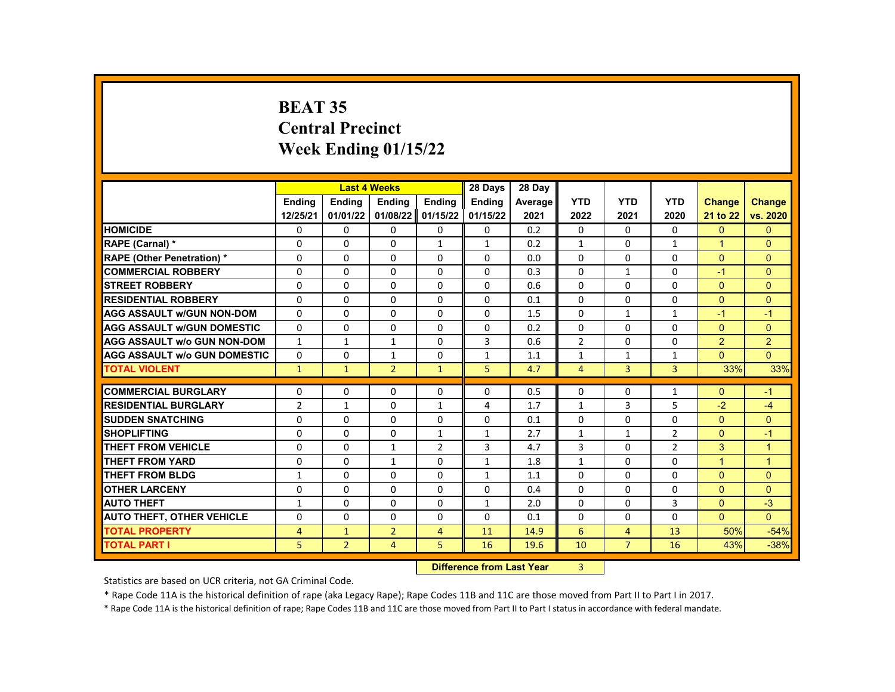# BEAT 35
## Central Precinct
## Week Ending 01/15/22

| | Last 4 Weeks | | | | 28 Days | 28 Day | | | | | |
|---|---|---|---|---|---|---|---|---|---|---|---|
| | Ending 12/25/21 | Ending 01/01/22 | Ending 01/08/22 | Ending 01/15/22 | Ending 01/15/22 | Average 2021 | YTD 2022 | YTD 2021 | YTD 2020 | Change 21 to 22 | Change vs. 2020 |
| HOMICIDE | 0 | 0 | 0 | 0 | 0 | 0.2 | 0 | 0 | 0 | 0 | 0 |
| RAPE (Carnal) * | 0 | 0 | 0 | 1 | 1 | 0.2 | 1 | 0 | 1 | 1 | 0 |
| RAPE (Other Penetration) * | 0 | 0 | 0 | 0 | 0 | 0.0 | 0 | 0 | 0 | 0 | 0 |
| COMMERCIAL ROBBERY | 0 | 0 | 0 | 0 | 0 | 0.3 | 0 | 1 | 0 | -1 | 0 |
| STREET ROBBERY | 0 | 0 | 0 | 0 | 0 | 0.6 | 0 | 0 | 0 | 0 | 0 |
| RESIDENTIAL ROBBERY | 0 | 0 | 0 | 0 | 0 | 0.1 | 0 | 0 | 0 | 0 | 0 |
| AGG ASSAULT w/GUN NON-DOM | 0 | 0 | 0 | 0 | 0 | 1.5 | 0 | 1 | 1 | -1 | -1 |
| AGG ASSAULT w/GUN DOMESTIC | 0 | 0 | 0 | 0 | 0 | 0.2 | 0 | 0 | 0 | 0 | 0 |
| AGG ASSAULT w/o GUN NON-DOM | 1 | 1 | 1 | 0 | 3 | 0.6 | 2 | 0 | 0 | 2 | 2 |
| AGG ASSAULT w/o GUN DOMESTIC | 0 | 0 | 1 | 0 | 1 | 1.1 | 1 | 1 | 1 | 0 | 0 |
| TOTAL VIOLENT | 1 | 1 | 2 | 1 | 5 | 4.7 | 4 | 3 | 3 | 33% | 33% |
| COMMERCIAL BURGLARY | 0 | 0 | 0 | 0 | 0 | 0.5 | 0 | 0 | 1 | 0 | -1 |
| RESIDENTIAL BURGLARY | 2 | 1 | 0 | 1 | 4 | 1.7 | 1 | 3 | 5 | -2 | -4 |
| SUDDEN SNATCHING | 0 | 0 | 0 | 0 | 0 | 0.1 | 0 | 0 | 0 | 0 | 0 |
| SHOPLIFTING | 0 | 0 | 0 | 1 | 1 | 2.7 | 1 | 1 | 2 | 0 | -1 |
| THEFT FROM VEHICLE | 0 | 0 | 1 | 2 | 3 | 4.7 | 3 | 0 | 2 | 3 | 1 |
| THEFT FROM YARD | 0 | 0 | 1 | 0 | 1 | 1.8 | 1 | 0 | 0 | 1 | 1 |
| THEFT FROM BLDG | 1 | 0 | 0 | 0 | 1 | 1.1 | 0 | 0 | 0 | 0 | 0 |
| OTHER LARCENY | 0 | 0 | 0 | 0 | 0 | 0.4 | 0 | 0 | 0 | 0 | 0 |
| AUTO THEFT | 1 | 0 | 0 | 0 | 1 | 2.0 | 0 | 0 | 3 | 0 | -3 |
| AUTO THEFT, OTHER VEHICLE | 0 | 0 | 0 | 0 | 0 | 0.1 | 0 | 0 | 0 | 0 | 0 |
| TOTAL PROPERTY | 4 | 1 | 2 | 4 | 11 | 14.9 | 6 | 4 | 13 | 50% | -54% |
| TOTAL PART I | 5 | 2 | 4 | 5 | 16 | 19.6 | 10 | 7 | 16 | 43% | -38% |

**Difference from Last Year** 3

Statistics are based on UCR criteria, not GA Criminal Code.

* Rape Code 11A is the historical definition of rape (aka Legacy Rape); Rape Codes 11B and 11C are those moved from Part II to Part I in 2017.

* Rape Code 11A is the historical definition of rape; Rape Codes 11B and 11C are those moved from Part II to Part I status in accordance with federal mandate.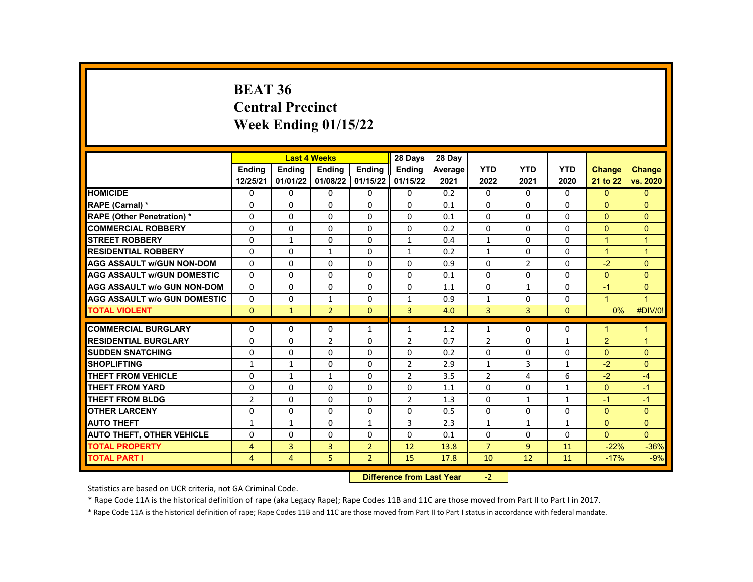# BEAT 36
## Central Precinct
## Week Ending 01/15/22

| | Last 4 Weeks | | | | 28 Days | 28 Day | | | | | |
|---|---|---|---|---|---|---|---|---|---|---|---|
| | Ending 12/25/21 | Ending 01/01/22 | Ending 01/08/22 | Ending 01/15/22 | Ending 01/15/22 | Average 2021 | YTD 2022 | YTD 2021 | YTD 2020 | Change 21 to 22 | Change vs. 2020 |
| **HOMICIDE** | 0 | 0 | 0 | 0 | 0 | 0.2 | 0 | 0 | 0 | 0 | 0 |
| **RAPE (Carnal) *** | 0 | 0 | 0 | 0 | 0 | 0.1 | 0 | 0 | 0 | 0 | 0 |
| **RAPE (Other Penetration) *** | 0 | 0 | 0 | 0 | 0 | 0.1 | 0 | 0 | 0 | 0 | 0 |
| **COMMERCIAL ROBBERY** | 0 | 0 | 0 | 0 | 0 | 0.2 | 0 | 0 | 0 | 0 | 0 |
| **STREET ROBBERY** | 0 | 1 | 0 | 0 | 1 | 0.4 | 1 | 0 | 0 | 1 | 1 |
| **RESIDENTIAL ROBBERY** | 0 | 0 | 1 | 0 | 1 | 0.2 | 1 | 0 | 0 | 1 | 1 |
| **AGG ASSAULT w/GUN NON-DOM** | 0 | 0 | 0 | 0 | 0 | 0.9 | 0 | 2 | 0 | -2 | 0 |
| **AGG ASSAULT w/GUN DOMESTIC** | 0 | 0 | 0 | 0 | 0 | 0.1 | 0 | 0 | 0 | 0 | 0 |
| **AGG ASSAULT w/o GUN NON-DOM** | 0 | 0 | 0 | 0 | 0 | 1.1 | 0 | 1 | 0 | -1 | 0 |
| **AGG ASSAULT w/o GUN DOMESTIC** | 0 | 0 | 1 | 0 | 1 | 0.9 | 1 | 0 | 0 | 1 | 1 |
| **TOTAL VIOLENT** | 0 | 1 | 2 | 0 | 3 | 4.0 | 3 | 3 | 0 | 0% | #DIV/0! |
| **COMMERCIAL BURGLARY** | 0 | 0 | 0 | 1 | 1 | 1.2 | 1 | 0 | 0 | 1 | 1 |
| **RESIDENTIAL BURGLARY** | 0 | 0 | 2 | 0 | 2 | 0.7 | 2 | 0 | 1 | 2 | 1 |
| **SUDDEN SNATCHING** | 0 | 0 | 0 | 0 | 0 | 0.2 | 0 | 0 | 0 | 0 | 0 |
| **SHOPLIFTING** | 1 | 1 | 0 | 0 | 2 | 2.9 | 1 | 3 | 1 | -2 | 0 |
| **THEFT FROM VEHICLE** | 0 | 1 | 1 | 0 | 2 | 3.5 | 2 | 4 | 6 | -2 | -4 |
| **THEFT FROM YARD** | 0 | 0 | 0 | 0 | 0 | 1.1 | 0 | 0 | 1 | 0 | -1 |
| **THEFT FROM BLDG** | 2 | 0 | 0 | 0 | 2 | 1.3 | 0 | 1 | 1 | -1 | -1 |
| **OTHER LARCENY** | 0 | 0 | 0 | 0 | 0 | 0.5 | 0 | 0 | 0 | 0 | 0 |
| **AUTO THEFT** | 1 | 1 | 0 | 1 | 3 | 2.3 | 1 | 1 | 1 | 0 | 0 |
| **AUTO THEFT, OTHER VEHICLE** | 0 | 0 | 0 | 0 | 0 | 0.1 | 0 | 0 | 0 | 0 | 0 |
| **TOTAL PROPERTY** | 4 | 3 | 3 | 2 | 12 | 13.8 | 7 | 9 | 11 | -22% | -36% |
| **TOTAL PART I** | 4 | 4 | 5 | 2 | 15 | 17.8 | 10 | 12 | 11 | -17% | -9% |

**Difference from Last Year** -2

Statistics are based on UCR criteria, not GA Criminal Code.

* Rape Code 11A is the historical definition of rape (aka Legacy Rape); Rape Codes 11B and 11C are those moved from Part II to Part I in 2017.

* Rape Code 11A is the historical definition of rape; Rape Codes 11B and 11C are those moved from Part II to Part I status in accordance with federal mandate.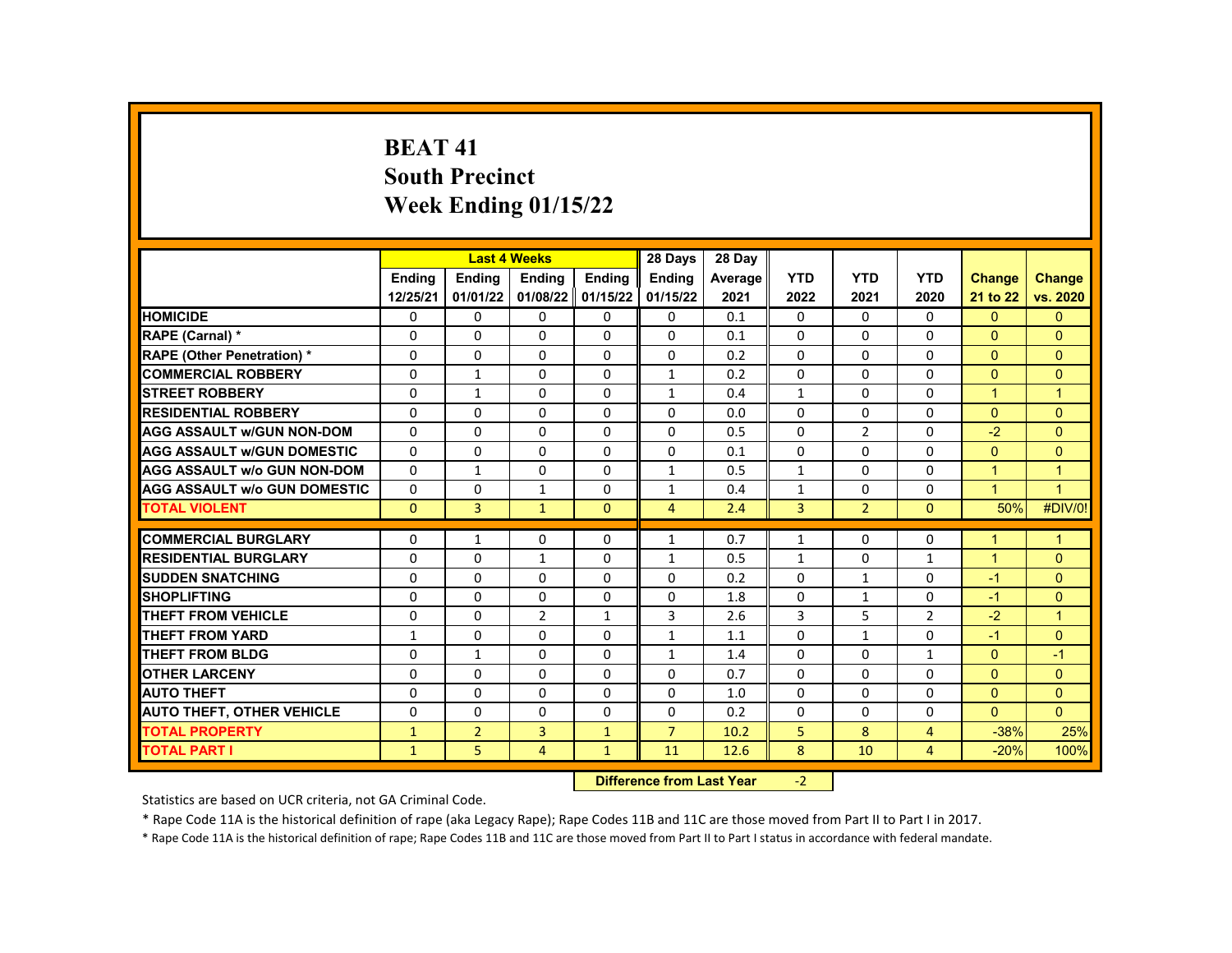# BEAT 41
# South Precinct
# Week Ending 01/15/22

| | Last 4 Weeks | | | | 28 Days | 28 Day | | | | | |
|---|---|---|---|---|---|---|---|---|---|---|---|
| | Ending 12/25/21 | Ending 01/01/22 | Ending 01/08/22 | Ending 01/15/22 | Ending 01/15/22 | Average 2021 | YTD 2022 | YTD 2021 | YTD 2020 | Change 21 to 22 | Change vs. 2020 |
| **HOMICIDE** | 0 | 0 | 0 | 0 | 0 | 0.1 | 0 | 0 | 0 | 0 | 0 |
| **RAPE (Carnal) *** | 0 | 0 | 0 | 0 | 0 | 0.1 | 0 | 0 | 0 | 0 | 0 |
| **RAPE (Other Penetration) *** | 0 | 0 | 0 | 0 | 0 | 0.2 | 0 | 0 | 0 | 0 | 0 |
| **COMMERCIAL ROBBERY** | 0 | 1 | 0 | 0 | 1 | 0.2 | 0 | 0 | 0 | 0 | 0 |
| **STREET ROBBERY** | 0 | 1 | 0 | 0 | 1 | 0.4 | 1 | 0 | 0 | 1 | 1 |
| **RESIDENTIAL ROBBERY** | 0 | 0 | 0 | 0 | 0 | 0.0 | 0 | 0 | 0 | 0 | 0 |
| **AGG ASSAULT w/GUN NON-DOM** | 0 | 0 | 0 | 0 | 0 | 0.5 | 0 | 2 | 0 | -2 | 0 |
| **AGG ASSAULT w/GUN DOMESTIC** | 0 | 0 | 0 | 0 | 0 | 0.1 | 0 | 0 | 0 | 0 | 0 |
| **AGG ASSAULT w/o GUN NON-DOM** | 0 | 1 | 0 | 0 | 1 | 0.5 | 1 | 0 | 0 | 1 | 1 |
| **AGG ASSAULT w/o GUN DOMESTIC** | 0 | 0 | 1 | 0 | 1 | 0.4 | 1 | 0 | 0 | 1 | 1 |
| **TOTAL VIOLENT** | 0 | 3 | 1 | 0 | 4 | 2.4 | 3 | 2 | 0 | 50% | #DIV/0! |
| **COMMERCIAL BURGLARY** | 0 | 1 | 0 | 0 | 1 | 0.7 | 1 | 0 | 0 | 1 | 1 |
| **RESIDENTIAL BURGLARY** | 0 | 0 | 1 | 0 | 1 | 0.5 | 1 | 0 | 1 | 1 | 0 |
| **SUDDEN SNATCHING** | 0 | 0 | 0 | 0 | 0 | 0.2 | 0 | 1 | 0 | -1 | 0 |
| **SHOPLIFTING** | 0 | 0 | 0 | 0 | 0 | 1.8 | 0 | 1 | 0 | -1 | 0 |
| **THEFT FROM VEHICLE** | 0 | 0 | 2 | 1 | 3 | 2.6 | 3 | 5 | 2 | -2 | 1 |
| **THEFT FROM YARD** | 1 | 0 | 0 | 0 | 1 | 1.1 | 0 | 1 | 0 | -1 | 0 |
| **THEFT FROM BLDG** | 0 | 1 | 0 | 0 | 1 | 1.4 | 0 | 0 | 1 | 0 | -1 |
| **OTHER LARCENY** | 0 | 0 | 0 | 0 | 0 | 0.7 | 0 | 0 | 0 | 0 | 0 |
| **AUTO THEFT** | 0 | 0 | 0 | 0 | 0 | 1.0 | 0 | 0 | 0 | 0 | 0 |
| **AUTO THEFT, OTHER VEHICLE** | 0 | 0 | 0 | 0 | 0 | 0.2 | 0 | 0 | 0 | 0 | 0 |
| **TOTAL PROPERTY** | 1 | 2 | 3 | 1 | 7 | 10.2 | 5 | 8 | 4 | -38% | 25% |
| **TOTAL PART I** | 1 | 5 | 4 | 1 | 11 | 12.6 | 8 | 10 | 4 | -20% | 100% |

**Difference from Last Year** -2

Statistics are based on UCR criteria, not GA Criminal Code.

* Rape Code 11A is the historical definition of rape (aka Legacy Rape); Rape Codes 11B and 11C are those moved from Part II to Part I in 2017.

* Rape Code 11A is the historical definition of rape; Rape Codes 11B and 11C are those moved from Part II to Part I status in accordance with federal mandate.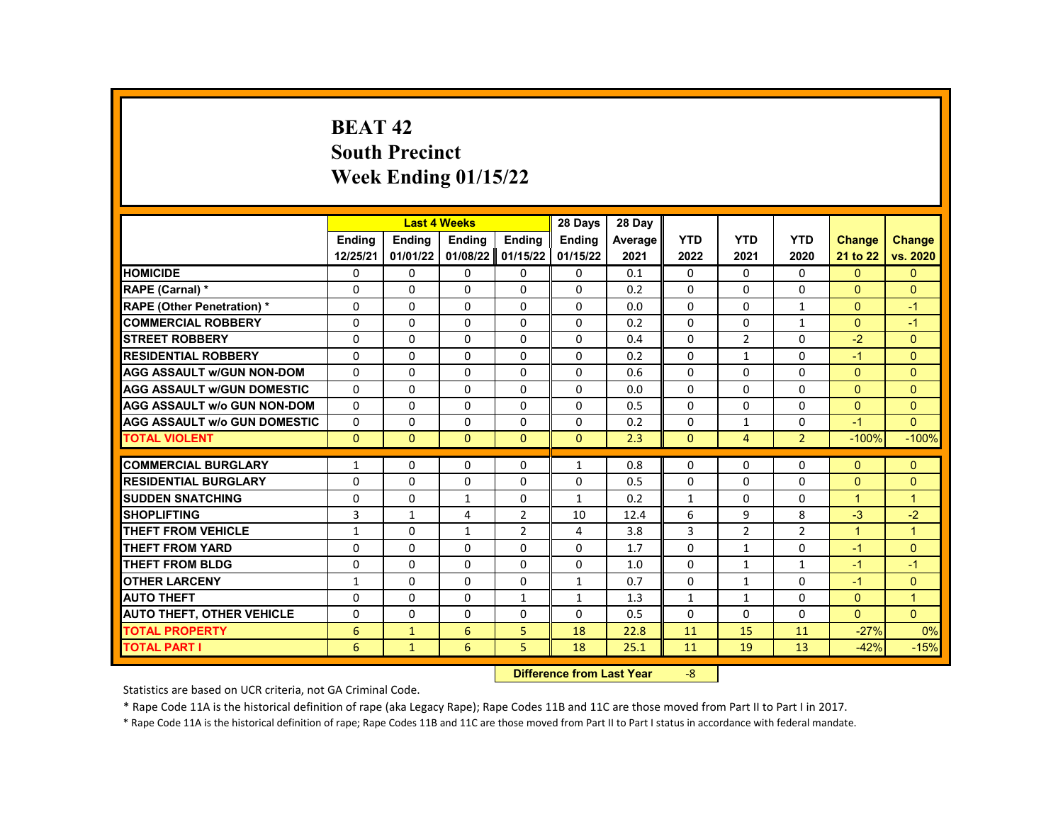# BEAT 42
## South Precinct
## Week Ending 01/15/22

| | Last 4 Weeks | | | | 28 Days | 28 Day | | | | | |
|---|---|---|---|---|---|---|---|---|---|---|---|
| | Ending 12/25/21 | Ending 01/01/22 | Ending 01/08/22 | Ending 01/15/22 | Ending 01/15/22 | Average 2021 | YTD 2022 | YTD 2021 | YTD 2020 | Change 21 to 22 | Change vs. 2020 |
| HOMICIDE | 0 | 0 | 0 | 0 | 0 | 0.1 | 0 | 0 | 0 | 0 | 0 |
| RAPE (Carnal) * | 0 | 0 | 0 | 0 | 0 | 0.2 | 0 | 0 | 0 | 0 | 0 |
| RAPE (Other Penetration) * | 0 | 0 | 0 | 0 | 0 | 0.0 | 0 | 0 | 1 | 0 | -1 |
| COMMERCIAL ROBBERY | 0 | 0 | 0 | 0 | 0 | 0.2 | 0 | 0 | 1 | 0 | -1 |
| STREET ROBBERY | 0 | 0 | 0 | 0 | 0 | 0.4 | 0 | 2 | 0 | -2 | 0 |
| RESIDENTIAL ROBBERY | 0 | 0 | 0 | 0 | 0 | 0.2 | 0 | 1 | 0 | -1 | 0 |
| AGG ASSAULT w/GUN NON-DOM | 0 | 0 | 0 | 0 | 0 | 0.6 | 0 | 0 | 0 | 0 | 0 |
| AGG ASSAULT w/GUN DOMESTIC | 0 | 0 | 0 | 0 | 0 | 0.0 | 0 | 0 | 0 | 0 | 0 |
| AGG ASSAULT w/o GUN NON-DOM | 0 | 0 | 0 | 0 | 0 | 0.5 | 0 | 0 | 0 | 0 | 0 |
| AGG ASSAULT w/o GUN DOMESTIC | 0 | 0 | 0 | 0 | 0 | 0.2 | 0 | 1 | 0 | -1 | 0 |
| TOTAL VIOLENT | 0 | 0 | 0 | 0 | 0 | 2.3 | 0 | 4 | 2 | -100% | -100% |
| COMMERCIAL BURGLARY | 1 | 0 | 0 | 0 | 1 | 0.8 | 0 | 0 | 0 | 0 | 0 |
| RESIDENTIAL BURGLARY | 0 | 0 | 0 | 0 | 0 | 0.5 | 0 | 0 | 0 | 0 | 0 |
| SUDDEN SNATCHING | 0 | 0 | 1 | 0 | 1 | 0.2 | 1 | 0 | 0 | 1 | 1 |
| SHOPLIFTING | 3 | 1 | 4 | 2 | 10 | 12.4 | 6 | 9 | 8 | -3 | -2 |
| THEFT FROM VEHICLE | 1 | 0 | 1 | 2 | 4 | 3.8 | 3 | 2 | 2 | 1 | 1 |
| THEFT FROM YARD | 0 | 0 | 0 | 0 | 0 | 1.7 | 0 | 1 | 0 | -1 | 0 |
| THEFT FROM BLDG | 0 | 0 | 0 | 0 | 0 | 1.0 | 0 | 1 | 1 | -1 | -1 |
| OTHER LARCENY | 1 | 0 | 0 | 0 | 1 | 0.7 | 0 | 1 | 0 | -1 | 0 |
| AUTO THEFT | 0 | 0 | 0 | 1 | 1 | 1.3 | 1 | 1 | 0 | 0 | 1 |
| AUTO THEFT, OTHER VEHICLE | 0 | 0 | 0 | 0 | 0 | 0.5 | 0 | 0 | 0 | 0 | 0 |
| TOTAL PROPERTY | 6 | 1 | 6 | 5 | 18 | 22.8 | 11 | 15 | 11 | -27% | 0% |
| TOTAL PART I | 6 | 1 | 6 | 5 | 18 | 25.1 | 11 | 19 | 13 | -42% | -15% |

**Difference from Last Year** -8

Statistics are based on UCR criteria, not GA Criminal Code.

* Rape Code 11A is the historical definition of rape (aka Legacy Rape); Rape Codes 11B and 11C are those moved from Part II to Part I in 2017.

* Rape Code 11A is the historical definition of rape; Rape Codes 11B and 11C are those moved from Part II to Part I status in accordance with federal mandate.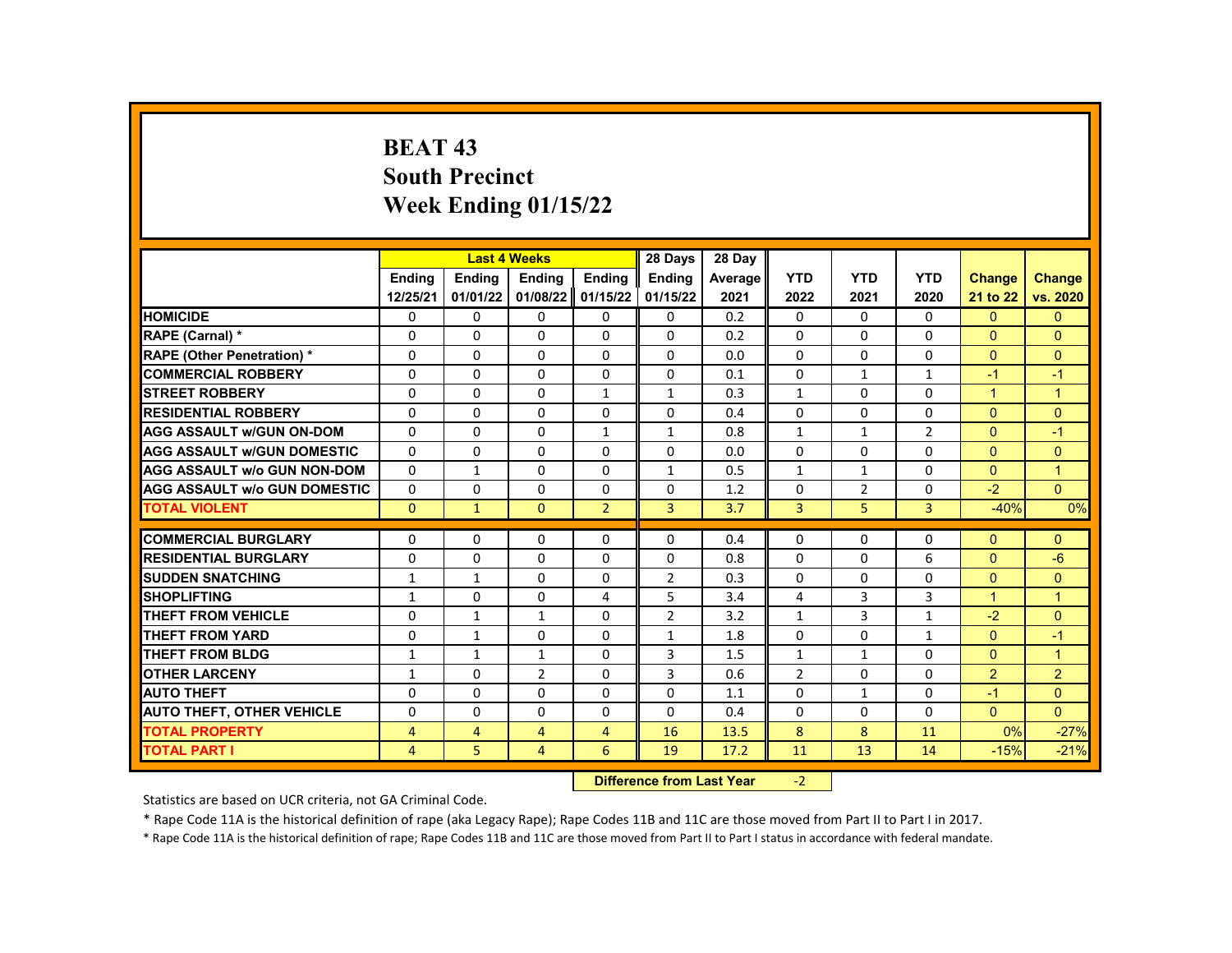# BEAT 43
# South Precinct
# Week Ending 01/15/22

| | Last 4 Weeks | | | | 28 Days | 28 Day | | | | | |
|---|---|---|---|---|---|---|---|---|---|---|---|
| | Ending 12/25/21 | Ending 01/01/22 | Ending 01/08/22 | Ending 01/15/22 | Ending 01/15/22 | Average 2021 | YTD 2022 | YTD 2021 | YTD 2020 | Change 21 to 22 | Change vs. 2020 |
| HOMICIDE | 0 | 0 | 0 | 0 | 0 | 0.2 | 0 | 0 | 0 | 0 | 0 |
| RAPE (Carnal) * | 0 | 0 | 0 | 0 | 0 | 0.2 | 0 | 0 | 0 | 0 | 0 |
| RAPE (Other Penetration) * | 0 | 0 | 0 | 0 | 0 | 0.0 | 0 | 0 | 0 | 0 | 0 |
| COMMERCIAL ROBBERY | 0 | 0 | 0 | 0 | 0 | 0.1 | 0 | 1 | 1 | -1 | -1 |
| STREET ROBBERY | 0 | 0 | 0 | 1 | 1 | 0.3 | 1 | 0 | 0 | 1 | 1 |
| RESIDENTIAL ROBBERY | 0 | 0 | 0 | 0 | 0 | 0.4 | 0 | 0 | 0 | 0 | 0 |
| AGG ASSAULT w/GUN ON-DOM | 0 | 0 | 0 | 1 | 1 | 0.8 | 1 | 1 | 2 | 0 | -1 |
| AGG ASSAULT w/GUN DOMESTIC | 0 | 0 | 0 | 0 | 0 | 0.0 | 0 | 0 | 0 | 0 | 0 |
| AGG ASSAULT w/o GUN NON-DOM | 0 | 1 | 0 | 0 | 1 | 0.5 | 1 | 1 | 0 | 0 | 1 |
| AGG ASSAULT w/o GUN DOMESTIC | 0 | 0 | 0 | 0 | 0 | 1.2 | 0 | 2 | 0 | -2 | 0 |
| TOTAL VIOLENT | 0 | 1 | 0 | 2 | 3 | 3.7 | 3 | 5 | 3 | -40% | 0% |
| COMMERCIAL BURGLARY | 0 | 0 | 0 | 0 | 0 | 0.4 | 0 | 0 | 0 | 0 | 0 |
| RESIDENTIAL BURGLARY | 0 | 0 | 0 | 0 | 0 | 0.8 | 0 | 0 | 6 | 0 | -6 |
| SUDDEN SNATCHING | 1 | 1 | 0 | 0 | 2 | 0.3 | 0 | 0 | 0 | 0 | 0 |
| SHOPLIFTING | 1 | 0 | 0 | 4 | 5 | 3.4 | 4 | 3 | 3 | 1 | 1 |
| THEFT FROM VEHICLE | 0 | 1 | 1 | 0 | 2 | 3.2 | 1 | 3 | 1 | -2 | 0 |
| THEFT FROM YARD | 0 | 1 | 0 | 0 | 1 | 1.8 | 0 | 0 | 1 | 0 | -1 |
| THEFT FROM BLDG | 1 | 1 | 1 | 0 | 3 | 1.5 | 1 | 1 | 0 | 0 | 1 |
| OTHER LARCENY | 1 | 0 | 2 | 0 | 3 | 0.6 | 2 | 0 | 0 | 2 | 2 |
| AUTO THEFT | 0 | 0 | 0 | 0 | 0 | 1.1 | 0 | 1 | 0 | -1 | 0 |
| AUTO THEFT, OTHER VEHICLE | 0 | 0 | 0 | 0 | 0 | 0.4 | 0 | 0 | 0 | 0 | 0 |
| TOTAL PROPERTY | 4 | 4 | 4 | 4 | 16 | 13.5 | 8 | 8 | 11 | 0% | -27% |
| TOTAL PART I | 4 | 5 | 4 | 6 | 19 | 17.2 | 11 | 13 | 14 | -15% | -21% |

**Difference from Last Year** -2

Statistics are based on UCR criteria, not GA Criminal Code.

* Rape Code 11A is the historical definition of rape (aka Legacy Rape); Rape Codes 11B and 11C are those moved from Part II to Part I in 2017.

* Rape Code 11A is the historical definition of rape; Rape Codes 11B and 11C are those moved from Part II to Part I status in accordance with federal mandate.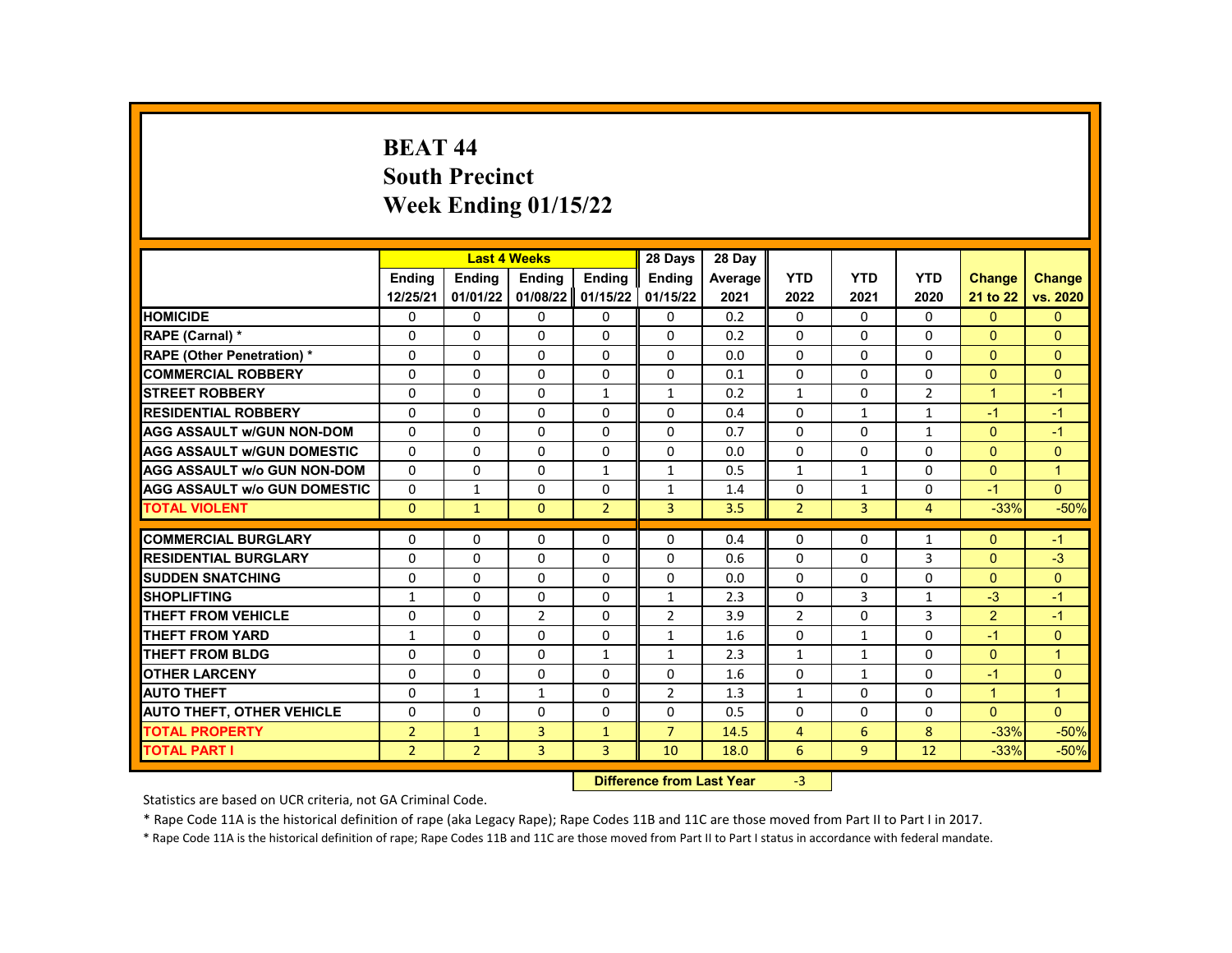# BEAT 44
# South Precinct
# Week Ending 01/15/22

| | Last 4 Weeks | | | | 28 Days | 28 Day | | | | | |
|---|---|---|---|---|---|---|---|---|---|---|---|
| | Ending 12/25/21 | Ending 01/01/22 | Ending 01/08/22 | Ending 01/15/22 | Ending 01/15/22 | Average 2021 | YTD 2022 | YTD 2021 | YTD 2020 | Change 21 to 22 | Change vs. 2020 |
| HOMICIDE | 0 | 0 | 0 | 0 | 0 | 0.2 | 0 | 0 | 0 | 0 | 0 |
| RAPE (Carnal) * | 0 | 0 | 0 | 0 | 0 | 0.2 | 0 | 0 | 0 | 0 | 0 |
| RAPE (Other Penetration) * | 0 | 0 | 0 | 0 | 0 | 0.0 | 0 | 0 | 0 | 0 | 0 |
| COMMERCIAL ROBBERY | 0 | 0 | 0 | 0 | 0 | 0.1 | 0 | 0 | 0 | 0 | 0 |
| STREET ROBBERY | 0 | 0 | 0 | 1 | 1 | 0.2 | 1 | 0 | 2 | 1 | -1 |
| RESIDENTIAL ROBBERY | 0 | 0 | 0 | 0 | 0 | 0.4 | 0 | 1 | 1 | -1 | -1 |
| AGG ASSAULT w/GUN NON-DOM | 0 | 0 | 0 | 0 | 0 | 0.7 | 0 | 0 | 1 | 0 | -1 |
| AGG ASSAULT w/GUN DOMESTIC | 0 | 0 | 0 | 0 | 0 | 0.0 | 0 | 0 | 0 | 0 | 0 |
| AGG ASSAULT w/o GUN NON-DOM | 0 | 0 | 0 | 1 | 1 | 0.5 | 1 | 1 | 0 | 0 | 1 |
| AGG ASSAULT w/o GUN DOMESTIC | 0 | 1 | 0 | 0 | 1 | 1.4 | 0 | 1 | 0 | -1 | 0 |
| TOTAL VIOLENT | 0 | 1 | 0 | 2 | 3 | 3.5 | 2 | 3 | 4 | -33% | -50% |
| COMMERCIAL BURGLARY | 0 | 0 | 0 | 0 | 0 | 0.4 | 0 | 0 | 1 | 0 | -1 |
| RESIDENTIAL BURGLARY | 0 | 0 | 0 | 0 | 0 | 0.6 | 0 | 0 | 3 | 0 | -3 |
| SUDDEN SNATCHING | 0 | 0 | 0 | 0 | 0 | 0.0 | 0 | 0 | 0 | 0 | 0 |
| SHOPLIFTING | 1 | 0 | 0 | 0 | 1 | 2.3 | 0 | 3 | 1 | -3 | -1 |
| THEFT FROM VEHICLE | 0 | 0 | 2 | 0 | 2 | 3.9 | 2 | 0 | 3 | 2 | -1 |
| THEFT FROM YARD | 1 | 0 | 0 | 0 | 1 | 1.6 | 0 | 1 | 0 | -1 | 0 |
| THEFT FROM BLDG | 0 | 0 | 0 | 1 | 1 | 2.3 | 1 | 1 | 0 | 0 | 1 |
| OTHER LARCENY | 0 | 0 | 0 | 0 | 0 | 1.6 | 0 | 1 | 0 | -1 | 0 |
| AUTO THEFT | 0 | 1 | 1 | 0 | 2 | 1.3 | 1 | 0 | 0 | 1 | 1 |
| AUTO THEFT, OTHER VEHICLE | 0 | 0 | 0 | 0 | 0 | 0.5 | 0 | 0 | 0 | 0 | 0 |
| TOTAL PROPERTY | 2 | 1 | 3 | 1 | 7 | 14.5 | 4 | 6 | 8 | -33% | -50% |
| TOTAL PART I | 2 | 2 | 3 | 3 | 10 | 18.0 | 6 | 9 | 12 | -33% | -50% |

| Difference from Last Year | -3 |
|---|---|

Statistics are based on UCR criteria, not GA Criminal Code.

* Rape Code 11A is the historical definition of rape (aka Legacy Rape); Rape Codes 11B and 11C are those moved from Part II to Part I in 2017.

* Rape Code 11A is the historical definition of rape; Rape Codes 11B and 11C are those moved from Part II to Part I status in accordance with federal mandate.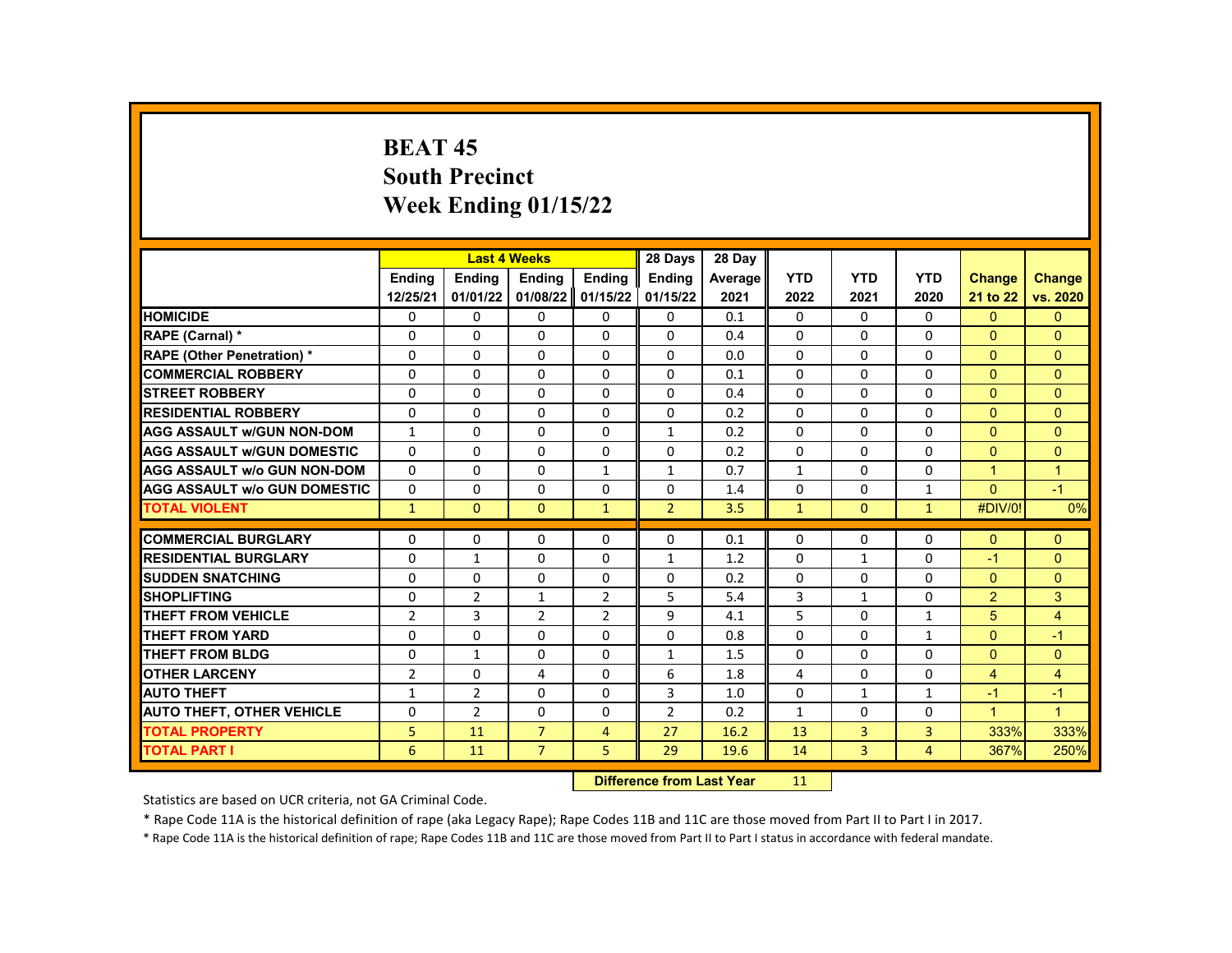# BEAT 45
# South Precinct
# Week Ending 01/15/22

| | Last 4 Weeks | | | | 28 Days | 28 Day | | | | | |
|---|---|---|---|---|---|---|---|---|---|---|---|
| | Ending 12/25/21 | Ending 01/01/22 | Ending 01/08/22 | Ending 01/15/22 | Ending 01/15/22 | Average 2021 | YTD 2022 | YTD 2021 | YTD 2020 | Change 21 to 22 | Change vs. 2020 |
| HOMICIDE | 0 | 0 | 0 | 0 | 0 | 0.1 | 0 | 0 | 0 | 0 | 0 |
| RAPE (Carnal) * | 0 | 0 | 0 | 0 | 0 | 0.4 | 0 | 0 | 0 | 0 | 0 |
| RAPE (Other Penetration) * | 0 | 0 | 0 | 0 | 0 | 0.0 | 0 | 0 | 0 | 0 | 0 |
| COMMERCIAL ROBBERY | 0 | 0 | 0 | 0 | 0 | 0.1 | 0 | 0 | 0 | 0 | 0 |
| STREET ROBBERY | 0 | 0 | 0 | 0 | 0 | 0.4 | 0 | 0 | 0 | 0 | 0 |
| RESIDENTIAL ROBBERY | 0 | 0 | 0 | 0 | 0 | 0.2 | 0 | 0 | 0 | 0 | 0 |
| AGG ASSAULT w/GUN NON-DOM | 1 | 0 | 0 | 0 | 1 | 0.2 | 0 | 0 | 0 | 0 | 0 |
| AGG ASSAULT w/GUN DOMESTIC | 0 | 0 | 0 | 0 | 0 | 0.2 | 0 | 0 | 0 | 0 | 0 |
| AGG ASSAULT w/o GUN NON-DOM | 0 | 0 | 0 | 1 | 1 | 0.7 | 1 | 0 | 0 | 1 | 1 |
| AGG ASSAULT w/o GUN DOMESTIC | 0 | 0 | 0 | 0 | 0 | 1.4 | 0 | 0 | 1 | 0 | -1 |
| TOTAL VIOLENT | 1 | 0 | 0 | 1 | 2 | 3.5 | 1 | 0 | 1 | #DIV/0! | 0% |
| COMMERCIAL BURGLARY | 0 | 0 | 0 | 0 | 0 | 0.1 | 0 | 0 | 0 | 0 | 0 |
| RESIDENTIAL BURGLARY | 0 | 1 | 0 | 0 | 1 | 1.2 | 0 | 1 | 0 | -1 | 0 |
| SUDDEN SNATCHING | 0 | 0 | 0 | 0 | 0 | 0.2 | 0 | 0 | 0 | 0 | 0 |
| SHOPLIFTING | 0 | 2 | 1 | 2 | 5 | 5.4 | 3 | 1 | 0 | 2 | 3 |
| THEFT FROM VEHICLE | 2 | 3 | 2 | 2 | 9 | 4.1 | 5 | 0 | 1 | 5 | 4 |
| THEFT FROM YARD | 0 | 0 | 0 | 0 | 0 | 0.8 | 0 | 0 | 1 | 0 | -1 |
| THEFT FROM BLDG | 0 | 1 | 0 | 0 | 1 | 1.5 | 0 | 0 | 0 | 0 | 0 |
| OTHER LARCENY | 2 | 0 | 4 | 0 | 6 | 1.8 | 4 | 0 | 0 | 4 | 4 |
| AUTO THEFT | 1 | 2 | 0 | 0 | 3 | 1.0 | 0 | 1 | 1 | -1 | -1 |
| AUTO THEFT, OTHER VEHICLE | 0 | 2 | 0 | 0 | 2 | 0.2 | 1 | 0 | 0 | 1 | 1 |
| TOTAL PROPERTY | 5 | 11 | 7 | 4 | 27 | 16.2 | 13 | 3 | 3 | 333% | 333% |
| TOTAL PART I | 6 | 11 | 7 | 5 | 29 | 19.6 | 14 | 3 | 4 | 367% | 250% |

**Difference from Last Year** 11

Statistics are based on UCR criteria, not GA Criminal Code.

* Rape Code 11A is the historical definition of rape (aka Legacy Rape); Rape Codes 11B and 11C are those moved from Part II to Part I in 2017.

* Rape Code 11A is the historical definition of rape; Rape Codes 11B and 11C are those moved from Part II to Part I status in accordance with federal mandate.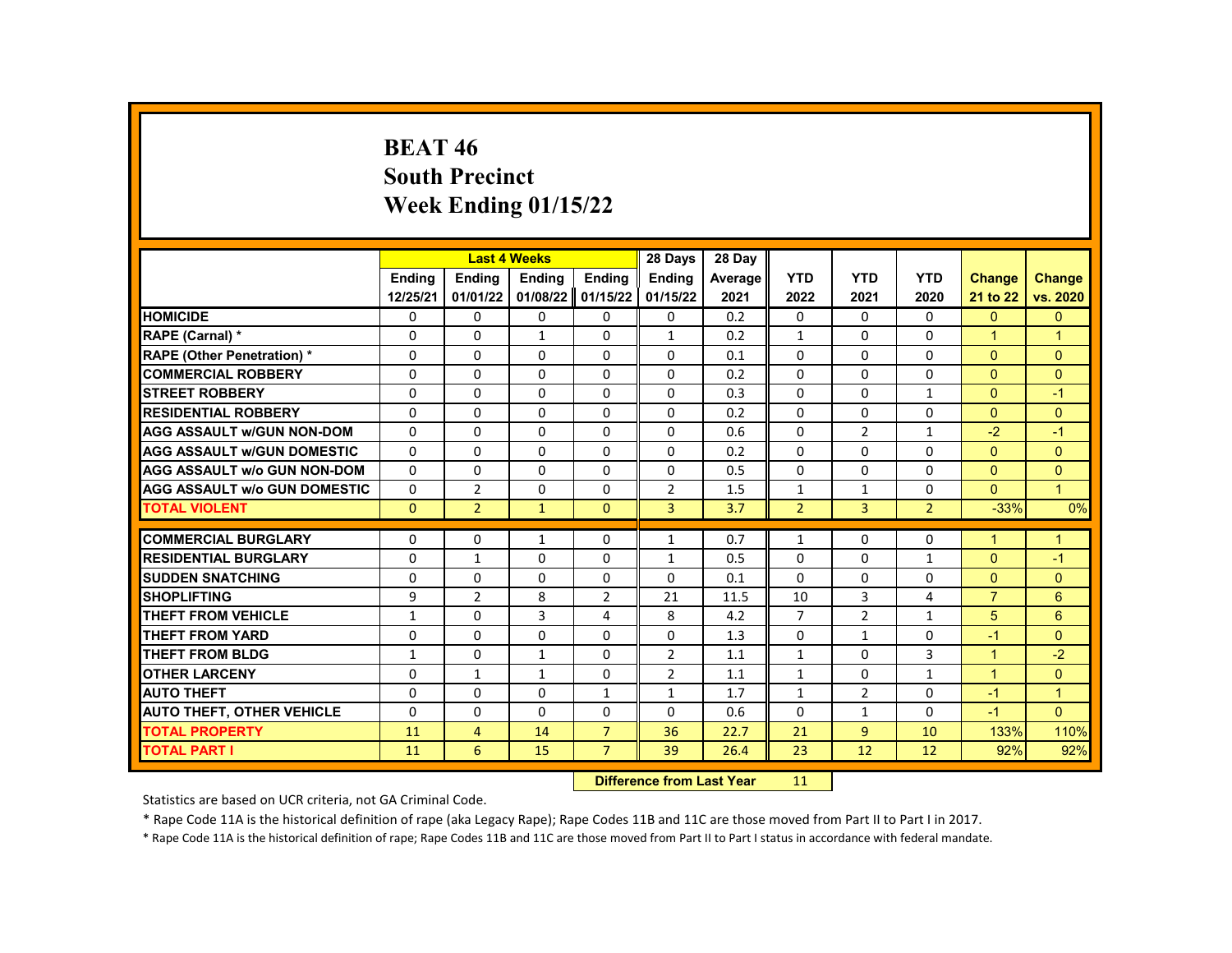# BEAT 46
# South Precinct
# Week Ending 01/15/22

| | Last 4 Weeks | | | | 28 Days | 28 Day | | | | | |
|---|---|---|---|---|---|---|---|---|---|---|---|
| | Ending 12/25/21 | Ending 01/01/22 | Ending 01/08/22 | Ending 01/15/22 | Ending 01/15/22 | Average 2021 | YTD 2022 | YTD 2021 | YTD 2020 | Change 21 to 22 | Change vs. 2020 |
| HOMICIDE | 0 | 0 | 0 | 0 | 0 | 0.2 | 0 | 0 | 0 | 0 | 0 |
| RAPE (Carnal) * | 0 | 0 | 1 | 0 | 1 | 0.2 | 1 | 0 | 0 | 1 | 1 |
| RAPE (Other Penetration) * | 0 | 0 | 0 | 0 | 0 | 0.1 | 0 | 0 | 0 | 0 | 0 |
| COMMERCIAL ROBBERY | 0 | 0 | 0 | 0 | 0 | 0.2 | 0 | 0 | 0 | 0 | 0 |
| STREET ROBBERY | 0 | 0 | 0 | 0 | 0 | 0.3 | 0 | 0 | 1 | 0 | -1 |
| RESIDENTIAL ROBBERY | 0 | 0 | 0 | 0 | 0 | 0.2 | 0 | 0 | 0 | 0 | 0 |
| AGG ASSAULT w/GUN NON-DOM | 0 | 0 | 0 | 0 | 0 | 0.6 | 0 | 2 | 1 | -2 | -1 |
| AGG ASSAULT w/GUN DOMESTIC | 0 | 0 | 0 | 0 | 0 | 0.2 | 0 | 0 | 0 | 0 | 0 |
| AGG ASSAULT w/o GUN NON-DOM | 0 | 0 | 0 | 0 | 0 | 0.5 | 0 | 0 | 0 | 0 | 0 |
| AGG ASSAULT w/o GUN DOMESTIC | 0 | 2 | 0 | 0 | 2 | 1.5 | 1 | 1 | 0 | 0 | 1 |
| TOTAL VIOLENT | 0 | 2 | 1 | 0 | 3 | 3.7 | 2 | 3 | 2 | -33% | 0% |
| COMMERCIAL BURGLARY | 0 | 0 | 1 | 0 | 1 | 0.7 | 1 | 0 | 0 | 1 | 1 |
| RESIDENTIAL BURGLARY | 0 | 1 | 0 | 0 | 1 | 0.5 | 0 | 0 | 1 | 0 | -1 |
| SUDDEN SNATCHING | 0 | 0 | 0 | 0 | 0 | 0.1 | 0 | 0 | 0 | 0 | 0 |
| SHOPLIFTING | 9 | 2 | 8 | 2 | 21 | 11.5 | 10 | 3 | 4 | 7 | 6 |
| THEFT FROM VEHICLE | 1 | 0 | 3 | 4 | 8 | 4.2 | 7 | 2 | 1 | 5 | 6 |
| THEFT FROM YARD | 0 | 0 | 0 | 0 | 0 | 1.3 | 0 | 1 | 0 | -1 | 0 |
| THEFT FROM BLDG | 1 | 0 | 1 | 0 | 2 | 1.1 | 1 | 0 | 3 | 1 | -2 |
| OTHER LARCENY | 0 | 1 | 1 | 0 | 2 | 1.1 | 1 | 0 | 1 | 1 | 0 |
| AUTO THEFT | 0 | 0 | 0 | 1 | 1 | 1.7 | 1 | 2 | 0 | -1 | 1 |
| AUTO THEFT, OTHER VEHICLE | 0 | 0 | 0 | 0 | 0 | 0.6 | 0 | 1 | 0 | -1 | 0 |
| TOTAL PROPERTY | 11 | 4 | 14 | 7 | 36 | 22.7 | 21 | 9 | 10 | 133% | 110% |
| TOTAL PART I | 11 | 6 | 15 | 7 | 39 | 26.4 | 23 | 12 | 12 | 92% | 92% |

**Difference from Last Year** 11

Statistics are based on UCR criteria, not GA Criminal Code.

* Rape Code 11A is the historical definition of rape (aka Legacy Rape); Rape Codes 11B and 11C are those moved from Part II to Part I in 2017.

* Rape Code 11A is the historical definition of rape; Rape Codes 11B and 11C are those moved from Part II to Part I status in accordance with federal mandate.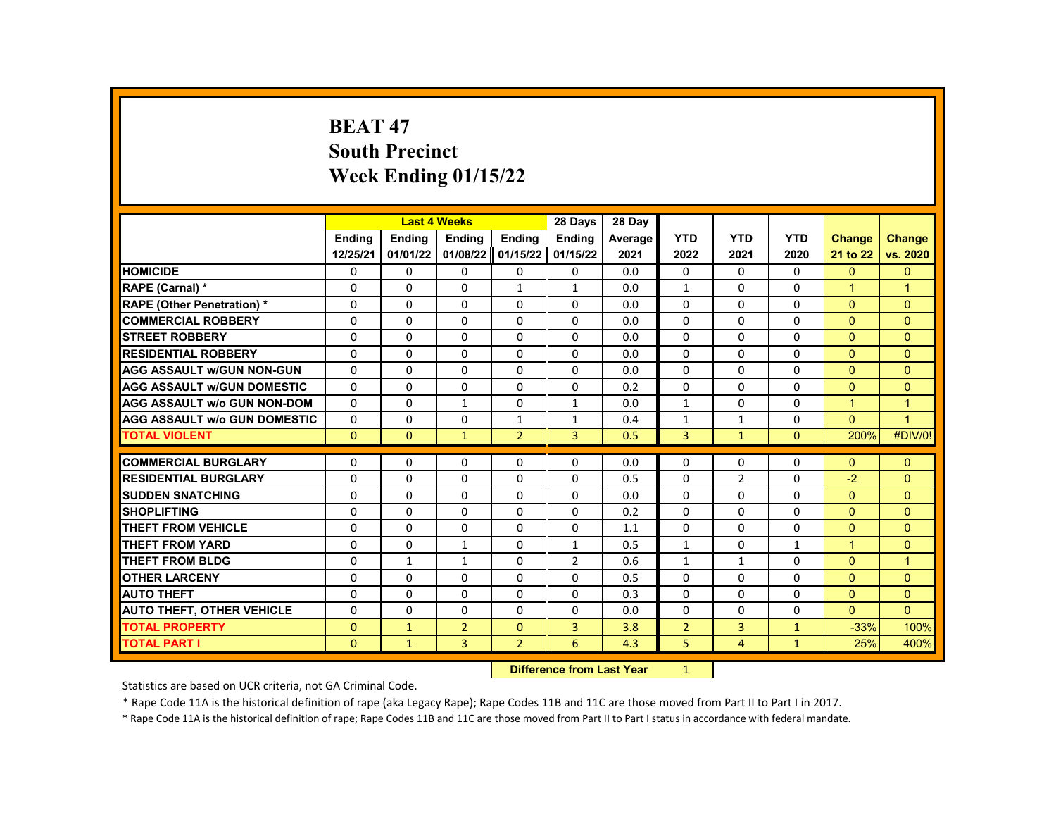# BEAT 47
# South Precinct
# Week Ending 01/15/22

| | Last 4 Weeks | | | | 28 Days | 28 Day | | | | | |
|---|---|---|---|---|---|---|---|---|---|---|---|
| | Ending 12/25/21 | Ending 01/01/22 | Ending 01/08/22 | Ending 01/15/22 | Ending 01/15/22 | Average 2021 | YTD 2022 | YTD 2021 | YTD 2020 | Change 21 to 22 | Change vs. 2020 |
| HOMICIDE | 0 | 0 | 0 | 0 | 0 | 0.0 | 0 | 0 | 0 | 0 | 0 |
| RAPE (Carnal) * | 0 | 0 | 0 | 1 | 1 | 0.0 | 1 | 0 | 0 | 1 | 1 |
| RAPE (Other Penetration) * | 0 | 0 | 0 | 0 | 0 | 0.0 | 0 | 0 | 0 | 0 | 0 |
| COMMERCIAL ROBBERY | 0 | 0 | 0 | 0 | 0 | 0.0 | 0 | 0 | 0 | 0 | 0 |
| STREET ROBBERY | 0 | 0 | 0 | 0 | 0 | 0.0 | 0 | 0 | 0 | 0 | 0 |
| RESIDENTIAL ROBBERY | 0 | 0 | 0 | 0 | 0 | 0.0 | 0 | 0 | 0 | 0 | 0 |
| AGG ASSAULT w/GUN NON-GUN | 0 | 0 | 0 | 0 | 0 | 0.0 | 0 | 0 | 0 | 0 | 0 |
| AGG ASSAULT w/GUN DOMESTIC | 0 | 0 | 0 | 0 | 0 | 0.2 | 0 | 0 | 0 | 0 | 0 |
| AGG ASSAULT w/o GUN NON-DOM | 0 | 0 | 1 | 0 | 1 | 0.0 | 1 | 0 | 0 | 1 | 1 |
| AGG ASSAULT w/o GUN DOMESTIC | 0 | 0 | 0 | 1 | 1 | 0.4 | 1 | 1 | 0 | 0 | 1 |
| TOTAL VIOLENT | 0 | 0 | 1 | 2 | 3 | 0.5 | 3 | 1 | 0 | 200% | #DIV/0! |
| COMMERCIAL BURGLARY | 0 | 0 | 0 | 0 | 0 | 0.0 | 0 | 0 | 0 | 0 | 0 |
| RESIDENTIAL BURGLARY | 0 | 0 | 0 | 0 | 0 | 0.5 | 0 | 2 | 0 | -2 | 0 |
| SUDDEN SNATCHING | 0 | 0 | 0 | 0 | 0 | 0.0 | 0 | 0 | 0 | 0 | 0 |
| SHOPLIFTING | 0 | 0 | 0 | 0 | 0 | 0.2 | 0 | 0 | 0 | 0 | 0 |
| THEFT FROM VEHICLE | 0 | 0 | 0 | 0 | 0 | 1.1 | 0 | 0 | 0 | 0 | 0 |
| THEFT FROM YARD | 0 | 0 | 1 | 0 | 1 | 0.5 | 1 | 0 | 1 | 1 | 0 |
| THEFT FROM BLDG | 0 | 1 | 1 | 0 | 2 | 0.6 | 1 | 1 | 0 | 0 | 1 |
| OTHER LARCENY | 0 | 0 | 0 | 0 | 0 | 0.5 | 0 | 0 | 0 | 0 | 0 |
| AUTO THEFT | 0 | 0 | 0 | 0 | 0 | 0.3 | 0 | 0 | 0 | 0 | 0 |
| AUTO THEFT, OTHER VEHICLE | 0 | 0 | 0 | 0 | 0 | 0.0 | 0 | 0 | 0 | 0 | 0 |
| TOTAL PROPERTY | 0 | 1 | 2 | 0 | 3 | 3.8 | 2 | 3 | 1 | -33% | 100% |
| TOTAL PART I | 0 | 1 | 3 | 2 | 6 | 4.3 | 5 | 4 | 1 | 25% | 400% |

**Difference from Last Year** 1

Statistics are based on UCR criteria, not GA Criminal Code.

* Rape Code 11A is the historical definition of rape (aka Legacy Rape); Rape Codes 11B and 11C are those moved from Part II to Part I in 2017.

* Rape Code 11A is the historical definition of rape; Rape Codes 11B and 11C are those moved from Part II to Part I status in accordance with federal mandate.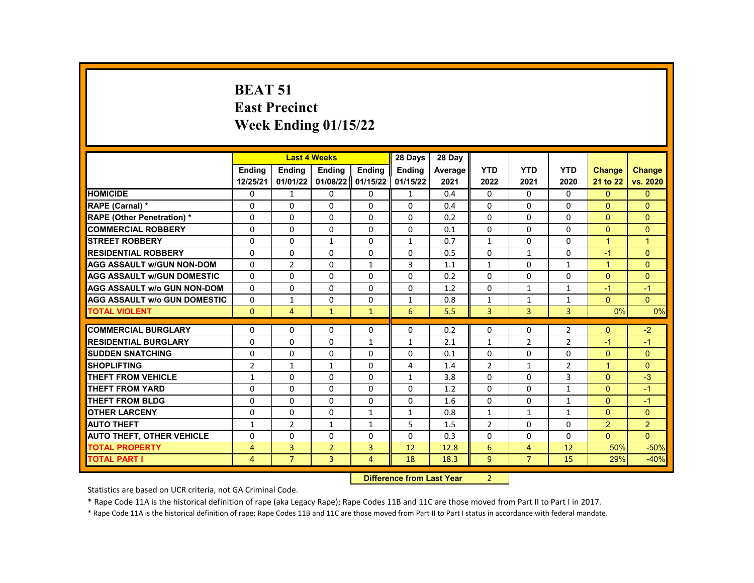# BEAT 51
# East Precinct
# Week Ending 01/15/22

| | Last 4 Weeks | | | | 28 Days | 28 Day | | | | | |
|---|---|---|---|---|---|---|---|---|---|---|---|
| | Ending 12/25/21 | Ending 01/01/22 | Ending 01/08/22 | Ending 01/15/22 | Ending 01/15/22 | Average 2021 | YTD 2022 | YTD 2021 | YTD 2020 | Change 21 to 22 | Change vs. 2020 |
| HOMICIDE | 0 | 1 | 0 | 0 | 1 | 0.4 | 0 | 0 | 0 | 0 | 0 |
| RAPE (Carnal) * | 0 | 0 | 0 | 0 | 0 | 0.4 | 0 | 0 | 0 | 0 | 0 |
| RAPE (Other Penetration) * | 0 | 0 | 0 | 0 | 0 | 0.2 | 0 | 0 | 0 | 0 | 0 |
| COMMERCIAL ROBBERY | 0 | 0 | 0 | 0 | 0 | 0.1 | 0 | 0 | 0 | 0 | 0 |
| STREET ROBBERY | 0 | 0 | 1 | 0 | 1 | 0.7 | 1 | 0 | 0 | 1 | 1 |
| RESIDENTIAL ROBBERY | 0 | 0 | 0 | 0 | 0 | 0.5 | 0 | 1 | 0 | -1 | 0 |
| AGG ASSAULT w/GUN NON-DOM | 0 | 2 | 0 | 1 | 3 | 1.1 | 1 | 0 | 1 | 1 | 0 |
| AGG ASSAULT w/GUN DOMESTIC | 0 | 0 | 0 | 0 | 0 | 0.2 | 0 | 0 | 0 | 0 | 0 |
| AGG ASSAULT w/o GUN NON-DOM | 0 | 0 | 0 | 0 | 0 | 1.2 | 0 | 1 | 1 | -1 | -1 |
| AGG ASSAULT w/o GUN DOMESTIC | 0 | 1 | 0 | 0 | 1 | 0.8 | 1 | 1 | 1 | 0 | 0 |
| TOTAL VIOLENT | 0 | 4 | 1 | 1 | 6 | 5.5 | 3 | 3 | 3 | 0% | 0% |
| COMMERCIAL BURGLARY | 0 | 0 | 0 | 0 | 0 | 0.2 | 0 | 0 | 2 | 0 | -2 |
| RESIDENTIAL BURGLARY | 0 | 0 | 0 | 1 | 1 | 2.1 | 1 | 2 | 2 | -1 | -1 |
| SUDDEN SNATCHING | 0 | 0 | 0 | 0 | 0 | 0.1 | 0 | 0 | 0 | 0 | 0 |
| SHOPLIFTING | 2 | 1 | 1 | 0 | 4 | 1.4 | 2 | 1 | 2 | 1 | 0 |
| THEFT FROM VEHICLE | 1 | 0 | 0 | 0 | 1 | 3.8 | 0 | 0 | 3 | 0 | -3 |
| THEFT FROM YARD | 0 | 0 | 0 | 0 | 0 | 1.2 | 0 | 0 | 1 | 0 | -1 |
| THEFT FROM BLDG | 0 | 0 | 0 | 0 | 0 | 1.6 | 0 | 0 | 1 | 0 | -1 |
| OTHER LARCENY | 0 | 0 | 0 | 1 | 1 | 0.8 | 1 | 1 | 1 | 0 | 0 |
| AUTO THEFT | 1 | 2 | 1 | 1 | 5 | 1.5 | 2 | 0 | 0 | 2 | 2 |
| AUTO THEFT, OTHER VEHICLE | 0 | 0 | 0 | 0 | 0 | 0.3 | 0 | 0 | 0 | 0 | 0 |
| TOTAL PROPERTY | 4 | 3 | 2 | 3 | 12 | 12.8 | 6 | 4 | 12 | 50% | -50% |
| TOTAL PART I | 4 | 7 | 3 | 4 | 18 | 18.3 | 9 | 7 | 15 | 29% | -40% |

**Difference from Last Year** 2

Statistics are based on UCR criteria, not GA Criminal Code.

* Rape Code 11A is the historical definition of rape (aka Legacy Rape); Rape Codes 11B and 11C are those moved from Part II to Part I in 2017.

* Rape Code 11A is the historical definition of rape; Rape Codes 11B and 11C are those moved from Part II to Part I status in accordance with federal mandate.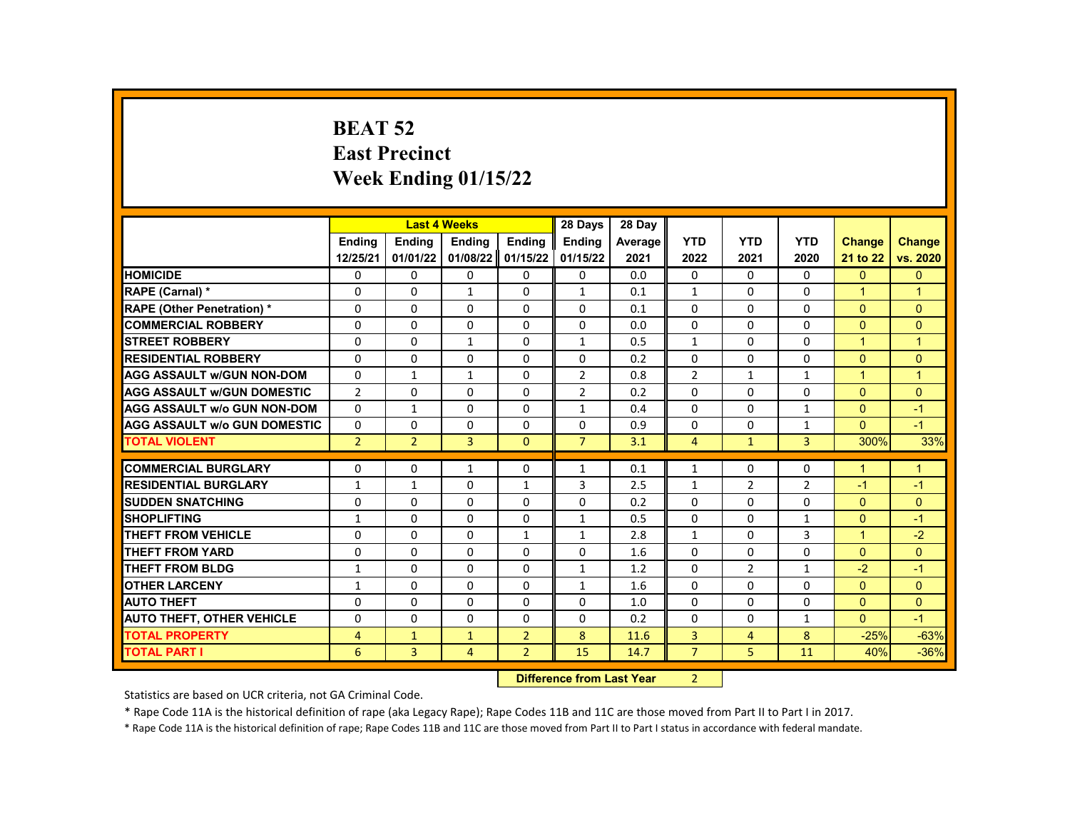# BEAT 52
# East Precinct
# Week Ending 01/15/22

| | Last 4 Weeks | | | | 28 Days | 28 Day | | | | | |
|---|---|---|---|---|---|---|---|---|---|---|---|
| | Ending 12/25/21 | Ending 01/01/22 | Ending 01/08/22 | Ending 01/15/22 | Ending 01/15/22 | Average 2021 | YTD 2022 | YTD 2021 | YTD 2020 | Change 21 to 22 | Change vs. 2020 |
| HOMICIDE | 0 | 0 | 0 | 0 | 0 | 0.0 | 0 | 0 | 0 | 0 | 0 |
| RAPE (Carnal) * | 0 | 0 | 1 | 0 | 1 | 0.1 | 1 | 0 | 0 | 1 | 1 |
| RAPE (Other Penetration) * | 0 | 0 | 0 | 0 | 0 | 0.1 | 0 | 0 | 0 | 0 | 0 |
| COMMERCIAL ROBBERY | 0 | 0 | 0 | 0 | 0 | 0.0 | 0 | 0 | 0 | 0 | 0 |
| STREET ROBBERY | 0 | 0 | 1 | 0 | 1 | 0.5 | 1 | 0 | 0 | 1 | 1 |
| RESIDENTIAL ROBBERY | 0 | 0 | 0 | 0 | 0 | 0.2 | 0 | 0 | 0 | 0 | 0 |
| AGG ASSAULT w/GUN NON-DOM | 0 | 1 | 1 | 0 | 2 | 0.8 | 2 | 1 | 1 | 1 | 1 |
| AGG ASSAULT w/GUN DOMESTIC | 2 | 0 | 0 | 0 | 2 | 0.2 | 0 | 0 | 0 | 0 | 0 |
| AGG ASSAULT w/o GUN NON-DOM | 0 | 1 | 0 | 0 | 1 | 0.4 | 0 | 0 | 1 | 0 | -1 |
| AGG ASSAULT w/o GUN DOMESTIC | 0 | 0 | 0 | 0 | 0 | 0.9 | 0 | 0 | 1 | 0 | -1 |
| TOTAL VIOLENT | 2 | 2 | 3 | 0 | 7 | 3.1 | 4 | 1 | 3 | 300% | 33% |
| COMMERCIAL BURGLARY | 0 | 0 | 1 | 0 | 1 | 0.1 | 1 | 0 | 0 | 1 | 1 |
| RESIDENTIAL BURGLARY | 1 | 1 | 0 | 1 | 3 | 2.5 | 1 | 2 | 2 | -1 | -1 |
| SUDDEN SNATCHING | 0 | 0 | 0 | 0 | 0 | 0.2 | 0 | 0 | 0 | 0 | 0 |
| SHOPLIFTING | 1 | 0 | 0 | 0 | 1 | 0.5 | 0 | 0 | 1 | 0 | -1 |
| THEFT FROM VEHICLE | 0 | 0 | 0 | 1 | 1 | 2.8 | 1 | 0 | 3 | 1 | -2 |
| THEFT FROM YARD | 0 | 0 | 0 | 0 | 0 | 1.6 | 0 | 0 | 0 | 0 | 0 |
| THEFT FROM BLDG | 1 | 0 | 0 | 0 | 1 | 1.2 | 0 | 2 | 1 | -2 | -1 |
| OTHER LARCENY | 1 | 0 | 0 | 0 | 1 | 1.6 | 0 | 0 | 0 | 0 | 0 |
| AUTO THEFT | 0 | 0 | 0 | 0 | 0 | 1.0 | 0 | 0 | 0 | 0 | 0 |
| AUTO THEFT, OTHER VEHICLE | 0 | 0 | 0 | 0 | 0 | 0.2 | 0 | 0 | 1 | 0 | -1 |
| TOTAL PROPERTY | 4 | 1 | 1 | 2 | 8 | 11.6 | 3 | 4 | 8 | -25% | -63% |
| TOTAL PART I | 6 | 3 | 4 | 2 | 15 | 14.7 | 7 | 5 | 11 | 40% | -36% |

**Difference from Last Year** 2

Statistics are based on UCR criteria, not GA Criminal Code.

* Rape Code 11A is the historical definition of rape (aka Legacy Rape); Rape Codes 11B and 11C are those moved from Part II to Part I in 2017.

* Rape Code 11A is the historical definition of rape; Rape Codes 11B and 11C are those moved from Part II to Part I status in accordance with federal mandate.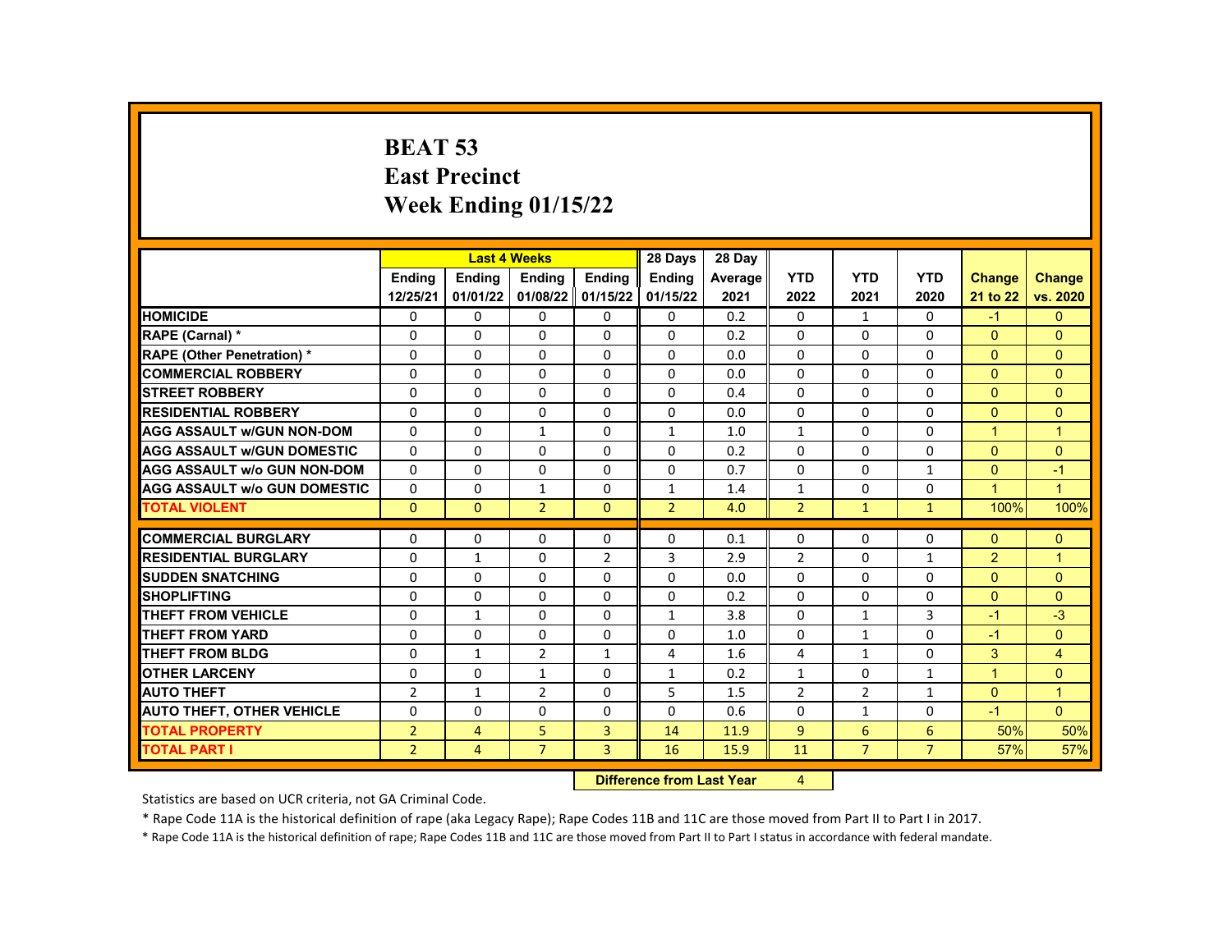# BEAT 53
# East Precinct
# Week Ending 01/15/22

| | Last 4 Weeks | | | | 28 Days | 28 Day | | | | | |
|---|---|---|---|---|---|---|---|---|---|---|---|
| | Ending 12/25/21 | Ending 01/01/22 | Ending 01/08/22 | Ending 01/15/22 | Ending 01/15/22 | Average 2021 | YTD 2022 | YTD 2021 | YTD 2020 | Change 21 to 22 | Change vs. 2020 |
| HOMICIDE | 0 | 0 | 0 | 0 | 0 | 0.2 | 0 | 1 | 0 | -1 | 0 |
| RAPE (Carnal) * | 0 | 0 | 0 | 0 | 0 | 0.2 | 0 | 0 | 0 | 0 | 0 |
| RAPE (Other Penetration) * | 0 | 0 | 0 | 0 | 0 | 0.0 | 0 | 0 | 0 | 0 | 0 |
| COMMERCIAL ROBBERY | 0 | 0 | 0 | 0 | 0 | 0.0 | 0 | 0 | 0 | 0 | 0 |
| STREET ROBBERY | 0 | 0 | 0 | 0 | 0 | 0.4 | 0 | 0 | 0 | 0 | 0 |
| RESIDENTIAL ROBBERY | 0 | 0 | 0 | 0 | 0 | 0.0 | 0 | 0 | 0 | 0 | 0 |
| AGG ASSAULT w/GUN NON-DOM | 0 | 0 | 1 | 0 | 1 | 1.0 | 1 | 0 | 0 | 1 | 1 |
| AGG ASSAULT w/GUN DOMESTIC | 0 | 0 | 0 | 0 | 0 | 0.2 | 0 | 0 | 0 | 0 | 0 |
| AGG ASSAULT w/o GUN NON-DOM | 0 | 0 | 0 | 0 | 0 | 0.7 | 0 | 0 | 1 | 0 | -1 |
| AGG ASSAULT w/o GUN DOMESTIC | 0 | 0 | 1 | 0 | 1 | 1.4 | 1 | 0 | 0 | 1 | 1 |
| TOTAL VIOLENT | 0 | 0 | 2 | 0 | 2 | 4.0 | 2 | 1 | 1 | 100% | 100% |
| COMMERCIAL BURGLARY | 0 | 0 | 0 | 0 | 0 | 0.1 | 0 | 0 | 0 | 0 | 0 |
| RESIDENTIAL BURGLARY | 0 | 1 | 0 | 2 | 3 | 2.9 | 2 | 0 | 1 | 2 | 1 |
| SUDDEN SNATCHING | 0 | 0 | 0 | 0 | 0 | 0.0 | 0 | 0 | 0 | 0 | 0 |
| SHOPLIFTING | 0 | 0 | 0 | 0 | 0 | 0.2 | 0 | 0 | 0 | 0 | 0 |
| THEFT FROM VEHICLE | 0 | 1 | 0 | 0 | 1 | 3.8 | 0 | 1 | 3 | -1 | -3 |
| THEFT FROM YARD | 0 | 0 | 0 | 0 | 0 | 1.0 | 0 | 1 | 0 | -1 | 0 |
| THEFT FROM BLDG | 0 | 1 | 2 | 1 | 4 | 1.6 | 4 | 1 | 0 | 3 | 4 |
| OTHER LARCENY | 0 | 0 | 1 | 0 | 1 | 0.2 | 1 | 0 | 1 | 1 | 0 |
| AUTO THEFT | 2 | 1 | 2 | 0 | 5 | 1.5 | 2 | 2 | 1 | 0 | 1 |
| AUTO THEFT, OTHER VEHICLE | 0 | 0 | 0 | 0 | 0 | 0.6 | 0 | 1 | 0 | -1 | 0 |
| TOTAL PROPERTY | 2 | 4 | 5 | 3 | 14 | 11.9 | 9 | 6 | 6 | 50% | 50% |
| TOTAL PART I | 2 | 4 | 7 | 3 | 16 | 15.9 | 11 | 7 | 7 | 57% | 57% |

**Difference from Last Year** 4

Statistics are based on UCR criteria, not GA Criminal Code.

* Rape Code 11A is the historical definition of rape (aka Legacy Rape); Rape Codes 11B and 11C are those moved from Part II to Part I in 2017.

* Rape Code 11A is the historical definition of rape; Rape Codes 11B and 11C are those moved from Part II to Part I status in accordance with federal mandate.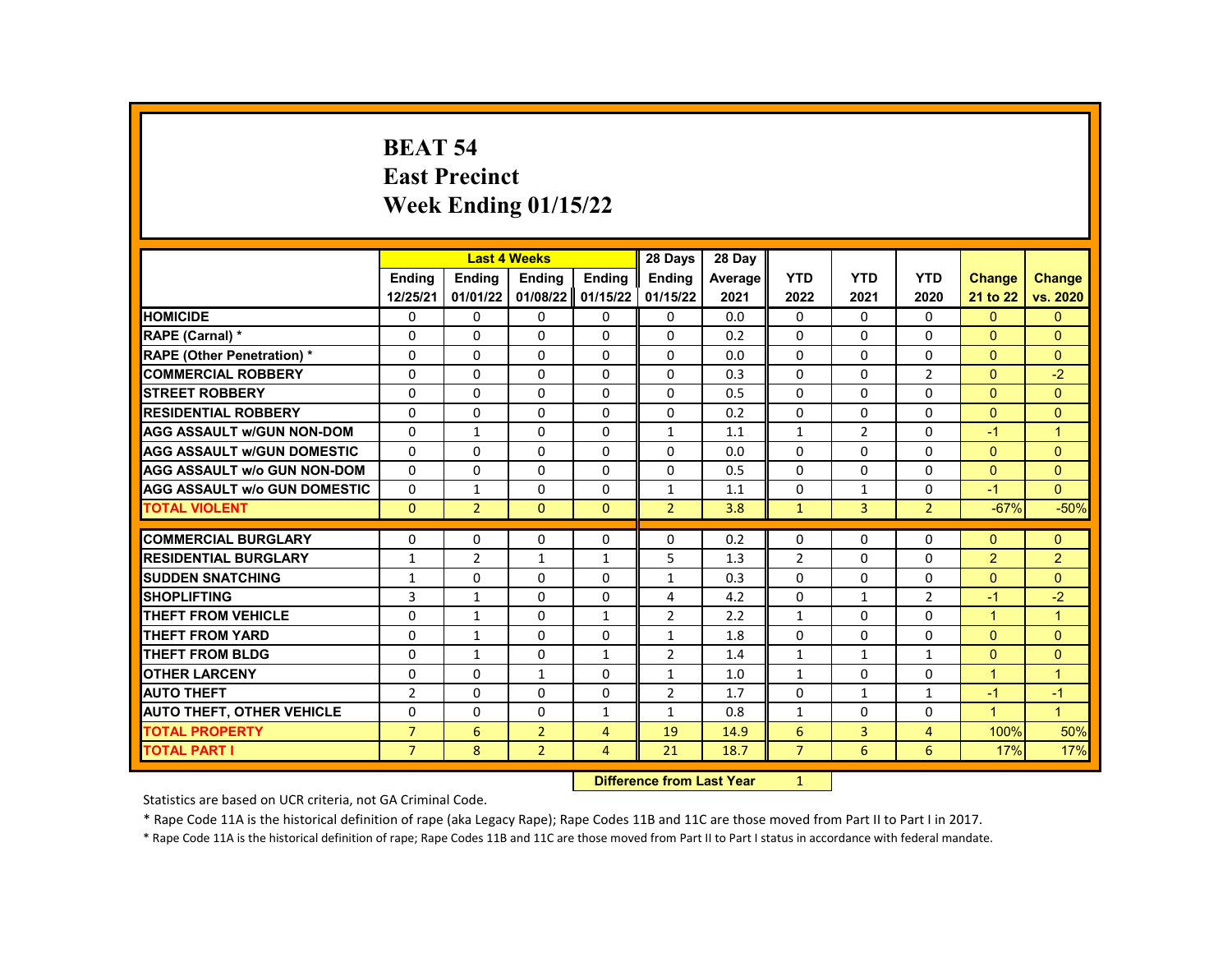# BEAT 54
# East Precinct
# Week Ending 01/15/22

| | Last 4 Weeks | | | | 28 Days | 28 Day | | | | | |
|---|---|---|---|---|---|---|---|---|---|---|---|
| | Ending 12/25/21 | Ending 01/01/22 | Ending 01/08/22 | Ending 01/15/22 | Ending 01/15/22 | Average 2021 | YTD 2022 | YTD 2021 | YTD 2020 | Change 21 to 22 | Change vs. 2020 |
| HOMICIDE | 0 | 0 | 0 | 0 | 0 | 0.0 | 0 | 0 | 0 | 0 | 0 |
| RAPE (Carnal) * | 0 | 0 | 0 | 0 | 0 | 0.2 | 0 | 0 | 0 | 0 | 0 |
| RAPE (Other Penetration) * | 0 | 0 | 0 | 0 | 0 | 0.0 | 0 | 0 | 0 | 0 | 0 |
| COMMERCIAL ROBBERY | 0 | 0 | 0 | 0 | 0 | 0.3 | 0 | 0 | 2 | 0 | -2 |
| STREET ROBBERY | 0 | 0 | 0 | 0 | 0 | 0.5 | 0 | 0 | 0 | 0 | 0 |
| RESIDENTIAL ROBBERY | 0 | 0 | 0 | 0 | 0 | 0.2 | 0 | 0 | 0 | 0 | 0 |
| AGG ASSAULT w/GUN NON-DOM | 0 | 1 | 0 | 0 | 1 | 1.1 | 1 | 2 | 0 | -1 | 1 |
| AGG ASSAULT w/GUN DOMESTIC | 0 | 0 | 0 | 0 | 0 | 0.0 | 0 | 0 | 0 | 0 | 0 |
| AGG ASSAULT w/o GUN NON-DOM | 0 | 0 | 0 | 0 | 0 | 0.5 | 0 | 0 | 0 | 0 | 0 |
| AGG ASSAULT w/o GUN DOMESTIC | 0 | 1 | 0 | 0 | 1 | 1.1 | 0 | 1 | 0 | -1 | 0 |
| TOTAL VIOLENT | 0 | 2 | 0 | 0 | 2 | 3.8 | 1 | 3 | 2 | -67% | -50% |
| COMMERCIAL BURGLARY | 0 | 0 | 0 | 0 | 0 | 0.2 | 0 | 0 | 0 | 0 | 0 |
| RESIDENTIAL BURGLARY | 1 | 2 | 1 | 1 | 5 | 1.3 | 2 | 0 | 0 | 2 | 2 |
| SUDDEN SNATCHING | 1 | 0 | 0 | 0 | 1 | 0.3 | 0 | 0 | 0 | 0 | 0 |
| SHOPLIFTING | 3 | 1 | 0 | 0 | 4 | 4.2 | 0 | 1 | 2 | -1 | -2 |
| THEFT FROM VEHICLE | 0 | 1 | 0 | 1 | 2 | 2.2 | 1 | 0 | 0 | 1 | 1 |
| THEFT FROM YARD | 0 | 1 | 0 | 0 | 1 | 1.8 | 0 | 0 | 0 | 0 | 0 |
| THEFT FROM BLDG | 0 | 1 | 0 | 1 | 2 | 1.4 | 1 | 1 | 1 | 0 | 0 |
| OTHER LARCENY | 0 | 0 | 1 | 0 | 1 | 1.0 | 1 | 0 | 0 | 1 | 1 |
| AUTO THEFT | 2 | 0 | 0 | 0 | 2 | 1.7 | 0 | 1 | 1 | -1 | -1 |
| AUTO THEFT, OTHER VEHICLE | 0 | 0 | 0 | 1 | 1 | 0.8 | 1 | 0 | 0 | 1 | 1 |
| TOTAL PROPERTY | 7 | 6 | 2 | 4 | 19 | 14.9 | 6 | 3 | 4 | 100% | 50% |
| TOTAL PART I | 7 | 8 | 2 | 4 | 21 | 18.7 | 7 | 6 | 6 | 17% | 17% |

**Difference from Last Year** 1

Statistics are based on UCR criteria, not GA Criminal Code.

* Rape Code 11A is the historical definition of rape (aka Legacy Rape); Rape Codes 11B and 11C are those moved from Part II to Part I in 2017.

* Rape Code 11A is the historical definition of rape; Rape Codes 11B and 11C are those moved from Part II to Part I status in accordance with federal mandate.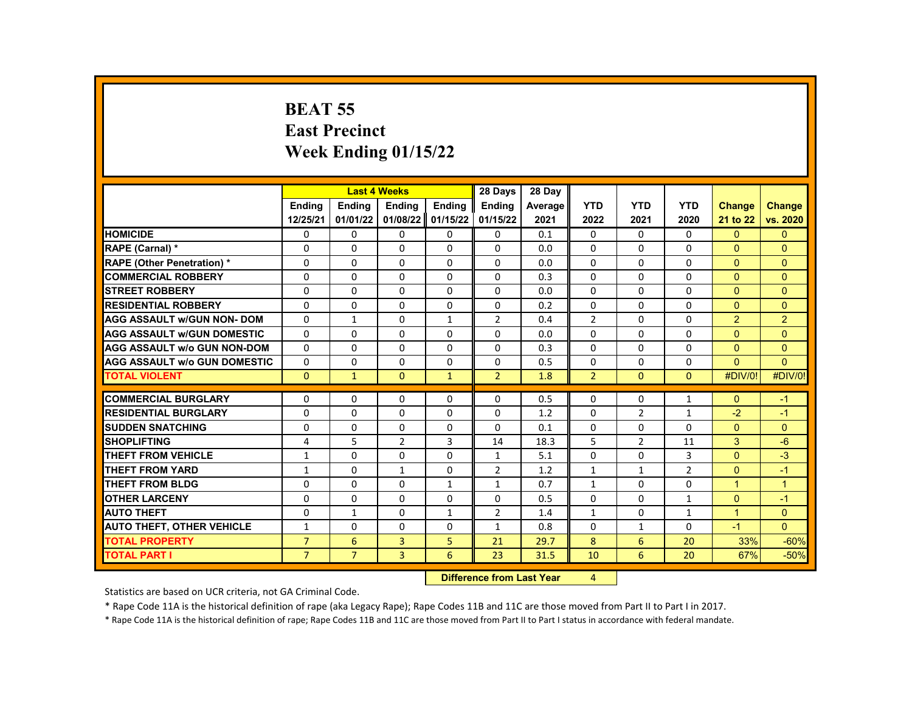# BEAT 55
## East Precinct
## Week Ending 01/15/22

| | Last 4 Weeks | | | | 28 Days | 28 Day | | | | | |
|---|---|---|---|---|---|---|---|---|---|---|---|
| | Ending 12/25/21 | Ending 01/01/22 | Ending 01/08/22 | Ending 01/15/22 | Ending 01/15/22 | Average 2021 | YTD 2022 | YTD 2021 | YTD 2020 | Change 21 to 22 | Change vs. 2020 |
| HOMICIDE | 0 | 0 | 0 | 0 | 0 | 0.1 | 0 | 0 | 0 | 0 | 0 |
| RAPE (Carnal) * | 0 | 0 | 0 | 0 | 0 | 0.0 | 0 | 0 | 0 | 0 | 0 |
| RAPE (Other Penetration) * | 0 | 0 | 0 | 0 | 0 | 0.0 | 0 | 0 | 0 | 0 | 0 |
| COMMERCIAL ROBBERY | 0 | 0 | 0 | 0 | 0 | 0.3 | 0 | 0 | 0 | 0 | 0 |
| STREET ROBBERY | 0 | 0 | 0 | 0 | 0 | 0.0 | 0 | 0 | 0 | 0 | 0 |
| RESIDENTIAL ROBBERY | 0 | 0 | 0 | 0 | 0 | 0.2 | 0 | 0 | 0 | 0 | 0 |
| AGG ASSAULT w/GUN NON- DOM | 0 | 1 | 0 | 1 | 2 | 0.4 | 2 | 0 | 0 | 2 | 2 |
| AGG ASSAULT w/GUN DOMESTIC | 0 | 0 | 0 | 0 | 0 | 0.0 | 0 | 0 | 0 | 0 | 0 |
| AGG ASSAULT w/o GUN NON-DOM | 0 | 0 | 0 | 0 | 0 | 0.3 | 0 | 0 | 0 | 0 | 0 |
| AGG ASSAULT w/o GUN DOMESTIC | 0 | 0 | 0 | 0 | 0 | 0.5 | 0 | 0 | 0 | 0 | 0 |
| TOTAL VIOLENT | 0 | 1 | 0 | 1 | 2 | 1.8 | 2 | 0 | 0 | #DIV/0! | #DIV/0! |
| COMMERCIAL BURGLARY | 0 | 0 | 0 | 0 | 0 | 0.5 | 0 | 0 | 1 | 0 | -1 |
| RESIDENTIAL BURGLARY | 0 | 0 | 0 | 0 | 0 | 1.2 | 0 | 2 | 1 | -2 | -1 |
| SUDDEN SNATCHING | 0 | 0 | 0 | 0 | 0 | 0.1 | 0 | 0 | 0 | 0 | 0 |
| SHOPLIFTING | 4 | 5 | 2 | 3 | 14 | 18.3 | 5 | 2 | 11 | 3 | -6 |
| THEFT FROM VEHICLE | 1 | 0 | 0 | 0 | 1 | 5.1 | 0 | 0 | 3 | 0 | -3 |
| THEFT FROM YARD | 1 | 0 | 1 | 0 | 2 | 1.2 | 1 | 1 | 2 | 0 | -1 |
| THEFT FROM BLDG | 0 | 0 | 0 | 1 | 1 | 0.7 | 1 | 0 | 0 | 1 | 1 |
| OTHER LARCENY | 0 | 0 | 0 | 0 | 0 | 0.5 | 0 | 0 | 1 | 0 | -1 |
| AUTO THEFT | 0 | 1 | 0 | 1 | 2 | 1.4 | 1 | 0 | 1 | 1 | 0 |
| AUTO THEFT, OTHER VEHICLE | 1 | 0 | 0 | 0 | 1 | 0.8 | 0 | 1 | 0 | -1 | 0 |
| TOTAL PROPERTY | 7 | 6 | 3 | 5 | 21 | 29.7 | 8 | 6 | 20 | 33% | -60% |
| TOTAL PART I | 7 | 7 | 3 | 6 | 23 | 31.5 | 10 | 6 | 20 | 67% | -50% |

**Difference from Last Year** 4

Statistics are based on UCR criteria, not GA Criminal Code.

* Rape Code 11A is the historical definition of rape (aka Legacy Rape); Rape Codes 11B and 11C are those moved from Part II to Part I in 2017.

* Rape Code 11A is the historical definition of rape; Rape Codes 11B and 11C are those moved from Part II to Part I status in accordance with federal mandate.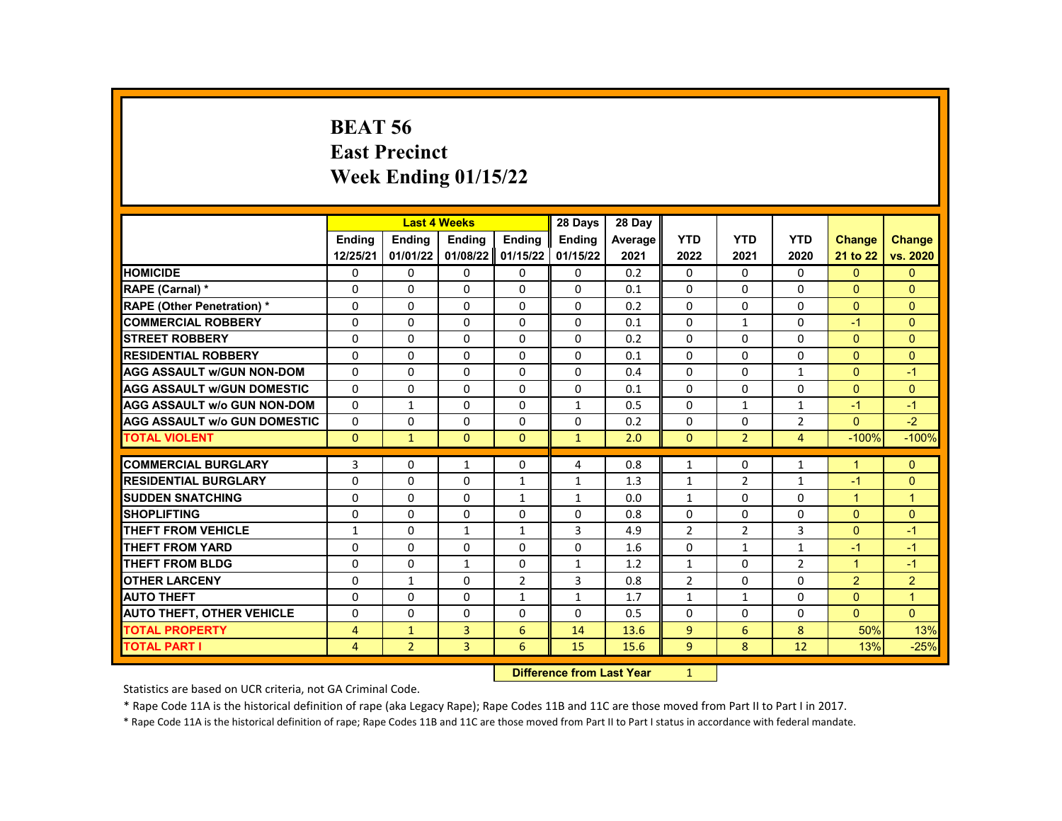# BEAT 56
# East Precinct
# Week Ending 01/15/22

| | Last 4 Weeks | | | | 28 Days | 28 Day | | | | | |
|---|---|---|---|---|---|---|---|---|---|---|---|
| | Ending 12/25/21 | Ending 01/01/22 | Ending 01/08/22 | Ending 01/15/22 | Ending 01/15/22 | Average 2021 | YTD 2022 | YTD 2021 | YTD 2020 | Change 21 to 22 | Change vs. 2020 |
| **HOMICIDE** | 0 | 0 | 0 | 0 | 0 | 0.2 | 0 | 0 | 0 | 0 | 0 |
| **RAPE (Carnal) *** | 0 | 0 | 0 | 0 | 0 | 0.1 | 0 | 0 | 0 | 0 | 0 |
| **RAPE (Other Penetration) *** | 0 | 0 | 0 | 0 | 0 | 0.2 | 0 | 0 | 0 | 0 | 0 |
| **COMMERCIAL ROBBERY** | 0 | 0 | 0 | 0 | 0 | 0.1 | 0 | 1 | 0 | -1 | 0 |
| **STREET ROBBERY** | 0 | 0 | 0 | 0 | 0 | 0.2 | 0 | 0 | 0 | 0 | 0 |
| **RESIDENTIAL ROBBERY** | 0 | 0 | 0 | 0 | 0 | 0.1 | 0 | 0 | 0 | 0 | 0 |
| **AGG ASSAULT w/GUN NON-DOM** | 0 | 0 | 0 | 0 | 0 | 0.4 | 0 | 0 | 1 | 0 | -1 |
| **AGG ASSAULT w/GUN DOMESTIC** | 0 | 0 | 0 | 0 | 0 | 0.1 | 0 | 0 | 0 | 0 | 0 |
| **AGG ASSAULT w/o GUN NON-DOM** | 0 | 1 | 0 | 0 | 1 | 0.5 | 0 | 1 | 1 | -1 | -1 |
| **AGG ASSAULT w/o GUN DOMESTIC** | 0 | 0 | 0 | 0 | 0 | 0.2 | 0 | 0 | 2 | 0 | -2 |
| **TOTAL VIOLENT** | 0 | 1 | 0 | 0 | 1 | 2.0 | 0 | 2 | 4 | -100% | -100% |
| **COMMERCIAL BURGLARY** | 3 | 0 | 1 | 0 | 4 | 0.8 | 1 | 0 | 1 | 1 | 0 |
| **RESIDENTIAL BURGLARY** | 0 | 0 | 0 | 1 | 1 | 1.3 | 1 | 2 | 1 | -1 | 0 |
| **SUDDEN SNATCHING** | 0 | 0 | 0 | 1 | 1 | 0.0 | 1 | 0 | 0 | 1 | 1 |
| **SHOPLIFTING** | 0 | 0 | 0 | 0 | 0 | 0.8 | 0 | 0 | 0 | 0 | 0 |
| **THEFT FROM VEHICLE** | 1 | 0 | 1 | 1 | 3 | 4.9 | 2 | 2 | 3 | 0 | -1 |
| **THEFT FROM YARD** | 0 | 0 | 0 | 0 | 0 | 1.6 | 0 | 1 | 1 | -1 | -1 |
| **THEFT FROM BLDG** | 0 | 0 | 1 | 0 | 1 | 1.2 | 1 | 0 | 2 | 1 | -1 |
| **OTHER LARCENY** | 0 | 1 | 0 | 2 | 3 | 0.8 | 2 | 0 | 0 | 2 | 2 |
| **AUTO THEFT** | 0 | 0 | 0 | 1 | 1 | 1.7 | 1 | 1 | 0 | 0 | 1 |
| **AUTO THEFT, OTHER VEHICLE** | 0 | 0 | 0 | 0 | 0 | 0.5 | 0 | 0 | 0 | 0 | 0 |
| **TOTAL PROPERTY** | 4 | 1 | 3 | 6 | 14 | 13.6 | 9 | 6 | 8 | 50% | 13% |
| **TOTAL PART I** | 4 | 2 | 3 | 6 | 15 | 15.6 | 9 | 8 | 12 | 13% | -25% |

**Difference from Last Year** 1

Statistics are based on UCR criteria, not GA Criminal Code.

* Rape Code 11A is the historical definition of rape (aka Legacy Rape); Rape Codes 11B and 11C are those moved from Part II to Part I in 2017.

* Rape Code 11A is the historical definition of rape; Rape Codes 11B and 11C are those moved from Part II to Part I status in accordance with federal mandate.